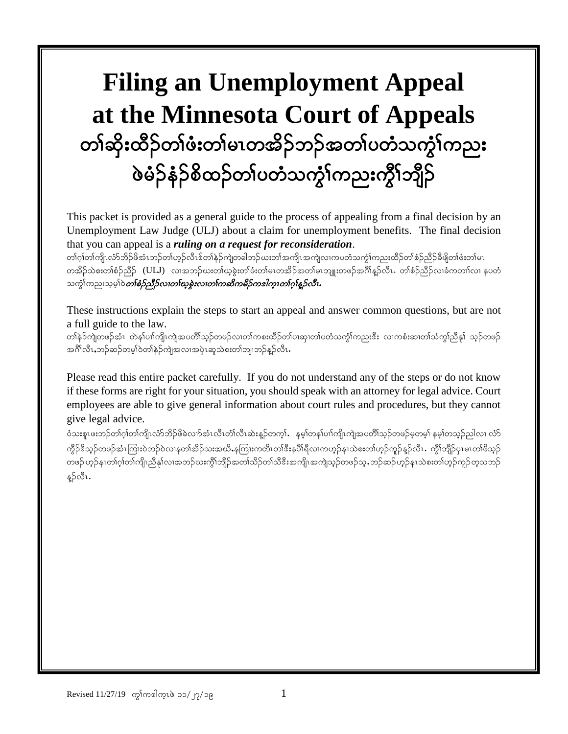# Filing an Unemployment Appeal at the Minnesota Court of Appeals
# တၢ်ဆိုးထီၣ်တၢ်ဖံးတၢ်မၤတအိၣ်ဘၣ်အတၢ်ပတံသကွံၢ်ကညး ဖဲမံၣ်နံၣ်စိထၣ်တၢ်ပတံသကွံၢ်ကညးကွိၢ်ဘျိၣ်

This packet is provided as a general guide to the process of appealing from a final decision by an Unemployment Law Judge (ULJ) about a claim for unemployment benefits. The final decision that you can appeal is a ***ruling on a request for reconsideration***.

တၢ်ဂ့ၢ်တၢ်ကျိၤလံာ်ဘိၣ်ဖိအံၤဘၣ်တၢ်ဟ့ၣ်လီၤန်တၢ်နဲၣ်ကျဲတခါဘၣ်ဃးတၢ်အကျိၤအကျဲလၢကပတံသကွံၢ်ကညးထီၣ်တၢ်စံၣ်ညီၣ်ခီဖျိတၢ်ဖံးတၢ်မၤတအိၣ်သဲစးတၢ်စံၣ်ညီၣ် (ULJ) လၢအဘၣ်ဃးတၢ်ယ့ခွဲးတၢ်ဖံးတၢ်မၤတအိၣ်အတၢ်မၤဘျုးတဖၣ်အဂီၢ်န့ၣ်လီၤ. တၢ်စံၣ်ညီၣ်လၢခံကတၢၢ်လၢ နပတံသကွံၢ်ကညးသ့မ့ၢ်ဝဲ***တၢ်စံၣ်ညီၣ်လၢတၢ်ယ့ခွဲးလၢတၢ်ကဆိကမိၣ်ကဒါက့ၤတၢ်ဂ့ၢ်န့ၣ်လီၤ.***

These instructions explain the steps to start an appeal and answer common questions, but are not a full guide to the law.

တၢ်နဲၣ်ကျဲတဖၣ်အံၤ တဲနၢ်ပၢၢ်ကျိၤကျဲအပတိၢ်သ့ၣ်တဖၣ်လၢတၢ်ကစးထီၣ်တၢ်ပၢဆှၢတၢ်ပတံသကွံၢ်ကညးဒီး လၢကစံးဆၢတၢ်သံကွၢ်ညီနုၢ် သ့ၣ်တဖၣ်အဂီၢ်လီၤ.ဘၣ်ဆၣ်တမ့ၢ်ဝဲတၢ်နဲၣ်ကျဲအလၢအပှဲၤဆူသဲစးတၢ်ဘျၢဘၣ်န့ၣ်လီၤ.

Please read this entire packet carefully. If you do not understand any of the steps or do not know if these forms are right for your situation, you should speak with an attorney for legal advice. Court employees are able to give general information about court rules and procedures, but they cannot give legal advice.

ဝံသးစူၤဖးဘၣ်တၢ်ဂ့ၢ်တၢ်ကျိၤလံာ်ဘိၣ်ဖိခဲလၢာ်အံၤလီၤတံၢ်လီၤဆဲးန့ၣ်တက့ၢ်. နမ့ၢ်တနၢ်ပၢၢ်ကျိၤကျဲအပတိၢ်သ့ၣ်တဖၣ်မ့တမ့ၢ် နမ့ၢ်တသ့ၣ်ညါလၢ လံာ်ကွဲၣ်ဒိသ့ၣ်တဖၣ်အံၤကြၢးဝဲဘၣ်ဝဲလၢနတၢ်အိၣ်သးအယိ.နကြၢးကတိၤတၢ်ဒီးနပှၢ်ရိလၢကဟ့ၣ်နၤသဲစးတၢ်ဟ့ၣ်ကူၣ်န့ၣ်လီၤ. ကွိၢ်ဘျိၣ်ပှၤမၤတၢ်ဖိသ့ၣ်တဖၣ်ဟ့ၣ်နၤတၢ်ဂ့ၢ်တၢ်ကျိၤညီနုၢ်လၢအဘၣ်ဃးကွိၢ်ဘျိၣ်အတၢ်သိၣ်တၢ်သီဒီးအကျိၤအကျဲသ့ၣ်တဖၣ်သ့.ဘၣ်ဆၣ်ဟ့ၣ်နၤသဲစးတၢ်ဟ့ၣ်ကူၣ်တ့သဘၣ်န့ၣ်လီၤ.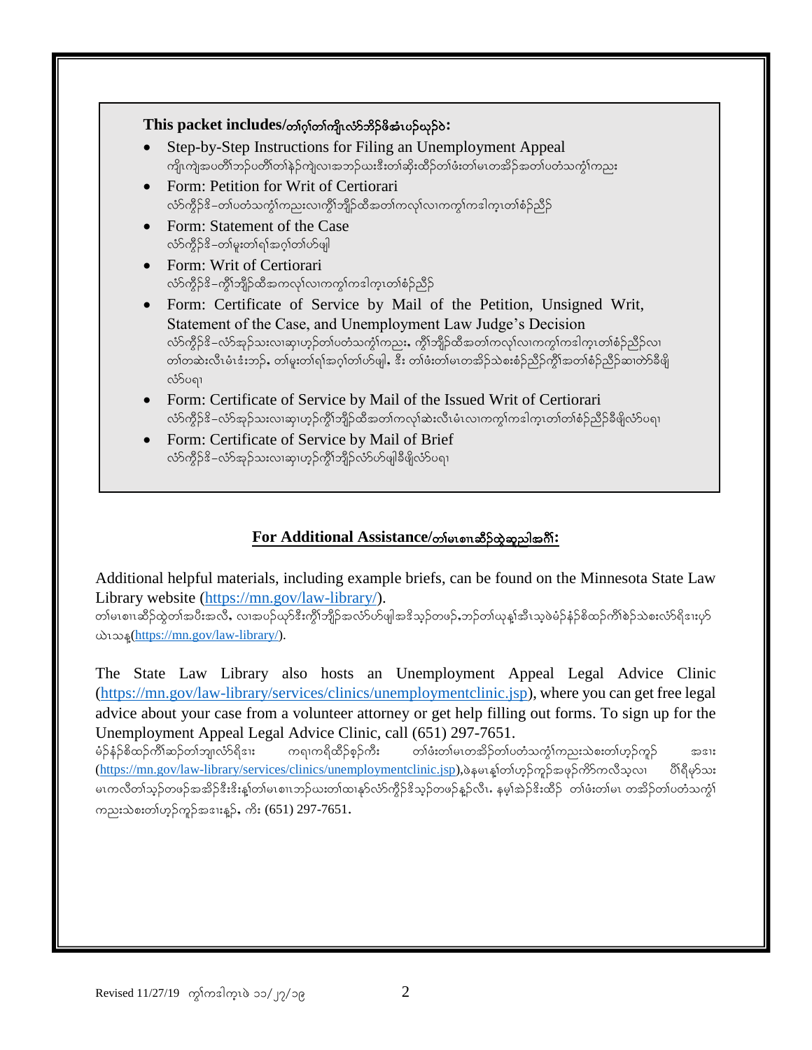**This packet includes/တၢ်ဂ့ၢ်တၢ်ကျိၤလံာ်ဘိဉ်ဖိအံၤပဉ်ယှာ်ဝဲ:**

- Step-by-Step Instructions for Filing an Unemployment Appeal
  ကျိၤကျဲအပတိၢ်ဘဉ်ပတိၢ်တၢ်နဲဉ်ကျဲလၢအဘဉ်ယးဒီးတၢ်ဆိးထိဉ်တၢ်ဖံးတၢ်မၤတအိဉ်အတၢ်ပတံသကွ့ၢ်ကညး
- Form: Petition for Writ of Certiorari
  လံာ်ကွီဉ်ဒိ–တၢ်ပတံသကွ့ၢ်ကညးလၢကွိၢ်ဘျိဉ်ထီအတၢ်ကလုၢ်လၢကကွၢ်ကဒါက့ၤတၢ်စံဉ်ညီဉ်
- Form: Statement of the Case
  လံာ်ကွီဉ်ဒိ–တၢ်မူးတၢ်ရၢ်အဂ့ၢ်တၢ်ဟ်ဖျါ
- Form: Writ of Certiorari
  လံာ်ကွီဉ်ဒိ–ကွိၢ်ဘျိဉ်ထီအကလုၢ်လၢကကွၢ်ကဒါက့ၤတၢ်စံဉ်ညီဉ်
- Form: Certificate of Service by Mail of the Petition, Unsigned Writ, Statement of the Case, and Unemployment Law Judge's Decision
  လံာ်ကွီဉ်ဒိ–လံာ်အုဉ်သးလၢဆှၢဟ့ဉ်တၢ်ပတံသကွ့ၢ်ကညး, ကွိၢ်ဘျိဉ်ထီအတၢ်ကလုၢ်လၢကကွၢ်ကဒါက့ၤတၢ်စံဉ်ညီဉ်လၢတၢ်တဆဲးလီၤမံၤဒံးဘဉ်, တၢ်မူးတၢ်ရၢ်အဂ့ၢ်တၢ်ဟ်ဖျါ, ဒီး တၢ်ဖံးတၢ်မၤတအိဉ်သဲစးစံဉ်ညီဉ်ကွိၢ်အတၢ်စံဉ်ညီဉ်ဆၢတဲာ်ခီဖျိလံာ်ပရၢ
- Form: Certificate of Service by Mail of the Issued Writ of Certiorari
  လံာ်ကွီဉ်ဒိ–လံာ်အုဉ်သးလၢဆှၢဟ့ဉ်ကွိၢ်ဘျိဉ်ထီအတၢ်ကလုၢ်ဆဲးလီၤမံၤလၢကကွၢ်ကဒါက့ၤတၢ်တၢ်စံဉ်ညီဉ်ခီဖျိလံာ်ပရၢ
- Form: Certificate of Service by Mail of Brief
  လံာ်ကွီဉ်ဒိ–လံာ်အုဉ်သးလၢဆှၢဟ့ဉ်ကွိၢ်ဘျိဉ်လံာ်ဟ်ဖျါခီဖျိလံာ်ပရၢ

## For Additional Assistance/တၢ်မၤစၢၤဆီဉ်ထွဲဆူညါအဂီၢ်:

Additional helpful materials, including example briefs, can be found on the Minnesota State Law Library website (https://mn.gov/law-library/).
တၢ်မၤစၢၤဆီဉ်ထွဲတၢ်အပီးအလီ, လၢအပဉ်ယှာ်ဒီးကွိၢ်ဘျိဉ်အလံာ်ဟ်ဖျါအဒိသ့ဉ်တဖဉ်,ဘဉ်တၢ်ယုန့ၢ်အီၤသ့ဖဲမံဉ်နံဉ်စိထဉ်ကိၢ်စဲဉ်သဲစးလံာ်ရိဒၢးပှာ်ယဲၤသန့(https://mn.gov/law-library/).

The State Law Library also hosts an Unemployment Appeal Legal Advice Clinic (https://mn.gov/law-library/services/clinics/unemploymentclinic.jsp), where you can get free legal advice about your case from a volunteer attorney or get help filling out forms. To sign up for the Unemployment Appeal Legal Advice Clinic, call (651) 297-7651.
မံဉ်နံဉ်စိထဉ်ကိၢ်ဆဉ်တၢ်ဘျၢလံာ်ရိဒၢး ကရၢကရိထိဉ်စ့ဉ်ကီး တၢ်ဖံးတၢ်မၤတအိဉ်တၢ်ပတံသကွ့ၢ်ကညးသဲစးတၢ်ဟ့ဉ်ကူဉ် အဒၢး (https://mn.gov/law-library/services/clinics/unemploymentclinic.jsp),ဖဲနမၤန့ၢ်တၢ်ဟ့ဉ်ကူဉ်အဖှဉ်ကဲာ်ကလီသ့လၢ ပိၢ်ရီမှာ်သးမၤကလီတၢ်သ့ဉ်တဖဉ်အအိဉ်ဒီးဒီးန့ၢ်တၢ်မၤစၢၤဘဉ်ယးတၢ်ထၢနှာ်လံာ်ကွီဉ်ဒိသ့ဉ်တဖဉ်န့ဉ်လီၤ. နမ့ၢ်ဆဲဉ်ဒိးထိဉ် တၢ်ဖံးတၢ်မၤ တအိဉ်တၢ်ပတံသကွ့ၢ်ကညးသဲစးတၢ်ဟ့ဉ်ကူဉ်အဒၢးန့ဉ်, ကိး (651) 297-7651.

Revised 11/27/19 ကွၢ်ကဒါက့ၤဖဲ ၁၁/၂၇/၁၉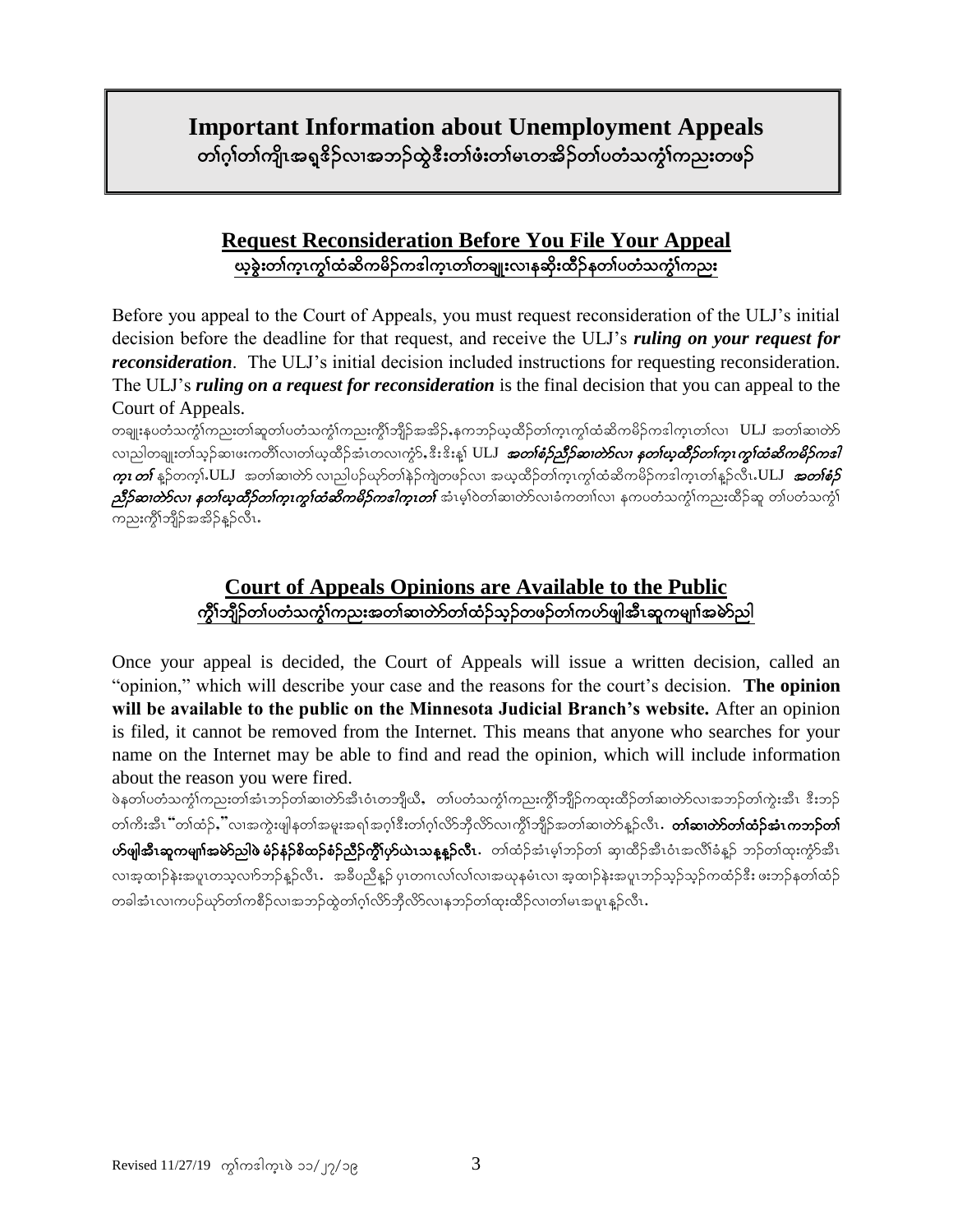# Important Information about Unemployment Appeals

# တၢ်ဂ့ၢ်တၢ်ကျိၤအရှ့ဒိၣ်လၢအဘၣ်ထွဲဒီးတၢ်ဖးတၢ်မၤတအိၣ်တၢ်ပတံသကွဲၢ်ကညးတဖၣ်

## Request Reconsideration Before You File Your Appeal

## ယ့ခွဲးတၢ်က့ၤကွၢ်ထံဆိကမိၣ်ကဒါက့ၤတၢ်တချုးလၢနဆိုးထိၣ်နတၢ်ပတံသကွဲၢ်ကညး

Before you appeal to the Court of Appeals, you must request reconsideration of the ULJ's initial decision before the deadline for that request, and receive the ULJ's ***ruling on your request for reconsideration***. The ULJ's initial decision included instructions for requesting reconsideration. The ULJ's ***ruling on a request for reconsideration*** is the final decision that you can appeal to the Court of Appeals.

တချုးနပတံသကွဲၢ်ကညးတၢ်ဆူတၢ်ပတံသကွဲၢ်ကညးကွိၢ်ဘျိၣ်အအိၣ်,နကဘၣ်ယ့ထိၣ်တၢ်က့ၤကွၢ်ထံဆိကမိၣ်ကဒါက့ၤတၢ်လၢ ULJ အတၢ်ဆၢတဲာ်လၢညါတချုးတၢ်သ့ၣ်ဆၢဖးကတၢၢ်လၢတၢ်ယ့ထိၣ်အံၤတလၢကွဲာ်,ဒီးဒိးန့ၢ် ULJ ***အတၢ်စံၣ်ညီၣ်ဆၢတဲာ်လၢ နတၢ်ယ့ထိၣ်တၢ်က့ၤကွၢ်ထံဆိကမိၣ်ကဒါက့ၤတၢ်*** န့ၣ်တက့ၢ်.ULJ အတၢ်ဆၢတဲာ် လၢညါပၣ်ယှာ်တၢ်နဲၣ်ကျဲတဖၣ်လၢ အယ့ထိၣ်တၢ်က့ၤကွၢ်ထံဆိကမိၣ်ကဒါက့ၤတၢ်န့ၣ်လီၤ.ULJ ***အတၢ်စံၣ်ညီၣ်ဆၢတဲာ်လၢ နတၢ်ယ့ထိၣ်တၢ်က့ၤကွၢ်ထံဆိကမိၣ်ကဒါက့ၤတၢ်*** အံၤမ့ၢ်ဝဲတၢ်ဆၢတဲာ်လၢခံကတၢၢ်လၢ နကပတံသကွဲၢ်ကညးထိၣ်ဆူ တၢ်ပတံသကွဲၢ်ကညးကွိၢ်ဘျိၣ်အအိၣ်န့ၣ်လီၤ.

## Court of Appeals Opinions are Available to the Public

## ကွိၢ်ဘျိၣ်တၢ်ပတံသကွဲၢ်ကညးအတၢ်ဆၢတဲာ်တၢ်ထံၣ်သ့ၣ်တဖၣ်တၢ်ကဟ်ဖျါအီၤဆူကမျၢ်အမဲာ်ညါ

Once your appeal is decided, the Court of Appeals will issue a written decision, called an "opinion," which will describe your case and the reasons for the court's decision. **The opinion will be available to the public on the Minnesota Judicial Branch's website.** After an opinion is filed, it cannot be removed from the Internet. This means that anyone who searches for your name on the Internet may be able to find and read the opinion, which will include information about the reason you were fired.

ဖဲနတၢ်ပတံသကွဲၢ်ကညးတၢ်အံၤဘၣ်တၢ်ဆၢတဲာ်အီၤဝံၤတဘျိယီ, တၢ်ပတံသကွဲၢ်ကညးကွိၢ်ဘျိၣ်ကထုးထိၣ်တၢ်ဆၢတဲာ်လၢအဘၣ်တၢ်ကွဲးအီၤ ဒီးဘၣ်တၢ်ကိးအီၤ "တၢ်ထံၣ်," လၢအကွဲးဖျါနတၢ်အမူးအရၢ်အဂ့ၢ်ဒီးတၢ်ဂ့ၢ်လိာ်ဘိုလိာ်လၢကွိၢ်ဘျိၣ်အတၢ်ဆၢတဲာ်န့ၣ်လီၤ. **တၢ်ဆၢတဲာ်တၢ်ထံၣ်အံၤကဘၣ်တၢ်ဟ်ဖျါအီၤဆူကမျၢ်အမဲာ်ညါဖဲ မံၣ်နံၣ်စိထၣ်စံၣ်ညီၣ်ကွိၢ်ပှာ်ယဲၤသန့န့ၣ်လီၤ.** တၢ်ထံၣ်အံၤမ့ၢ်ဘၣ်တၢ် ဆှၢထိၣ်အီၤဝံၤအလီၢ်ခံန့ၣ် ဘၣ်တၢ်ထုးကွံာ်အီၤလၢအ့ထၢၣ်နဲးအပူၤတသ့လၢာ်ဘၣ်န့ၣ်လီၤ. အခီပညီန့ၣ် ပှၤတဂၤလၢ်လၢ်လၢအယုနမံၤလၢ အ့ထၢၣ်နဲးအပူၤဘၣ်သ့ၣ်သ့ၣ်ကထံၣ်ဒီး ဖးဘၣ်နတၢ်ထံၣ်တခါအံၤလၢကပၣ်ယှာ်တၢ်ကစီၣ်လၢအဘၣ်ထွဲတၢ်ဂ့ၢ်လိာ်ဘိုလိာ်လၢနဘၣ်တၢ်ထုးထိၣ်လၢတၢ်မၤအပူၤန့ၣ်လီၤ.

Revised 11/27/19 ကွၢ်ကဒါက့ၤဖဲ ၁၁/၂၇/၁၉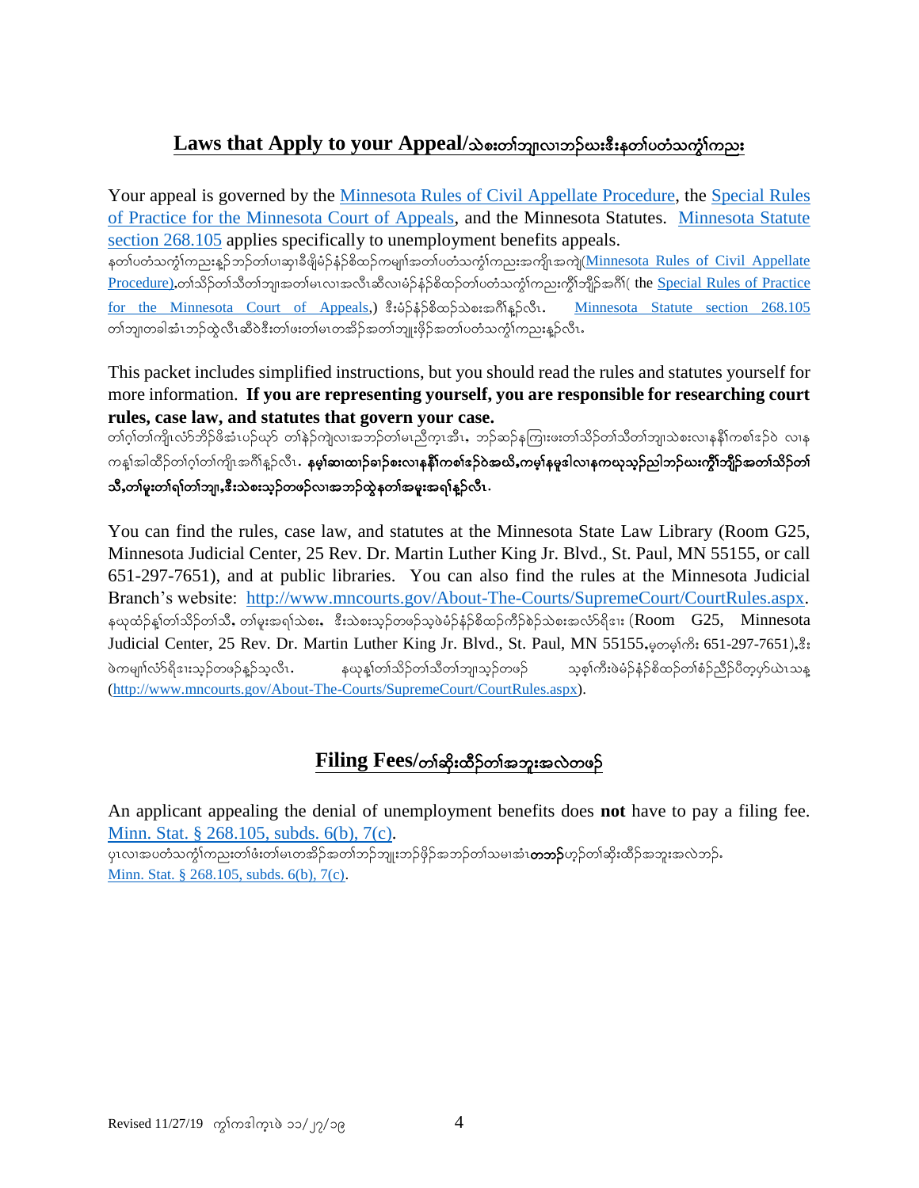## Laws that Apply to your Appeal/သဲစးတၢ်ဘျၢလၢဘဉ်ဃးဒီးနတၢ်ပတံသကွ့ၢ်ကညး

Your appeal is governed by the Minnesota Rules of Civil Appellate Procedure, the Special Rules of Practice for the Minnesota Court of Appeals, and the Minnesota Statutes. Minnesota Statute section 268.105 applies specifically to unemployment benefits appeals.

နတၢ်ပတံသကွ့ၢ်ကညးန့ဉ်ဘဉ်တၢ်ပၢဆှၢဒီဖျိမံဉ်နံဉ်စိထဉ်ကမျၢ်အတၢ်ပတံသကွ့ၢ်ကညးအကျိၤအကျဲ(Minnesota Rules of Civil Appellate Procedure).တၢ်သိဉ်တၢ်သီတၢ်ဘျၢအတၢ်မၤလၢအလီၤဆီလၢမံဉ်နံဉ်စိထဉ်တၢ်ပတံသကွ့ၢ်ကညးကွိၢ်ဘျိဉ်အဂီၢ်( the Special Rules of Practice for the Minnesota Court of Appeals,) ဒီးမံဉ်နံဉ်စိထဉ်သဲစးအဂီၢ်န့ဉ်လီၤ. Minnesota Statute section 268.105 တၢ်ဘျၢတခါအံၤဘဉ်ထွဲလီၤဆီဝဲဒီးတၢ်ဖးတၢ်မၤတအိဉ်အတၢ်ဘျုးဖှိဉ်အတၢ်ပတံသကွ့ၢ်ကညးန့ဉ်လီၤ.

This packet includes simplified instructions, but you should read the rules and statutes yourself for more information. **If you are representing yourself, you are responsible for researching court rules, case law, and statutes that govern your case.**

တၢ်ဂ့ၢ်တၢ်ကျိၤလံာ်ဘိဉ်ဖိအံၤပဉ်ယှာ် တၢ်နဉ်ကျဲလၢအဘဉ်တၢ်မၤညီကဲ့အီၤ, ဘဉ်ဆဉ်နကြၢးဖးတၢ်သိဉ်တၢ်သီတၢ်ဘျၢသဲစးလၢနနီၢ်ကစၢ်ဒဉ်ဝဲ လၢနကန့ၢ်အါထိဉ်တၢ်ဂ့ၢ်တၢ်ကျိၤအဂီၢ်န့ဉ်လီၤ. **နမ့ၢ်ဆၢထၢဉ်ခၢဉ်စးလၢနနီၢ်ကစၢ်ဒဉ်ဝဲအဃိ,ကမ့ၢ်နမူဒါလၢနကယုသ့ဉ်ညါဘဉ်ဃးကွိၢ်ဘျိဉ်အတၢ်သိဉ်တၢ်သီ,တၢ်မူးတၢ်ရၢ်တၢ်ဘျၢ,ဒီးသဲစးသ့ဉ်တဖဉ်လၢအဘဉ်ထွဲနတၢ်အမူးအရၢ်န့ဉ်လီၤ.**

You can find the rules, case law, and statutes at the Minnesota State Law Library (Room G25, Minnesota Judicial Center, 25 Rev. Dr. Martin Luther King Jr. Blvd., St. Paul, MN 55155, or call 651-297-7651), and at public libraries. You can also find the rules at the Minnesota Judicial Branch's website: http://www.mncourts.gov/About-The-Courts/SupremeCourt/CourtRules.aspx.

နယုထံဉ်န့ၢ်တၢ်သိဉ်တၢ်သီ, တၢ်မူးအရၢ်သဲစး, ဒီးသဲစးသ့ဉ်တဖဉ်သ့ဖဲမံဉ်နံဉ်စိထဉ်ကိဉ်စဲဉ်သဲစးအလံာ်ရိးဒၢး (Room G25, Minnesota Judicial Center, 25 Rev. Dr. Martin Luther King Jr. Blvd., St. Paul, MN 55155.မ့တမ့ၢ်ကိး 651-297-7651),ဒီးဖဲကမျၢ်လံာ်ရိးဒၢးသ့ဉ်တဖဉ်န့ဉ်သ့လီၤ. နယုန့ၢ်တၢ်သိဉ်တၢ်သီတၢ်ဘျၢသ့ဉ်တဖဉ် သ့စ့ၢ်ကီးဖဲမံဉ်နံဉ်စိထဉ်တၢ်စံဉ်ညီဉ်ပီတ့ပှာ်ယဲၤသန့ (http://www.mncourts.gov/About-The-Courts/SupremeCourt/CourtRules.aspx).

## Filing Fees/တၢ်ဆိးထိဉ်တၢ်အဘူးအလဲတဖဉ်

An applicant appealing the denial of unemployment benefits does **not** have to pay a filing fee. Minn. Stat. § 268.105, subds. 6(b), 7(c).

ပှၤလၢအပတံသကွ့ၢ်ကညးတၢ်ဖးတၢ်မၤတအိဉ်အတၢ်ဘဉ်ဘျုးဘဉ်ဖှိဉ်အဘဉ်တၢ်သမၢအံၤ**တဘဉ်**ဟ့ဉ်တၢ်ဆိးထိဉ်အဘူးအလဲဘဉ်. Minn. Stat. § 268.105, subds. 6(b), 7(c).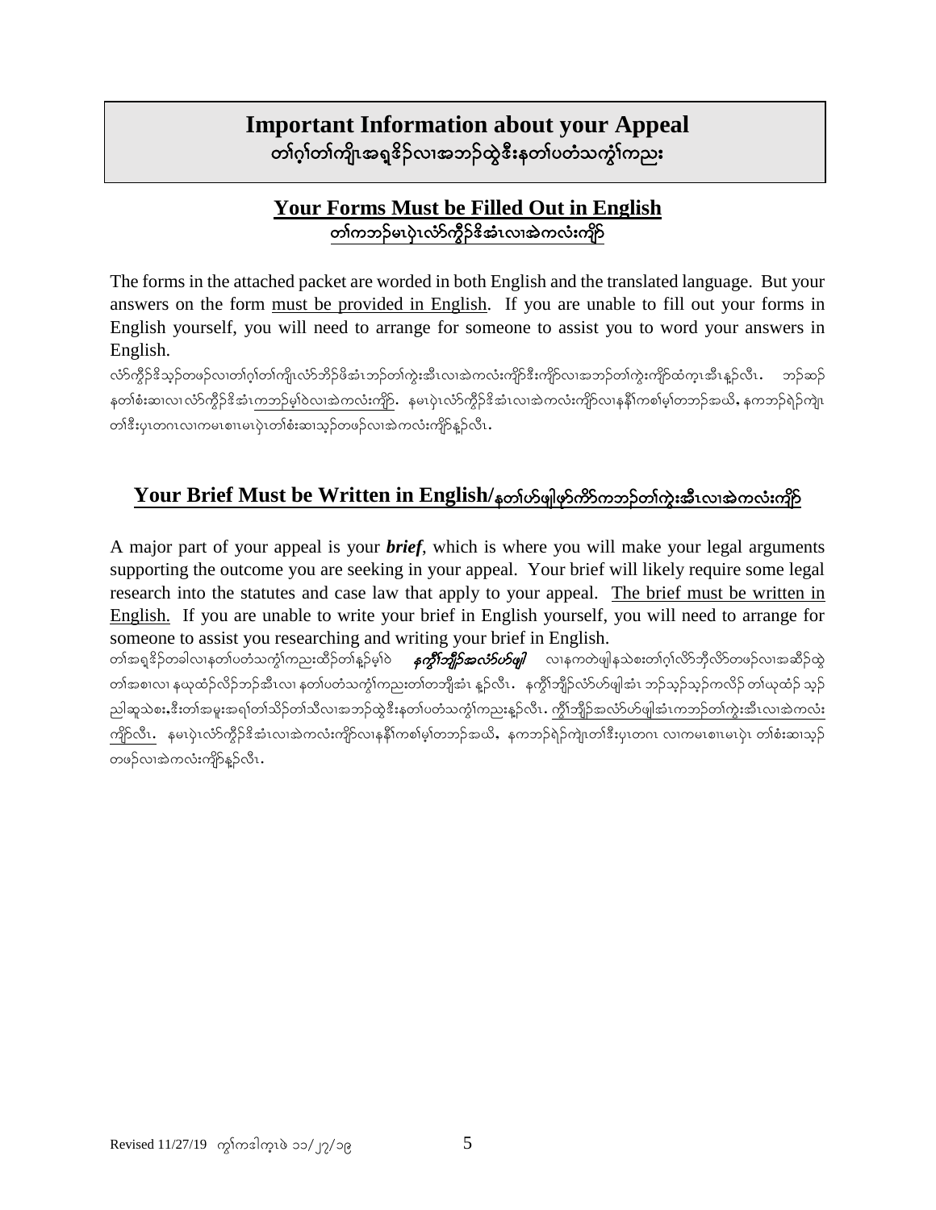# Important Information about your Appeal
တၢ်ဂ့ၢ်တၢ်ကျိၤအရှ့ဒိၣ်လၢအဘၣ်ထွဲဒီးနတၢ်ပတံသကွံၢ်ကညး

## Your Forms Must be Filled Out in English
တၢ်ကဘၣ်မၤပှဲၤလံာ်ကွိၣ်ဒိအံၤလၢအဲကလံးကျိာ်

The forms in the attached packet are worded in both English and the translated language. But your answers on the form must be provided in English. If you are unable to fill out your forms in English yourself, you will need to arrange for someone to assist you to word your answers in English.

လံာ်ကွိၣ်ဒိသ့ၣ်တဖၣ်လၢတၢ်ဂ့ၢ်တၢ်ကျိၤလံာ်ဘိၣ်ဖိအံၤဘၣ်တၢ်ကွဲးအီၤလၢအဲကလံးကျိာ်ဒီးကျိာ်လၢအဘၣ်တၢ်ကွဲးကျိာ်ထံက့ၤအီၤန့ၣ်လီၤ. ဘၣ်ဆၣ် နတၢ်စံးဆၢလၢလံာ်ကွိၣ်ဒိအံၤကဘၣ်မ့ၢ်ဝဲလၢအဲကလံးကျိာ်. နမၤပှဲၤလံာ်ကွိၣ်ဒိအံၤလၢအဲကလံးကျိာ်လၢနနီၢ်ကစၢ်မ့ၢ်တဘၣ်အယိ, နကဘၣ်ရဲၣ်ကျဲၤ တၢ်ဒီးပှၤတဂၤလၢကမၤစၢၤမၤပှဲၤတၢ်စံးဆၢသ့ၣ်တဖၣ်လၢအဲကလံးကျိာ်န့ၣ်လီၤ.

## Your Brief Must be Written in English/နတၢ်ဟ်ဖျါဖှာ်ကိာ်ကဘၣ်တၢ်ကွဲးအီၤလၢအဲကလံးကျိာ်

A major part of your appeal is your ***brief***, which is where you will make your legal arguments supporting the outcome you are seeking in your appeal. Your brief will likely require some legal research into the statutes and case law that apply to your appeal. The brief must be written in English. If you are unable to write your brief in English yourself, you will need to arrange for someone to assist you researching and writing your brief in English.

တၢ်အရှ့ဒိၣ်တခါလၢနတၢ်ပတံသကွံၢ်ကညးထိၣ်တၢ်န့ၣ်မ့ၢ်ဝဲ ***နကွိၢ်ဘျိၣ်အလံာ်ဟ်ဖျါ*** လၢနကတဲဖျါနသဲစးတၢ်ဂ့ၢ်လိာ်ဘိုလိာ်တဖၣ်လၢအဆီၣ်ထွဲ တၢ်အစၢလၢနယုထံၣ်လိၣ်ဘၣ်အီၤလၢနတၢ်ပတံသကွံၢ်ကညးတၢ်တဘျိအံၤန့ၣ်လီၤ. နကွိၢ်ဘျိၣ်လံာ်ဟ်ဖျါအံၤဘၣ်သ့ၣ်သ့ၣ်ကလိၣ်တၢ်ယုထံၣ်သ့ၣ် ညါဆူသဲစး,ဒီးတၢ်အမူးအရၢ်တၢ်သိၣ်တၢ်သီလၢအဘၣ်ထွဲဒီးနတၢ်ပတံသကွံၢ်ကညးန့ၣ်လီၤ. ကွိၢ်ဘျိၣ်အလံာ်ဟ်ဖျါအံၤကဘၣ်တၢ်ကွဲးအီၤလၢအဲကလံး ကျိာ်လီၤ. နမၤပှဲၤလံာ်ကွိၣ်ဒိအံၤလၢအဲကလံးကျိာ်လၢနနီၢ်ကစၢ်မ့ၢ်တဘၣ်အယိ, နကဘၣ်ရဲၣ်ကျဲၤတၢ်ဒီးပှၤတဂၤ လၢကမၤစၢၤမၤပှဲၤ တၢ်စံးဆၢသ့ၣ်တဖၣ်လၢအဲကလံးကျိာ်န့ၣ်လီၤ.

Revised 11/27/19 ကွၢ်ကဒါက့ၤဖဲ ၁၁/၂၇/၁၉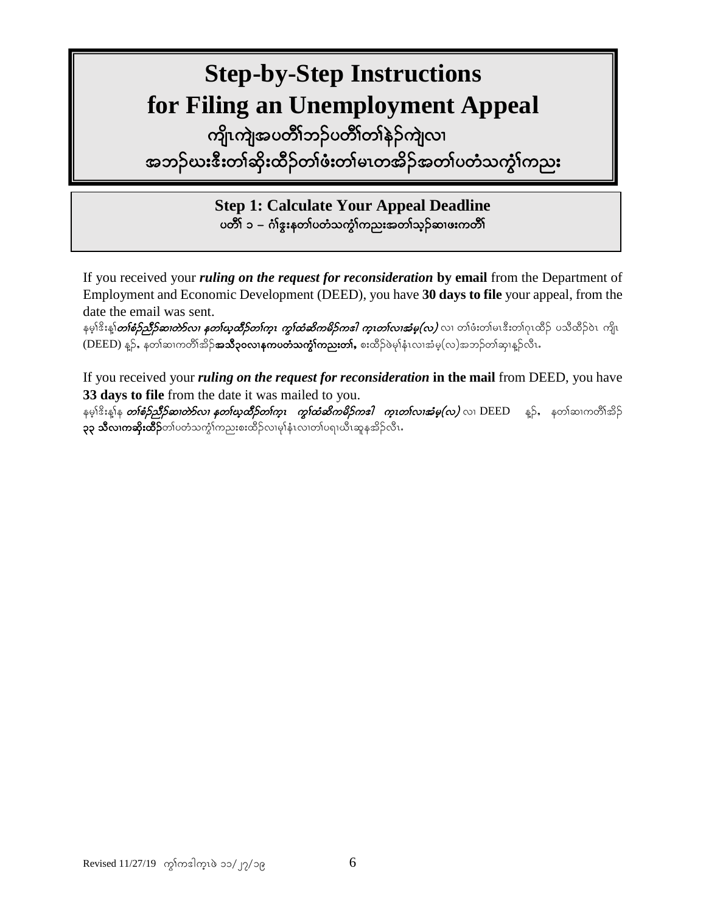# Step-by-Step Instructions for Filing an Unemployment Appeal

# ကျိၤကျဲအပတီၢ်ဘဉ်ပတီၢ်တၢ်နဲဉ်ကျဲလၢ အဘဉ်ဃးဒီးတၢ်ဆိုးထီဉ်တၢ်ဖံးတၢ်မၤတအိဉ်အတၢ်ပတံသကွၢ်ကညး

## Step 1: Calculate Your Appeal Deadline

## ပတီၢ် ၁ – ဂံၢ်ဒွးနတၢ်ပတံသကွၢ်ကညးအတၢ်သ့ဉ်ဆၢဖးကတီၢ်

If you received your ***ruling on the request for reconsideration*** **by email** from the Department of Employment and Economic Development (DEED), you have **30 days to file** your appeal, from the date the email was sent.

နမ့ၢ်ဒိးန့ၢ်***တၢ်စံဉ်ညီဉ်ဆၢတဲာ်လၢ နတၢ်ဃ့ထီဉ်တၢ်ကူၤ ကွၢ်ထံဆိကမိဉ်ကဒါ ကူၤတၢ်လၢအံမ့(လ)*** လၢ တၢ်ဖံးတၢ်မၤဒီးတၢ်ဂ့ၤထိဉ် ပသီထိဉ်ဝဲၤ ကျိၤ (DEED) န့ဉ်, နတၢ်ဆၢကတီၢ်အိဉ်**အသီ၃၀လၢနကပတံသကွၢ်ကညးတၢ်,** စးထိဉ်ဖဲမုၢ်နံၤလၢအံမ့(လ)အဘဉ်တၢ်ဆှၢန့ဉ်လီၤ.

If you received your ***ruling on the request for reconsideration*** **in the mail** from DEED, you have **33 days to file** from the date it was mailed to you.

နမ့ၢ်ဒိးန့ၢ်န ***တၢ်စံဉ်ညီဉ်ဆၢတဲာ်လၢ နတၢ်ဃ့ထီဉ်တၢ်ကူၤ ကွၢ်ထံဆိကမိဉ်ကဒါ ကူၤတၢ်လၢအံမ့(လ)*** လၢ DEED န့ဉ်, နတၢ်ဆၢကတီၢ်အိဉ် **၃၃ သီလၢကဆိုးထိဉ်**တၢ်ပတံသကွၢ်ကညးစးထိဉ်လၢမုၢ်နံၤလၢတၢ်ပရၢဃီၤဆူနအိဉ်လီၤ.

Revised 11/27/19 ကွၢ်ကဒါကူၤဖဲ ၁၁/၂၇/၁၉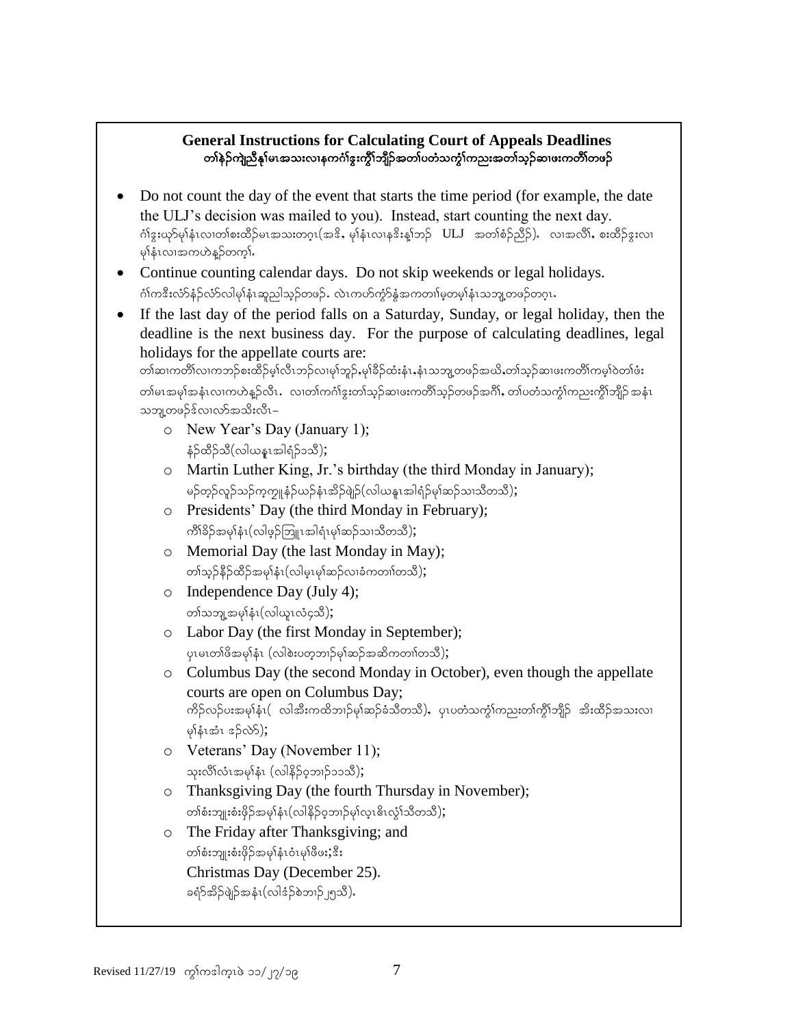## General Instructions for Calculating Court of Appeals Deadlines

### တၢ်နဲၣ်ကျဲညီနုၢ်မၤအသးလၢနကဂံၢ်ဒွးကွိၢ်ဘျိၣ်အတၢ်ပတံသကွံၢ်ကညးအတၢ်သ့ၣ်ဆၢဖးကတိၢ်တဖၣ်

- Do not count the day of the event that starts the time period (for example, the date the ULJ's decision was mailed to you). Instead, start counting the next day.
  ဂံၢ်ဒွးဃာ်မုၢ်နံၤလၢတၢ်စးထိၣ်မၤအသးတဂ့ၤ(အဒိ, မုၢ်နံၤလၢနဒိးန့ၢ်ဘၣ် ULJ အတၢ်စံၣ်ညီၣ်). လၢအလိၢ်, စးထိၣ်ဒွးလၢမုၢ်နံၤလၢအကဟဲန့ၣ်တက့ၢ်.
- Continue counting calendar days. Do not skip weekends or legal holidays.
  ဂံၢ်ကဒိးလံာ်နံၣ်လံာ်လါမုၢ်နံၤဆူညါသ့ၣ်တဖၣ်. လဲၤကဟ်ကွံာ်နွံအကတၢၢ်မ့တမ့ၢ်နံၤသဘ့ၤတဖၣ်တဂ့ၤ.
- If the last day of the period falls on a Saturday, Sunday, or legal holiday, then the deadline is the next business day. For the purpose of calculating deadlines, legal holidays for the appellate courts are:
  တၢ်ဆၢကတိၢ်လၢကဘၣ်စးထိၣ်မ့ၢ်လီၤဘၣ်လၢမုၢ်ဘူၣ်,မုၢ်ခိၣ်ထံးနံၤ,နံၤသဘ့ၤတဖၣ်အယိ,တၢ်သ့ၣ်ဆၢဖးကတိၢ်ကမ့ၢ်ဝဲတၢ်ဖံးတၢ်မၤအမုၢ်အနံၤလၢအကဟဲန့ၣ်လီၤ. လၢတၢ်ကဂံၢ်ဒွးတၢ်သ့ၣ်ဆၢဖးကတိၢ်သ့ၣ်တဖၣ်အဂီၢ်, တၢ်ပတံသကွံၢ်ကညးကွိၢ်ဘျိၣ် အနံၤသဘ့ၤတဖၣ်ဒ်လၢလာ်အသိးလီၤ–
  - New Year's Day (January 1);
    နံၣ်ထီၣ်သီ(လါယနူၤအါရံၣ်၁သီ);
  - Martin Luther King, Jr.'s birthday (the third Monday in January);
    မၣ်တ့ၣ်လူၣ်သၣ်က့ကျူၤနံၣ်ယၣ်နံၤအိၣ်ဖျဲၣ်(လါယနူၤအါရံၣ်မုၢ်ဆၣ်သၢသီတသီ);
  - Presidents' Day (the third Monday in February);
    ကိၢ်ခိၣ်အမုၢ်နံၤ(လါဖ့ၣ်ဘြူၤအါရံၤမုၢ်ဆၣ်သၢသီတသီ);
  - Memorial Day (the last Monday in May);
    တၢ်သ့ၣ်နီၣ်ထီၣ်အမုၢ်နံၤ(လါမ့ၤမုၢ်ဆၣ်လၢခံကတၢၢ်တသီ);
  - Independence Day (July 4);
    တၢ်သဘျ့အမုၢ်နံၤ(လါယူၤလံ၄သီ);
  - Labor Day (the first Monday in September);
    ပှၤမၤတၢ်ဖိအမုၢ်နံၤ (လါစဲးပတ့ဘၢၣ်မုၢ်ဆၣ်အဆိကတၢၢ်တသီ);
  - Columbus Day (the second Monday in October), even though the appellate courts are open on Columbus Day;
    ကိာ်လၣ်ပးအမုၢ်နံၤ( လါအီးကထိဘၢၣ်မုၢ်ဆၣ်ခံသီတသီ), ပှၤပတံသကွံၢ်ကညးတၢ်ကွိၢ်ဘျိၣ် အိးထိၣ်အသးလၢမုၢ်နံၤအံၤ ဒၣ်လဲာ်);
  - Veterans' Day (November 11);
    သုးလိၢ်လံၤအမုၢ်နံၤ (လါနိၣ်ဝ့ဘၢၣ်၁၁သီ);
  - Thanksgiving Day (the fourth Thursday in November);
    တၢ်စံးဘျုးစံးဖိၣ်အမုၢ်နံၤ(လါနိၣ်ဝ့ဘၢၣ်မုၢ်လ့ၤဧိၤလွံၢ်သီတသီ);
  - The Friday after Thanksgiving; and
    တၢ်စံးဘျုးစံးဖိၣ်အမုၢ်နံၤဝံၤမုၢ်ဖိဖး;ဒီး
    Christmas Day (December 25).
    ခရံာ်အိၣ်ဖျဲၣ်အနံၤ(လါဒံၣ်စဲဘၢၣ်၂၅သီ).

Revised 11/27/19 ကွၢ်ကဒါက့ၤဖဲ ၁၁/၂၇/၁၉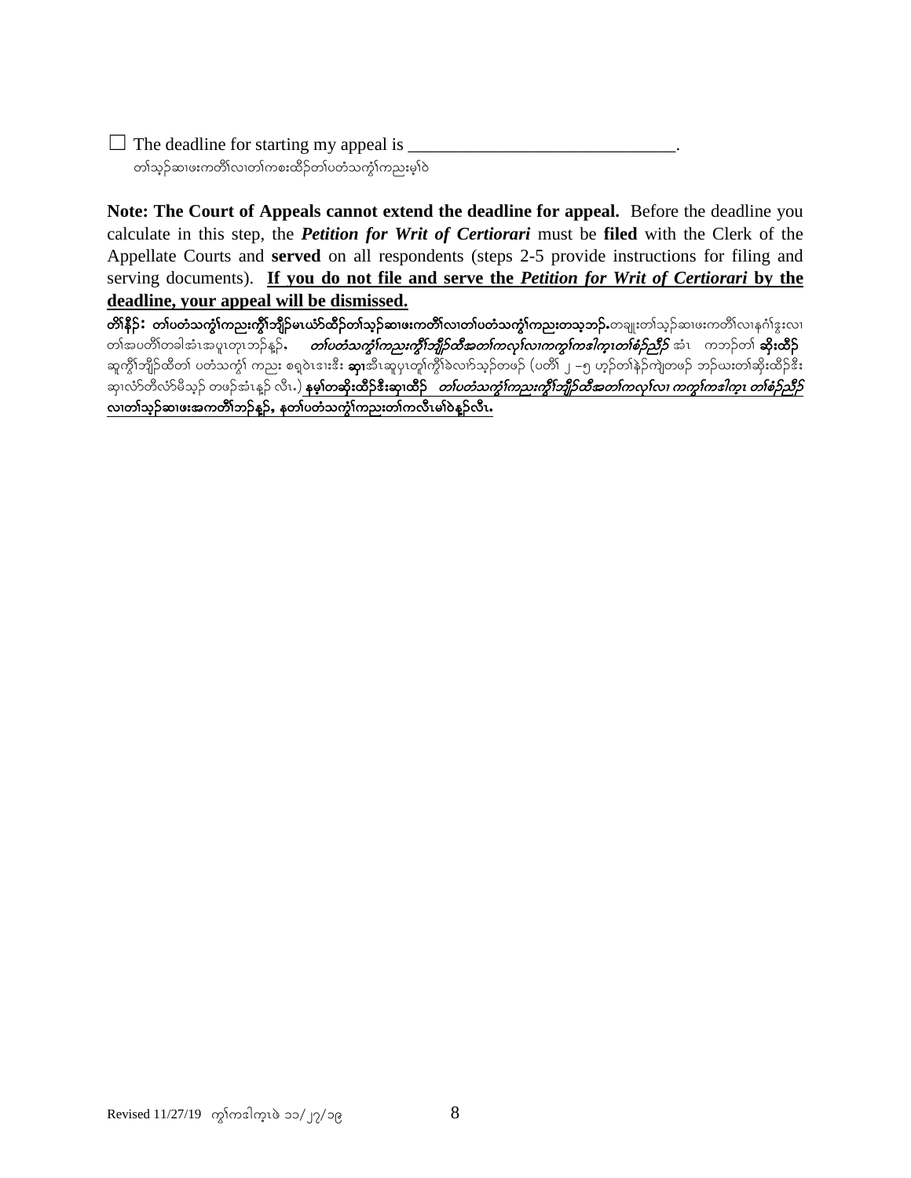☐ The deadline for starting my appeal is ______________________________.
တၢ်သ့ၣ်ဆၢဖးကတိၢ်လၢတၢ်ကစးထိၣ်တၢ်ပတံသကွ်ၢ်ကညးမ့ၢ်ဝဲ

**Note: The Court of Appeals cannot extend the deadline for appeal.** Before the deadline you calculate in this step, the ***Petition for Writ of Certiorari*** must be **filed** with the Clerk of the Appellate Courts and **served** on all respondents (steps 2-5 provide instructions for filing and serving documents). **<u>If you do not file and serve the *Petition for Writ of Certiorari* by the deadline, your appeal will be dismissed.</u>**

**တၢ်နိၣ်: တၢ်ပတံသကွ်ၢ်ကညးကွီၢ်ဘျိၣ်မၤယံာ်ထီၣ်တၢ်သ့ၣ်ဆၢဖးကတိၢ်လၢတၢ်ပတံသကွ်ၢ်ကညးတသ့ဘၣ်.**တချုးတၢ်သ့ၣ်ဆၢဖးကတိၢ်လၢနဂံၢ်ဒွးလၢတၢ်အပတိၢ်တခါအံၤအပူၤတုၤဘၣ်နှၣ်. ***တၢ်ပတံသကွ်ၢ်ကညးကွီၢ်ဘျိၣ်ထီအတၢ်ကလုၢ်လၢကကွၢ်ကဒါက့ၤတၢ်စံၣ်ညီၣ်*** အံၤ ကဘၣ်တၢ် **ဆိးထီၣ်** ဆူကွီၢ်ဘျိၣ်ထိတၢ် ပတံသကွ်ၢ် ကညး စရူဝဲၤဒၢးဒီး **ဆှၢ**အီၤဆူပှၤတူၢ်ကွီၢ်ခဲလၢာ်သ့ၣ်တဖၣ် (ပတိၢ် ၂ –၅ ဟ့ၣ်တၢ်နဲၣ်ကျဲတဖၣ် ဘၣ်ဃးတၢ်ဆိးထီၣ်ဒီး ဆှၢလံာ်တီလံာ်မီသ့ၣ် တဖၣ်အံၤန့ၣ် လီၤ.) **<u>နမ့ၢ်တဆိးထီၣ်ဒီးဆှၢထီၣ် *တၢ်ပတံသကွ်ၢ်ကညးကွီၢ်ဘျိၣ်ထီအတၢ်ကလုၢ်လၢ ကကွၢ်ကဒါက့ၤ တၢ်စံၣ်ညီၣ်* လၢတၢ်သ့ၣ်ဆၢဖးအကတိၢ်ဘၣ်နှၣ်, နတၢ်ပတံသကွ်ၢ်ကညးတၢ်ကလီၤမၢ်ဝဲနှၣ်လီၤ.</u>**

Revised 11/27/19 ကွၢ်ကဒါက့ၤဖဲ ၁၁/၂၇/၁၉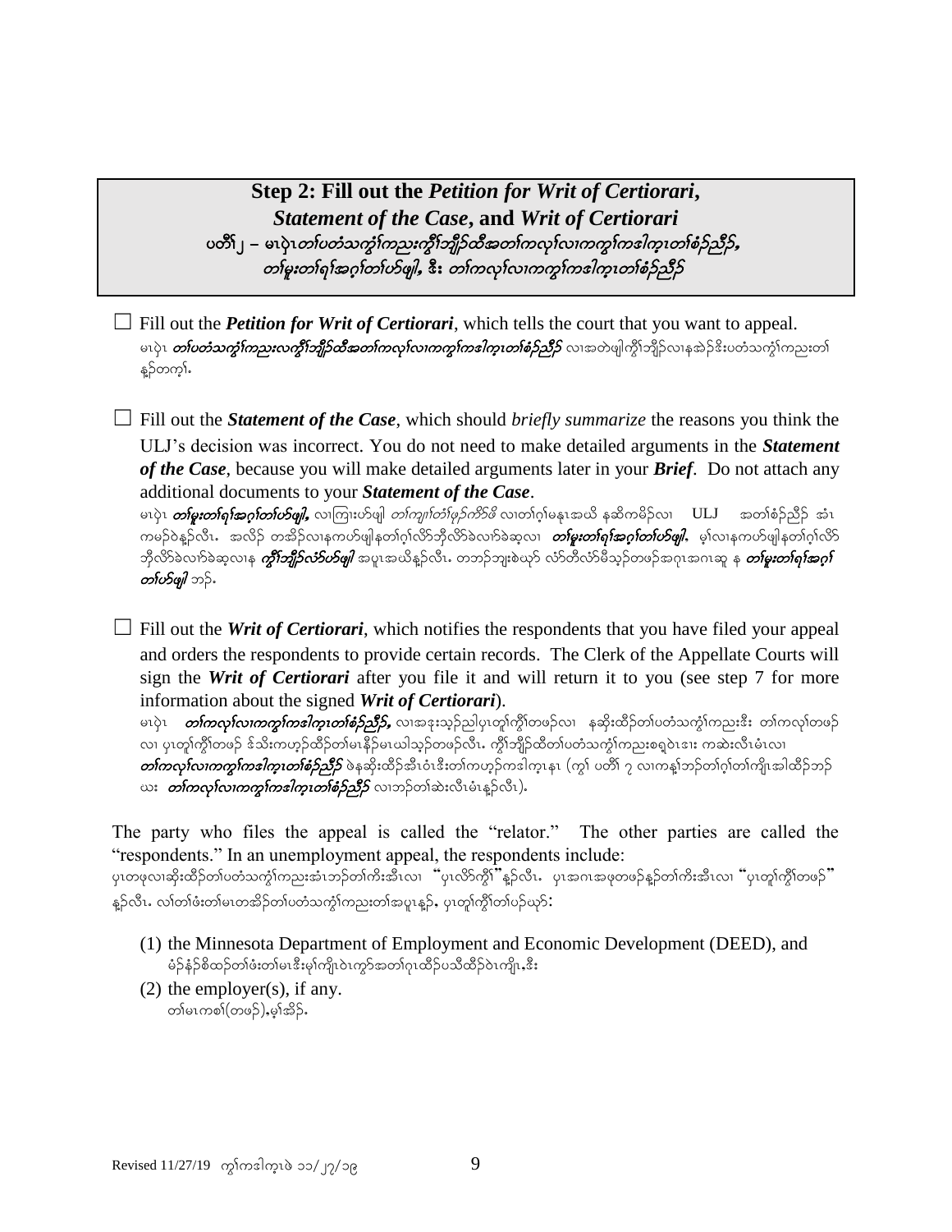## Step 2: Fill out the *Petition for Writ of Certiorari*, *Statement of the Case*, and *Writ of Certiorari*

ပတိၢ်၂ – မၤပှဲၤ*တၢ်ပတံသကွၢ်ကညးကွီၢ်ဘျီၣ်ထီအတၢ်ကလုၢ်လၢကကွၢ်ကဒါက့ၤတၢ်စံၣ်ညီၣ်,* *တၢ်မူးတၢ်ရၢ်အဂ့ၢ်တၢ်ဟ်ဖျါ,* ဒီး *တၢ်ကလုၢ်လၢကကွၢ်ကဒါက့ၤတၢ်စံၣ်ညီၣ်*

☐ Fill out the ***Petition for Writ of Certiorari***, which tells the court that you want to appeal.
မၤပှဲၤ ***တၢ်ပတံသကွၢ်ကညးလကွီၢ်ဘျီၣ်ထီအတၢ်ကလုၢ်လၢကကွၢ်ကဒါက့ၤတၢ်စံၣ်ညီၣ်*** လၢအတဲဖျါကွီၢ်ဘျီၣ်လၢနအဲၣ်ဒိးပတံသကွၢ်ကညးတၢ်နၣ်တက့ၢ်.

☐ Fill out the ***Statement of the Case***, which should *briefly summarize* the reasons you think the ULJ's decision was incorrect. You do not need to make detailed arguments in the ***Statement of the Case***, because you will make detailed arguments later in your ***Brief***. Do not attach any additional documents to your ***Statement of the Case***.
မၤပှဲၤ ***တၢ်မူးတၢ်ရၢ်အဂ့ၢ်တၢ်ဟ်ဖျါ,*** လၢကြၢးဟ်ဖျါ *တၢ်ကျၢၢ်တံၢ်ဖှၣ်ကဲာ်ဖိ* လၢတၢ်ဂ့ၢ်မနုၤအဃိ နဆိကမိၣ်လၢ ULJ အတၢ်စံၣ်ညီၣ် အံၤကမၣ်ဝဲနၣ်လီၤ. အလိၣ် တအိၣ်လၢနကဟ်ဖျါနတၢ်ဂ့ၢ်လိာ်ဘိုလိာ်ခဲလၢာ်ခဲဆ့လၢ ***တၢ်မူးတၢ်ရၢ်အဂ့ၢ်တၢ်ဟ်ဖျါ.*** မ့ၢ်လၢနကဟ်ဖျါနတၢ်ဂ့ၢ်လိာ်ဘိုလိာ်ခဲလၢာ်ခဲဆ့လၢန ***ကွီၢ်ဘျီၣ်လံာ်ဟ်ဖျါ*** အပူၤအဃိနၣ်လီၤ. တဘၣ်ဘျးစဲယှာ် လံာ်တီလံာ်မီသ့ၣ်တဖၣ်အဂုၤအဂၤဆူ န ***တၢ်မူးတၢ်ရၢ်အဂ့ၢ်တၢ်ဟ်ဖျါ*** ဘၣ်.

☐ Fill out the ***Writ of Certiorari***, which notifies the respondents that you have filed your appeal and orders the respondents to provide certain records. The Clerk of the Appellate Courts will sign the ***Writ of Certiorari*** after you file it and will return it to you (see step 7 for more information about the signed ***Writ of Certiorari***).
မၤပှဲၤ ***တၢ်ကလုၢ်လၢကကွၢ်ကဒါက့ၤတၢ်စံၣ်ညီၣ်,*** လၢအဒုးသ့ၣ်ညါပှၤတူၢ်ကွီၢ်တဖၣ်လၢ နဆိုးထိၣ်တၢ်ပတံသကွၢ်ကညးဒီး တၢ်ကလုၢ်တဖၣ်လၢ ပှၤတူၢ်ကွီၢ်တဖၣ် ဒ်သိးကဟ့ၣ်ထိၣ်တၢ်မၤနီၣ်မၤဃါသ့ၣ်တဖၣ်လီၤ. ကွီၢ်ဘျီၣ်ထီတၢ်ပတံသကွၢ်ကညးစရ့ဝဲၤဒၢး ကဆဲးလီၤမံၤလၢ ***တၢ်ကလုၢ်လၢကကွၢ်ကဒါက့ၤတၢ်စံၣ်ညီၣ်*** ဖဲနဆိုးထိၣ်အီၤဝံၤဒီးတၢ်ကဟ့ၣ်ကဒါက့ၤန၊ (ကွၢ် ပတိၢ် ၇ လၢကန့ၢ်ဘၣ်တၢ်ဂ့ၢ်တၢ်ကျိၤအါထိၣ်ဘၣ်ဃး ***တၢ်ကလုၢ်လၢကကွၢ်ကဒါက့ၤတၢ်စံၣ်ညီၣ်*** လၢဘၣ်တၢ်ဆဲးလီၤမံၤနၣ်လီၤ).

The party who files the appeal is called the "relator." The other parties are called the "respondents." In an unemployment appeal, the respondents include:
ပှၤတဖုလၢဆိုးထိၣ်တၢ်ပတံသကွၢ်ကညးအံၤဘၣ်တၢ်ကိးအီၤလၢ "ပှၤလိာ်ကွီၢ်"နၣ်လီၤ. ပှၤအဂၤအဖုတဖၣ်နၣ်တၢ်ကိးအီၤလၢ "ပှၤတူၢ်ကွီၢ်တဖၣ်" နၣ်လီၤ. လၢတၢ်ဖံးတၢ်မၤတအိၣ်တၢ်ပတံသကွၢ်ကညးတၢ်အပူၤနၣ်, ပှၤတူၢ်ကွီၢ်တၢ်ပဉ်ယှာ်:

(1) the Minnesota Department of Employment and Economic Development (DEED), and
မံၣ်နံၣ်စိထၣ်တၢ်ဖံးတၢ်မၤဒီးမုၢ်ကျိၤဝဲၤကွာ်အတၢ်ဂုၤထိၣ်ပသီထိၣ်ဝဲၤကျိၤ,ဒီး

(2) the employer(s), if any.
တၢ်မၤကစၢ်(တဖၣ်),မ့ၢ်အိၣ်.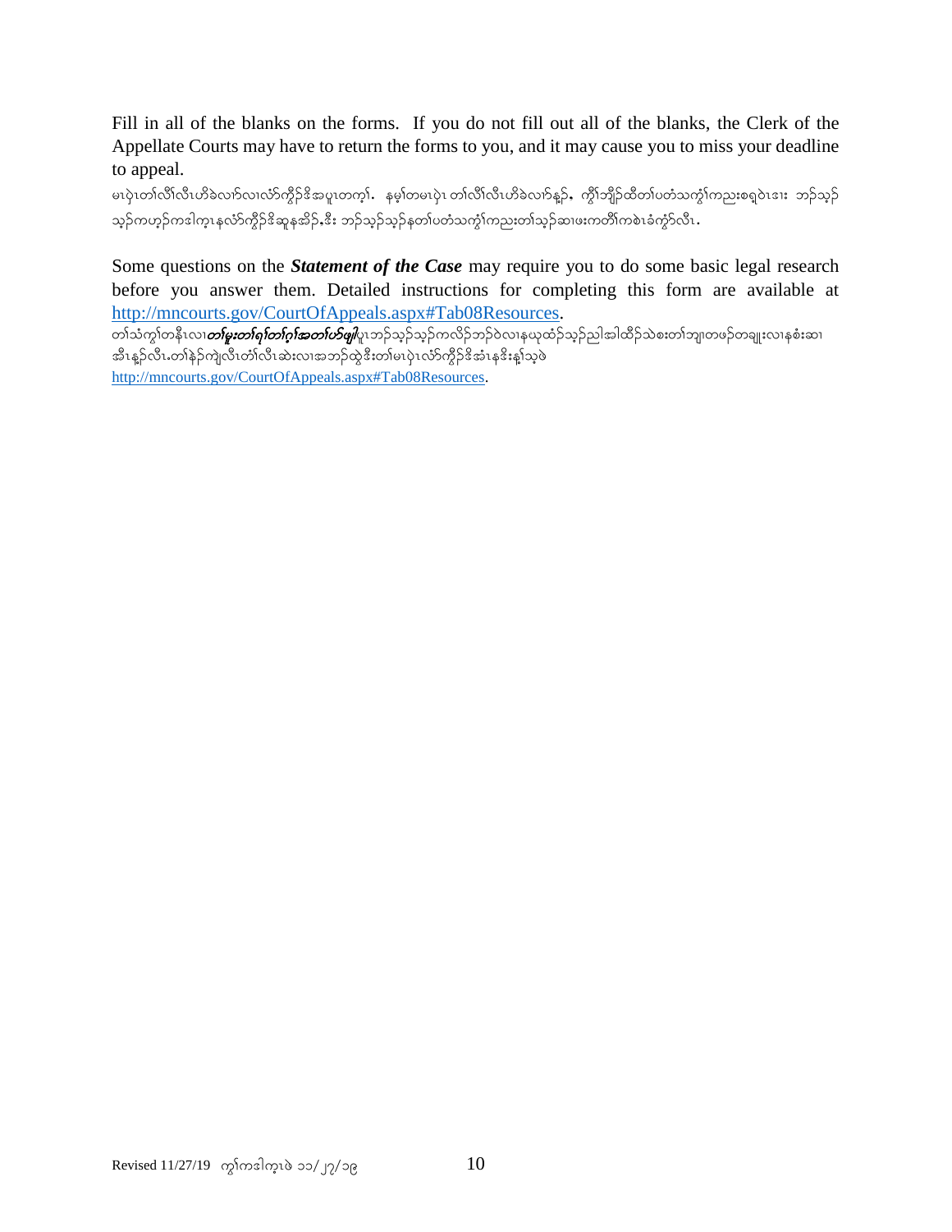Fill in all of the blanks on the forms. If you do not fill out all of the blanks, the Clerk of the Appellate Courts may have to return the forms to you, and it may cause you to miss your deadline to appeal.

မၤပှဲၤတၢ်လိၢ်လီၤဟိခဲလၢာ်လၢလံာ်ကွိၣ်ဒိအပူၤတက့ၢ်. နမ့ၢ်တမၤပှဲၤတၢ်လိၢ်လီၤဟိခဲလၢာ်နူာ်, ကွိၢ်ဘျိၣ်ထီတၢ်ပတံသကွံၢ်ကညးစရူဝဲၤဒၢး ဘၣ်သူၣ်သ့ၣ်ကဟ့ၣ်ကဒါက့ၤနလံာ်ကွိၣ်ဒိဆူနအိၣ်,ဒီး ဘၣ်သူၣ်သ့ၣ်နတၢ်ပတံသကွံၢ်ကညးတၢ်သ့ၣ်ဆၢဖးကတိၢ်ကစဲၤခံကွံာ်လီၤ.

Some questions on the ***Statement of the Case*** may require you to do some basic legal research before you answer them. Detailed instructions for completing this form are available at http://mncourts.gov/CourtOfAppeals.aspx#Tab08Resources.

တၢ်သံကွၢ်တနီၤလၢ***တၢ်မူးတၢ်ရၢ်တၢ်ဂ့ၢ်အတၢ်ဟ်ဖျါ***ပူၤဘၣ်သ့ၣ်သ့ၣ်ကလိၣ်ဘၣ်ဝဲလၢနယုထံၣ်သ့ၣ်ညါအါထိၣ်သဲစးတၢ်ဘျၢတဖၣ်တချုးလၢနစံးဆၢအီၤန့ၣ်လီၤ.တၢ်နဲၣ်ကျဲလီၤတံၢ်လီၤဆဲးလၢအဘၣ်ထွဲဒီးတၢ်မၤပှဲၤလံာ်ကွိၣ်ဒိအံၤနဒိးန့ၢ်သ့ဖဲ http://mncourts.gov/CourtOfAppeals.aspx#Tab08Resources.

Revised 11/27/19 ကွၢ်ကဒါက့ၤဖဲ ၁၁/၂၇/၁၉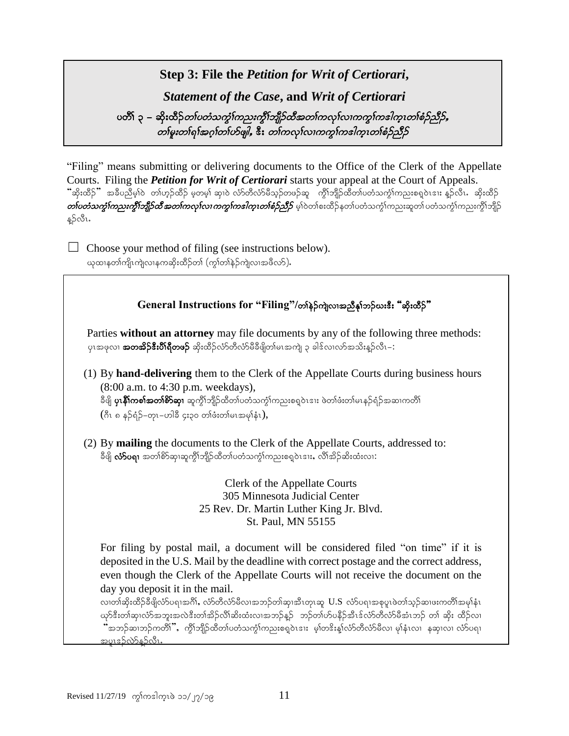## Step 3: File the *Petition for Writ of Certiorari*, *Statement of the Case*, and *Writ of Certiorari*

### ပတိၢ် ၃ – ဆိုးထိၣ်*တၢ်ပတံသကွၢ်ကညးကွိၢ်ဘျိၣ်ထီအတၢ်ကလုၢ်လၢကကွၢ်ကဒါက့တၢ်စံၣ်ညီၣ်*, *တၢ်မူးတၢ်ရၢ်အဂ့ၢ်တၢ်ပာ်ဖျါ*, ဒီး *တၢ်ကလုၢ်လၢကကွၢ်ကဒါက့တၢ်စံၣ်ညီၣ်*

"Filing" means submitting or delivering documents to the Office of the Clerk of the Appellate Courts. Filing the ***Petition for Writ of Certiorari*** starts your appeal at the Court of Appeals.
"ဆိုးထိၣ်" အခီပညီမ့ၢ်ဝဲ တၢ်ဟ့ၣ်ထိၣ် မ့တမ့ၢ် ဆှၢဝဲ လံာ်တီလံာ်မီသ့ၣ်တဖၣ်ဆူ ကွိၢ်ဘျိၣ်ထီတၢ်ပတံသကွၢ်ကညးစရူဝဲၤဒၢး နှၣ်လီၤ. ဆိုးထိၣ် ***တၢ်ပတံသကွၢ်ကညးကွိၢ်ဘျိၣ်ထီအတၢ်ကလုၢ်လၢကကွၢ်ကဒါက့တၢ်စံၣ်ညီၣ်*** မ့ၢ်ဝဲတၢ်စးထိၣ်နတၢ်ပတံသကွၢ်ကညးဆူတၢ် ပတံသကွၢ်ကညးကွိၢ်ဘျိၣ် နှၣ်လီၤ.

☐ Choose your method of filing (see instructions below).
ယုထၢနတၢ်ကျိၤကျဲလၢနကဆိုးထိၣ်တၢ် (ကွၢ်တၢ်နဲၣ်ကျဲလၢအဖီလာ်).

---

### General Instructions for "Filing"/တၢ်နဲၣ်ကျဲလၢအညီနှၢ်ဘၣ်ဃးဒီး "ဆိုးထိၣ်"

Parties **without an attorney** may file documents by any of the following three methods:
ပှၤအဖုလၢ **အတအိၣ်ဒီးပီၢ်ရီတဖၣ်** ဆိုးထိၣ်လံာ်တီလံာ်မီခီဖျိတၢ်မၤအကျဲ ၃ ခါဒ်လၢလာ်အသိးနှၣ်လီၤ–:

(1) By **hand-delivering** them to the Clerk of the Appellate Courts during business hours (8:00 a.m. to 4:30 p.m. weekdays),
ခီဖျိ **ပှၤနီၢ်ကစၢ်အတၢ်စိာ်ဆှၢ** ဆူကွိၢ်ဘျိၣ်ထီတၢ်ပတံသကွၢ်ကညးစရူဝဲၤဒၢး ဖဲတၢ်ဖံးတၢ်မၤနၣ်ရံၣ်အဆၢကတိၢ် (ဂီၤ ၈ နၣ်ရံၣ်–တုၤ–ဟါခီ ၄း၃၀ တၢ်ဖံးတၢ်မၤအမုၢ်နံၤ),

(2) By **mailing** the documents to the Clerk of the Appellate Courts, addressed to:
ခီဖျိ **လံာ်ပရၢ** အတၢ်စိာ်ဆှၢဆူကွိၢ်ဘျိၣ်ထီတၢ်ပတံသကွၢ်ကညးစရူဝဲၤဒၢး, လီၢ်အိၣ်ဆိးထံးလၢ:

Clerk of the Appellate Courts
305 Minnesota Judicial Center
25 Rev. Dr. Martin Luther King Jr. Blvd.
St. Paul, MN 55155

For filing by postal mail, a document will be considered filed "on time" if it is deposited in the U.S. Mail by the deadline with correct postage and the correct address, even though the Clerk of the Appellate Courts will not receive the document on the day you deposit it in the mail.
လၢတၢ်ဆိုးထိၣ်ခီဖျိလံာ်ပရၢအဂီၢ်, လံာ်တီလံာ်မီလၢအဘၣ်တၢ်ဆှၢအီၤတုၤဆူ U.S လံာ်ပရၢအစုပူၤဖဲတၢ်သ့ၣ်ဆၢဖးကတိၢ်အမုၢ်နံၤ ယုာ်ဒီးတၢ်ဆှၢလံာ်အဘူးအလဲဒီးတၢ်အိၣ်လီၢ်ဆိးထံးလၢအဘၣ်နှၣ် ဘၣ်တၢ်ဟ်ပနီၣ်အီၤဒ်လံာ်တီလံာ်မီအံၤဘၣ် တၢ် ဆိုး ထိၣ်လၢ "အဘၣ်ဆၢဘၣ်ကတိၢ်", ကွိၢ်ဘျိၣ်ထီတၢ်ပတံသကွၢ်ကညးစရူဝဲၤဒၢး မ့ၢ်တဒိးနှၤ်လံာ်တီလံာ်မီလၢ မုၢ်နံၤလၢ နဆှၢလၢ လံာ်ပရၢ အပူၤဒၣ်လဲာ်နှၣ်လီၤ.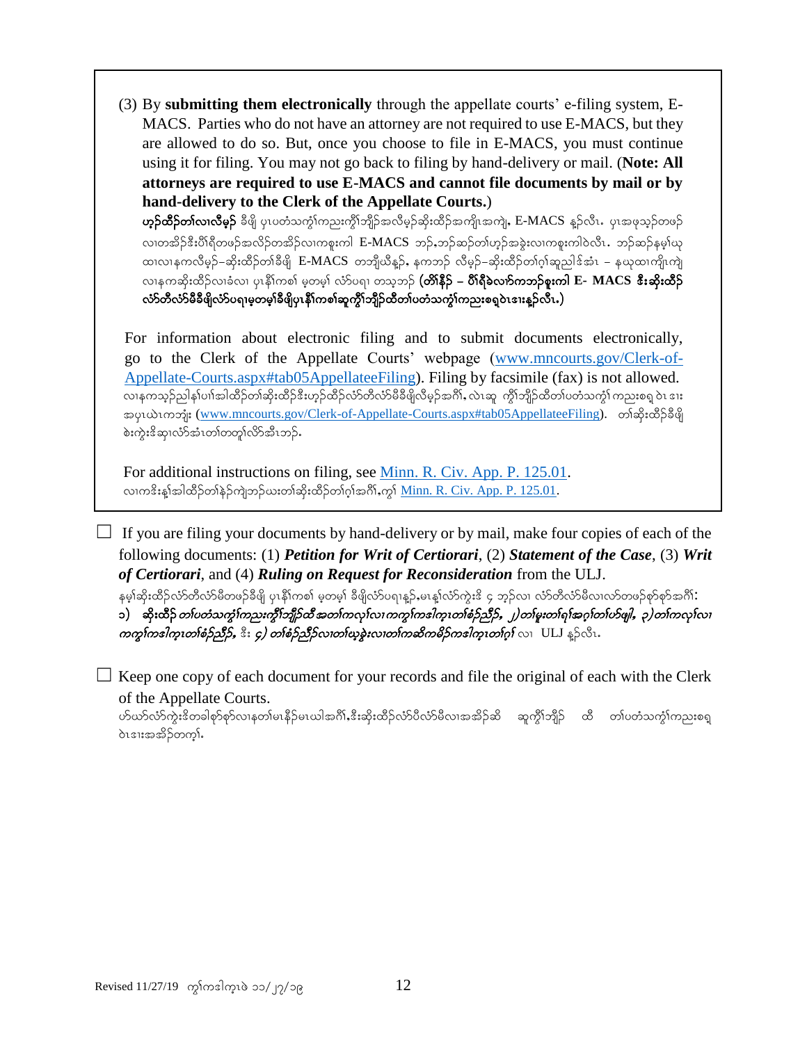(3) By **submitting them electronically** through the appellate courts' e-filing system, E-MACS. Parties who do not have an attorney are not required to use E-MACS, but they are allowed to do so. But, once you choose to file in E-MACS, you must continue using it for filing. You may not go back to filing by hand-delivery or mail. (**Note: All attorneys are required to use E-MACS and cannot file documents by mail or by hand-delivery to the Clerk of the Appellate Courts.**)

**ဟ့ၣ်ထီၣ်တၢ်လၢလီမှၣ်** ခီဖျိ ပှၤပတံသကွံၢ်ကညးကွီၢ်ဘျိၣ်အလီမှၣ်ဆိးထိၣ်အကျိုးအကျဲ, E-MACS န့ၣ်လီၤ. ပှၤအဖုသ့ၣ်တဖၣ်လၢတအိၣ်ဒီးပိၢ်ရိတဖၣ်အလိၣ်တအိၣ်လၢကစူးကါ E-MACS ဘၣ်,ဘၣ်ဆၣ်တၢ်ဟ့ၣ်အခွဲးလၢကစူးကါဝဲလီၤ. ဘၣ်ဆၣ်နမ့ၢ်ယုထၢလၢနကလီမှၣ်–ဆိးထိၣ်တၢ်ခီဖျိ E-MACS တဘျီယီန့ၣ်, နကဘၣ် လီမှၣ်–ဆိးထိၣ်တၢ်ဂ့ၢ်ဆူညါဒ်အံၤ – နယုထၢကျိုးကျဲလၢနကဆိးထိၣ်လၢခံလၢ ပှၤနီၢ်ကစၢ် မ့တမ့ၢ် လံာ်ပရၢ တသ့ဘၣ် (**တိၢ်နိၣ် – ပိၢ်ရိခဲလၢာ်ကဘၣ်စူးကါ E- MACS ဒီးဆိးထိၣ်လံာ်တီလံာ်မီခီဖျိလံာ်ပရၢမ့တမ့ၢ်ခီဖျိပှၤနီၢ်ကစၢ်ဆူကွီၢ်ဘျိၣ်ထီတၢ်ပတံသကွံၢ်ကညးစရူဝဲၤဒၢးန့ၣ်လီၤ.**)

For information about electronic filing and to submit documents electronically, go to the Clerk of the Appellate Courts' webpage (www.mncourts.gov/Clerk-of-Appellate-Courts.aspx#tab05AppellateeFiling). Filing by facsimile (fax) is not allowed.

လၢနကသ့ၣ်ညါနၢ်ပၢၢ်အါထိၣ်တၢ်ဆိးထိၣ်ဒီးဟ့ၣ်ထိၣ်လံာ်တီလံာ်မီခီဖျိလီမှၣ်အဂီၢ်, လဲၤဆူ ကွီၢ်ဘျိၣ်ထီတၢ်ပတံသကွံၢ် ကညးစရူ ဝဲၤ ဒၢး အပှၤယဲၤကဘျံး (www.mncourts.gov/Clerk-of-Appellate-Courts.aspx#tab05AppellateeFiling). တၢ်ဆိးထိၣ်ခီဖျိ စဲးကွဲးဒိဆှၢလံာ်အံၤတၢ်တတူၢ်လိာ်အီၤဘၣ်.

For additional instructions on filing, see Minn. R. Civ. App. P. 125.01.

လၢကဒိးန့ၢ်အါထိၣ်တၢ်နဲၣ်ကျဲဘၣ်ယးတၢ်ဆိးထိၣ်တၢ်ဂ့ၢ်အဂီၢ်,ကွၢ် Minn. R. Civ. App. P. 125.01.

☐ If you are filing your documents by hand-delivery or by mail, make four copies of each of the following documents: (1) ***Petition for Writ of Certiorari***, (2) ***Statement of the Case***, (3) ***Writ of Certiorari***, and (4) ***Ruling on Request for Reconsideration*** from the ULJ.

နမ့ၢ်ဆိးထိၣ်လံာ်တီလံာ်မီတဖၣ်ခီဖျိ ပှၤနီၢ်ကစၢ် မ့တမ့ၢ် ခီဖျိလံာ်ပရၢန့ၣ်,မၤန့ၢ်လံာ်ကွဲးဒိ ၄ ဘ့ၣ်လၢ လံာ်တီလံာ်မီလၢလာ်တဖၣ်စုာ်စုာ်အဂီၢ်: ၁) *ဆိးထိၣ် တၢ်ပတံသကွံၢ်ကညးကွီၢ်ဘျိၣ်ထီအတၢ်ကလုၢ်လၢကကွၢ်ကဒါက့တၢ်စံၣ်ညီၣ်, ၂)တၢ်မူးတၢ်ရၢ်အဂ့ၢ်တၢ်ဟ်ဖျါ, ၃)တၢ်ကလုၢ်လၢကကွၢ်ကဒါက့တၢ်စံၣ်ညီၣ်,* ဒီး *၄) တၢ်စံၣ်ညီၣ်လၢတၢ်ယ့ခွဲးလၢတၢ်ကဆိကမိၣ်ကဒါက့တၢ်ဂ့ၢ်* လၢ ULJ န့ၣ်လီၤ.

☐ Keep one copy of each document for your records and file the original of each with the Clerk of the Appellate Courts.

ဟ်ယာ်လံာ်ကွဲးဒိတခါစုာ်စုာ်လၢနတၢ်မၤနီၣ်မၤယါအဂီၢ်,ဒီးဆိးထိၣ်လံာ်ပိလံာ်မီလၢအအိၣ်ဆိ ဆူကွီၢ်ဘျိၣ် ထီ တၢ်ပတံသကွံၢ်ကညးစရူဝဲၤဒၢးအအိၣ်တက့ၢ်.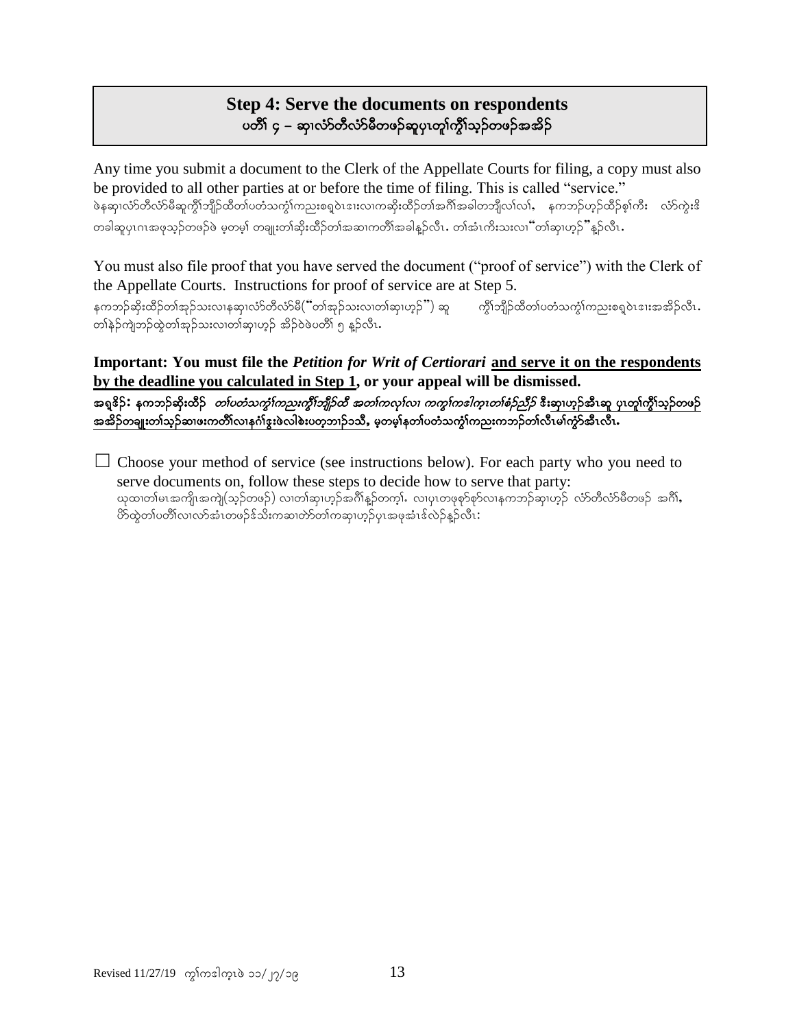## Step 4: Serve the documents on respondents
## ပတိၢ် ၄ – ဆှၢလံာ်တီလံာ်မီတဖဉ်ဆူပှၤတူၢ်ကွီၢ်သ့ဉ်တဖဉ်အအိဉ်

Any time you submit a document to the Clerk of the Appellate Courts for filing, a copy must also be provided to all other parties at or before the time of filing. This is called "service."
ဖဲနဆှၢလံာ်တီလံာ်မီဆူကွီၢ်ဘျိဉ်ထီတၢ်ပတံသကွံၢ်ကညးစရၢ်ဝဲၤဒၢးလၢကဆိးထိဉ်တၢ်အဂီၢ်အခါတဘျီလၢ်လၢ်, နကဘဉ်ဟ့ဉ်ထိဉ်စ့ၢ်ကီး လံာ်ကွဲးဒိ တခါဆူပှၤဂၤအဖုသ့ဉ်တဖဉ်ဖဲ မ့တမ့ၢ် တချုးတၢ်ဆိးထိဉ်တၢ်အဆၢကတိၢ်အခါန့ဉ်လီၤ. တၢ်အံၤကိးသးလၢ"တၢ်ဆှၢဟ့ဉ်"န့ဉ်လီၤ.

You must also file proof that you have served the document ("proof of service") with the Clerk of the Appellate Courts. Instructions for proof of service are at Step 5.
နကဘဉ်ဆိးထိဉ်တၢ်အုဉ်သးလၢနဆှၢလံာ်တီလံာ်မီ("တၢ်အုဉ်သးလၢတၢ်ဆှၢဟ့ဉ်") ဆူ ကွီၢ်ဘျိဉ်ထီတၢ်ပတံသကွံၢ်ကညးစရၢ်ဝဲၤဒၢးအအိဉ်လီၤ. တၢ်နဲဉ်ကျဲဘဉ်ထွဲတၢ်အုဉ်သးလၢတၢ်ဆှၢဟ့ဉ် အိဉ်ဖဲဖဲပတိၢ် ၅ န့ဉ်လီၤ.

**Important: You must file the *Petition for Writ of Certiorari* <u>and serve it on the respondents by the deadline you calculated in Step 1</u>, or your appeal will be dismissed.**
**အရှ့ဒိဉ်: နကဘဉ်ဆိးထိဉ် *တၢ်ပတံသကွံၢ်ကညးကွီၢ်ဘျိဉ်ထီ အတၢ်ကလုၢ်လၢ ကကွၢ်ကဒါက့ၤတၢ်စံဉ်ညီဉ်* ဒီးဆှၢဟ့ဉ်အီၤဆူ <u>ပှၤတူၢ်ကွီၢ်သ့ဉ်တဖဉ်အအိဉ်တချူးတၢ်သ့ဉ်ဆၢဖးကတိၢ်လၢနဂံၢ်ဒွးဖဲလါစဲးပတ့ဘၢဉ်ဘသိ</u>, မ့တမ့ၢ်နတၢ်ပတံသကွံၢ်ကညးကဘဉ်တၢ်လီၤမၢ်ကွံာ်အီၤလီၤ.**

☐ Choose your method of service (see instructions below). For each party who you need to serve documents on, follow these steps to decide how to serve that party:
ယုထၢတၢ်မၤအကျိၤအကျဲ(သ့ဉ်တဖဉ်) လၢတၢ်ဆှၢဟ့ဉ်အဂီၢ်န့ဉ်တက့ၢ်. လၢပှၤတဖုစုာ်စုာ်လၢနကဘဉ်ဆှၢဟ့ဉ် လံာ်တီလံာ်မီတဖဉ် အဂီၢ်, ဟ်ထွဲတၢ်ပတိၢ်လၢလာ်အံၤတဖဉ်ဒ်သိးကဆၢတဲာ်တၢ်ကဆှၢဟ့ဉ်ပှၤအဖုအံၤဒ်လဲဉ်န့ဉ်လီၤ: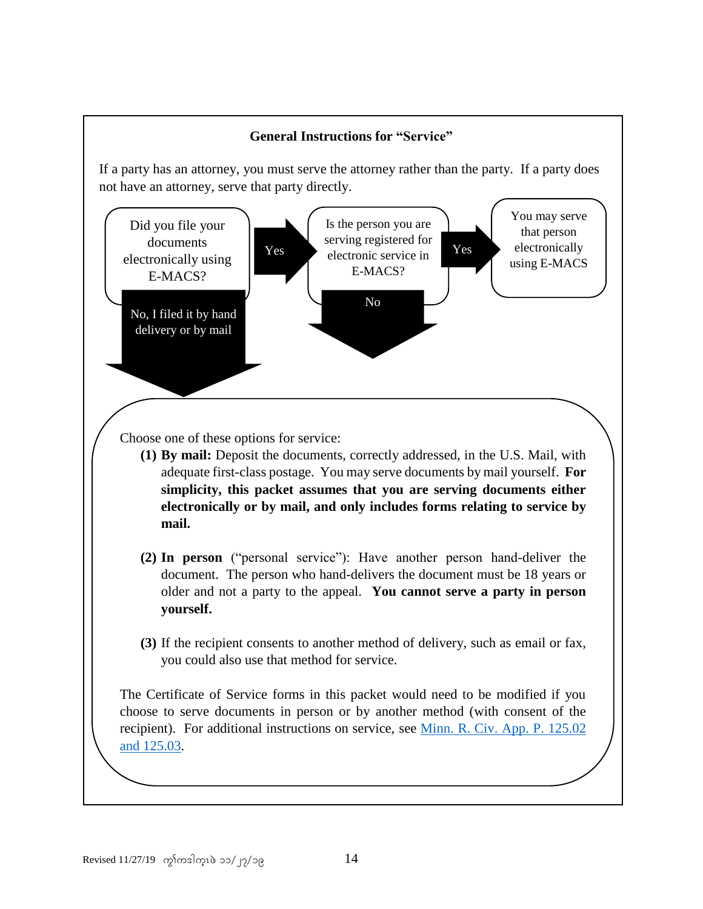### General Instructions for "Service"

If a party has an attorney, you must serve the attorney rather than the party. If a party does not have an attorney, serve that party directly.

Did you file your documents electronically using E-MACS?

Yes

Is the person you are serving registered for electronic service in E-MACS?

Yes

You may serve that person electronically using E-MACS

No, I filed it by hand delivery or by mail

No

Choose one of these options for service:

**(1) By mail:** Deposit the documents, correctly addressed, in the U.S. Mail, with adequate first-class postage. You may serve documents by mail yourself. **For simplicity, this packet assumes that you are serving documents either electronically or by mail, and only includes forms relating to service by mail.**

**(2) In person** ("personal service"): Have another person hand-deliver the document. The person who hand-delivers the document must be 18 years or older and not a party to the appeal. **You cannot serve a party in person yourself.**

**(3)** If the recipient consents to another method of delivery, such as email or fax, you could also use that method for service.

The Certificate of Service forms in this packet would need to be modified if you choose to serve documents in person or by another method (with consent of the recipient). For additional instructions on service, see Minn. R. Civ. App. P. 125.02 and 125.03.

Revised 11/27/19 ကြ်ကဒါက္ၿပဲ ၁၁/၂၇/၁၉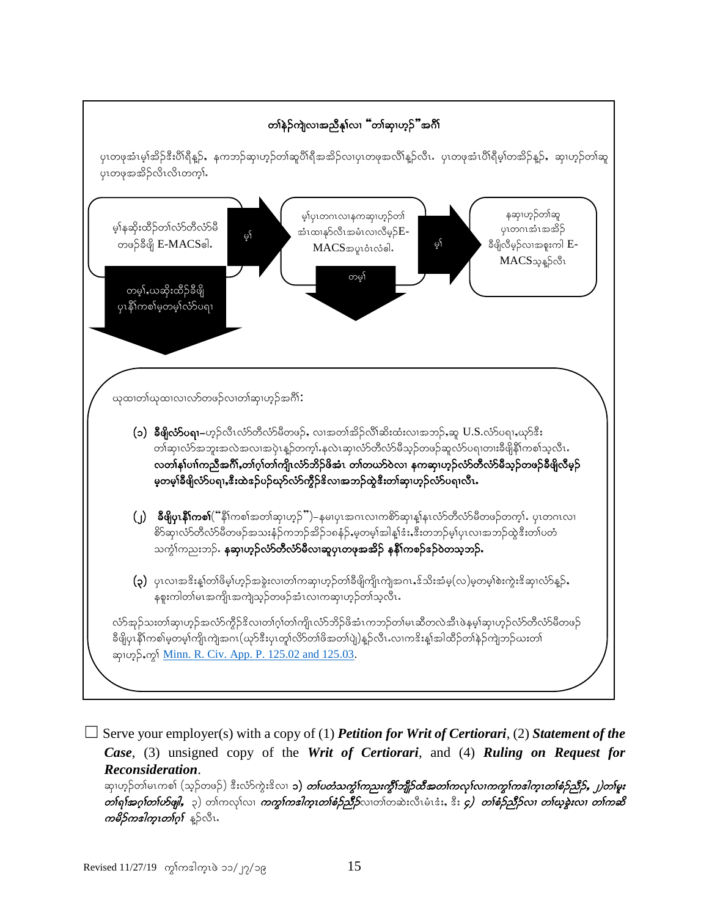**တၢ်နဲ၃်ကျဲလၢအညီနုၢ်လၢ "တၢ်ဆၢဟ့ၣ်" အဂီၢ်**

ပုၤတဖုအံၤမ့ၢ်အိၣ်ဒီးပီၢ်ရီန့ၣ်, နကဘၣ်ဆၢဟ့ၣ်တၢ်ဆူပီၢ်ရီအအိၣ်လၢပုၤတဖုအလီၢ်န့ၣ်လီၤ. ပုၤတဖုအံၤပီၢ်ရီမ့ၢ်တအိၣ်န့ၣ်, ဆၢဟ့ၣ်တၢ်ဆူပုၤတဖုအအိၣ်လီၤလီၤတက့ၢ်.

မ့ၢ်နဆိုးထိၣ်တၢ်လံာ်တီလံာ်မီတဖၣ်ခီဖျိ E-MACS ဧါ. → မ့ၢ် → မ့ၢ်ပုၤတဂၤလၢနကဆၢဟ့ၣ်တၢ်အံၤထၢနၣ်လီၤအမံၤလၢလီမ့ၣ်E-MACSအပူၤဝံၤလံဧါ. → မ့ၢ် → နဆၢဟ့ၣ်တၢ်ဆူပုၤတဂၤအံၤအအိၣ်ခီဖျိလီမ့ၣ်လၢအစုးကါ E-MACSသ့န့ၣ်လီၤ

တမ့ၢ် (from E-MACS question) → တမ့ၢ်,ႋယဆိုးထိၣ်ခီဖျိပုၤနီၢ်ကစၢ်မ့တမ့ၢ်လံာ်ပရၢ

တမ့ၢ် (from second question) ↓

ယုထၢတၢ်ယုထၢလၢလာ်တဖၣ်လၢတၢ်ဆၢဟ့ၣ်အဂီၢ်:

(၁) **ခီဖျိလံာ်ပရၢ**–ဟ့ၣ်လီၤလံာ်တီလံာ်မီတဖၣ်, လၢအတၢ်အိၣ်လီၢ်ဆိးထံးလၢအဘၣ်ႋဆူ U.S.လံာ်ပရၢႋယှာ်ဒီး တၢ်ဆၢလံာ်အဘူးအလဲအလၢအပှဲၤန့ၣ်တက့ၢ်.နလဲၤဆၢလံာ်တီလံာ်မီသ့ၣ်တဖၣ်ဆူလံာ်ပရၢတၢးခီဖျိနီၢ်ကစၢ်သ့လီၤ. **လတၢ်နၢ်ပၢ်ကညီအဂီၢ်,တၢ်ဂ့ၢ်တၢ်ကျိၤလံာ်ဘိၣ်ဖိအံၤ တၢ်တယာ်ဝဲလၢ နကဆၢဟ့ၣ်လံာ်တီလံာ်မီသ့ၣ်တဖၣ်ခီဖျိလီမ့ၣ် မ့တမ့ၢ်ခီဖျိလံာ်ပရၢ,ဒီးထဲဒၣ်ပၣ်ဃှာ်လံာ်ကွိၣ်ဖိလၢအဘၣ်ထွဲဒီးတၢ်ဆၢဟ့ၣ်လံာ်ပရၢလီၤ.**

(၂) **ခီဖျိပုၤနီၢ်ကစၢ်**("နီၢ်ကစၢ်အတၢ်ဆၢဟ့ၣ်")–နမၤပုၤအဂၤလၢကစိာ်ဆၢနှၢ်နၤလံာ်တီလံာ်မီတဖၣ်တက့ၢ်. ပုၤတဂၤလၢ စိာ်ဆၢလံာ်တီလံာ်မီတဖၣ်အသးနံၣ်ကဘၣ်အိၣ်၁၈နံၣ်,မ့တမ့ၢ်အါန့ၢ်ဒံး,ဒီးတဘၣ်မ့ၢ်ပုၤလၢအဘၣ်ထွဲဒီးတၢ်ပတံ သကွံၢ်ကညးဘၣ်. **နဆၢဟ့ၣ်လံာ်တီလံာ်မီလၢဆူပုၤတဖုအအိၣ် နနီၢ်ကစၢ်ဒၣ်ဝဲတသ့ဘၣ်.**

(၃) ပုၤလၢအဒိးန့ၢ်တၢ်ဖိမ့ၢ်ဟ့ၣ်အခွဲးလၢတၢ်ကဆၢဟ့ၣ်တၢ်ခီဖျိကျိၤအဂၤႋဒ်သိးအံမ့(လ)မ့တမ့ၢ်စဲးကွဲးဒိဆၢလံာ်န့ၣ်, နစူးကါတၢ်မၤအကျိၤအကျဲသ့ၣ်တဖၣ်အံၤလၢကဆၢဟ့ၣ်တၢ်သ့လီၤ.

လံာ်အုၣ်သးတၢ်ဆၢဟ့ၣ်အလံာ်ကွိၣ်ဖိလၢတၢ်ဂ့ၢ်တၢ်ကျိၤလံာ်ဘိၣ်ဖိအံၤကဘၣ်တၢ်မၤဆိတလဲအီၤဖဲနမ့ၢ်ဆၢဟ့ၣ်လံာ်တီလံာ်မီတဖၣ် ခီဖျိပုၤနီၢ်ကစၢ်မ့တမ့ၢ်ကျိၤကျဲအဂၤ(ယှာ်ဒီးပုၤတူၢ်လိာ်တၢ်ဖိအတၢ်ပျဲ)န့ၣ်လီၤ.လၢကဒိးန့ၢ်အါထိၣ်တၢ်နဲၣ်ကျဲဘၣ်ယးတၢ် ဆၢဟ့ၣ်,ကွၢ် [Minn. R. Civ. App. P. 125.02 and 125.03](Minn. R. Civ. App. P. 125.02 and 125.03).

☐ Serve your employer(s) with a copy of (1) ***Petition for Writ of Certiorari***, (2) ***Statement of the Case***, (3) unsigned copy of the ***Writ of Certiorari***, and (4) ***Ruling on Request for Reconsideration***.

ဆၢဟ့ၣ်တၢ်မၤကစၢ် (သ့ၣ်တဖၣ်) ဒီးလံာ်ကွဲးဒိလၢ ၁) ***တၢ်ပတံသကွံၢ်ကညးကွိၢ်ဘျိၣ်ထီအတၢ်ကလုၢ်လၢကကွၢ်ကဒါက့ၤတၢ်စံၣ်ညီၣ်, ၂)တၢ်မူး တၢ်ရၢ်အဂ့ၢ်တၢ်ပာ်ဖျါ,*** ၃) တၢ်ကလုၢ်လၢ ***ကကွၢ်ကဒါက့ၤတၢ်စံၣ်ညီၣ်***လၢတၢ်တဆဲးလီၤမံၤဒံး, ဒီး ၄) ***တၢ်စံၣ်ညီၣ်လၢ တၢ်ယ့ခွဲးလၢ တၢ်ကဆိကမိၣ်ကဒါက့ၤတၢ်ဂ့ၢ်*** န့ၣ်လီၤ.

Revised 11/27/19 ကွၢ်ကဒါက့ၤဖဲ ၁၁/၂၇/၁၉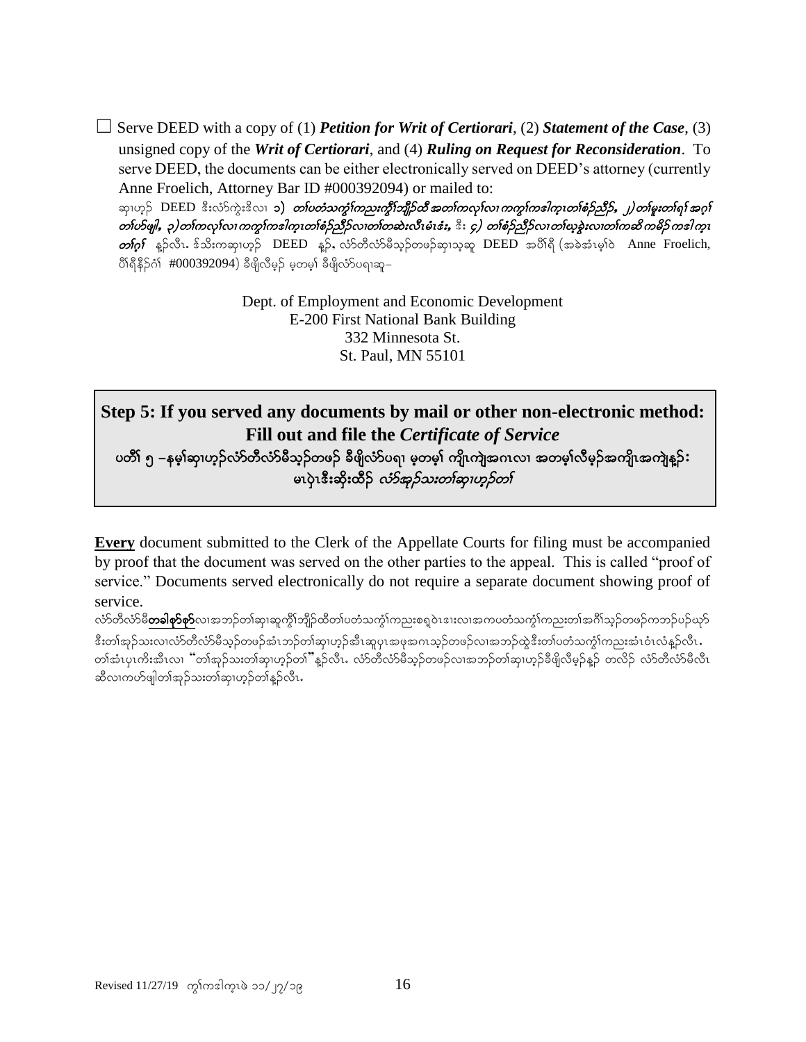☐ Serve DEED with a copy of (1) ***Petition for Writ of Certiorari***, (2) ***Statement of the Case***, (3) unsigned copy of the ***Writ of Certiorari***, and (4) ***Ruling on Request for Reconsideration***. To serve DEED, the documents can be either electronically served on DEED's attorney (currently Anne Froelich, Attorney Bar ID #000392094) or mailed to:

ဆှၢဟ့ၣ် DEED ဒီးလံာ်ကွဲးဒီလၢ ၁) *တၢ်ပတံသကွံ>်ကညးကွီ>်ဘျိၣ်ထီအတၢ်ကလု>်လၢကကွ>်ကဒါက့တၢ်စံၣ်ညီၣ်,* ၂) *တၢ်မူးတၢ်ရၢ်အဂ့ၢ် တၢ်ဟ်ဖျါ,* ၃) *တၢ်ကလု>်လၢကကွ>်ကဒါက့တၢ်စံၣ်ညီၣ်လၢတၢ်တဆဲးလီၤမံၤဒံး,* ဒီး ၄) *တၢ်စံၣ်ညီၣ်လၢတၢ်ယ့ၣ်ကွဲးလၢတၢ်ကဆိကမိၣ်ကဒါက့တၢ်ဂ့ၢ်* န့ၣ်လီၤ. ဒ်သိးကဆှၢဟ့ၣ် DEED န့ၣ်, လံာ်တီလံာ်မိသ့ၣ်တဖၣ်ဆှၢသ့ဆူ DEED အပီၢ်ရီ (အခဲအံၤမ့ၢ်ဝဲ Anne Froelich, ပီၢ်ရီနီၣ်ဂံၢ် #000392094) ခီဖျိလီမ့ၣ် မ့တမ့ၢ် ခီဖျိလံာ်ပရၢဆူ–

Dept. of Employment and Economic Development
E-200 First National Bank Building
332 Minnesota St.
St. Paul, MN 55101

## Step 5: If you served any documents by mail or other non-electronic method: Fill out and file the *Certificate of Service*

**ပတိၢ် ၅ –နမ့ၢ်ဆှၢဟ့ၣ်လံာ်တီလံာ်မိသ့ၣ်တဖၣ် ခီဖျိလံာ်ပရၢ မ့တမ့ၢ် ကျိၤကျဲအဂၤလၢ အတမ့ၢ်လီမ့ၣ်အကျိၤအကျဲန့ၣ်: မၤပှဲၤဒီးဆိုးထီၣ် *လံာ်အုၣ်သးတၢ်ဆှၢဟ့ၣ်တၢ်***

**<u>Every</u>** document submitted to the Clerk of the Appellate Courts for filing must be accompanied by proof that the document was served on the other parties to the appeal. This is called "proof of service." Documents served electronically do not require a separate document showing proof of service.

လံာ်တီလံာ်မိ**<u>တခါစှာ်စှာ်</u>**လၢအဘၣ်တၢ်ဆှၢဆူကွီၢ်ဘျိၣ်ထီတၢ်ပတံသကွံ>်ကညးစရဲၤဒၤးလၢအကပတံသကွံ>်ကညးတၢ်အဂီၢ်သ့ၣ်တဖၣ်ကဘၣ်ပဉ်ယှာ်ဒီးတၢ်အုၣ်သးလၢလံာ်တီလံာ်မိသ့ၣ်တဖၣ်အံၤဘၣ်တၢ်ဆှၢဟ့ၣ်အီၤဆူပှၤအဖုအဂၤသ့ၣ်တဖၣ်လၢအဘၣ်ထွဲဒီးတၢ်ပတံသကွံ>်ကညးအံၤဝံၤလံန့ၣ်လီၤ. တၢ်အံၤပှၤကိးအီၤလၢ "တၢ်အုၣ်သးတၢ်ဆှၢဟ့ၣ်တၢ်" န့ၣ်လီၤ. လံာ်တီလံာ်မိသ့ၣ်တဖၣ်လၢအဘၣ်တၢ်ဆှၢဟ့ၣ်ခီဖျိလီမ့ၣ်န့ၣ် တလိၣ် လံာ်တီလံာ်မိလီၤဆီလၢကဟ်ဖျါတၢ်အုၣ်သးတၢ်ဆှၢဟ့ၣ်တၢ်န့ၣ်လီၤ.

Revised 11/27/19 ကွ>်ကဒါက့ဖဲ ၁၁/၂၇/၁၉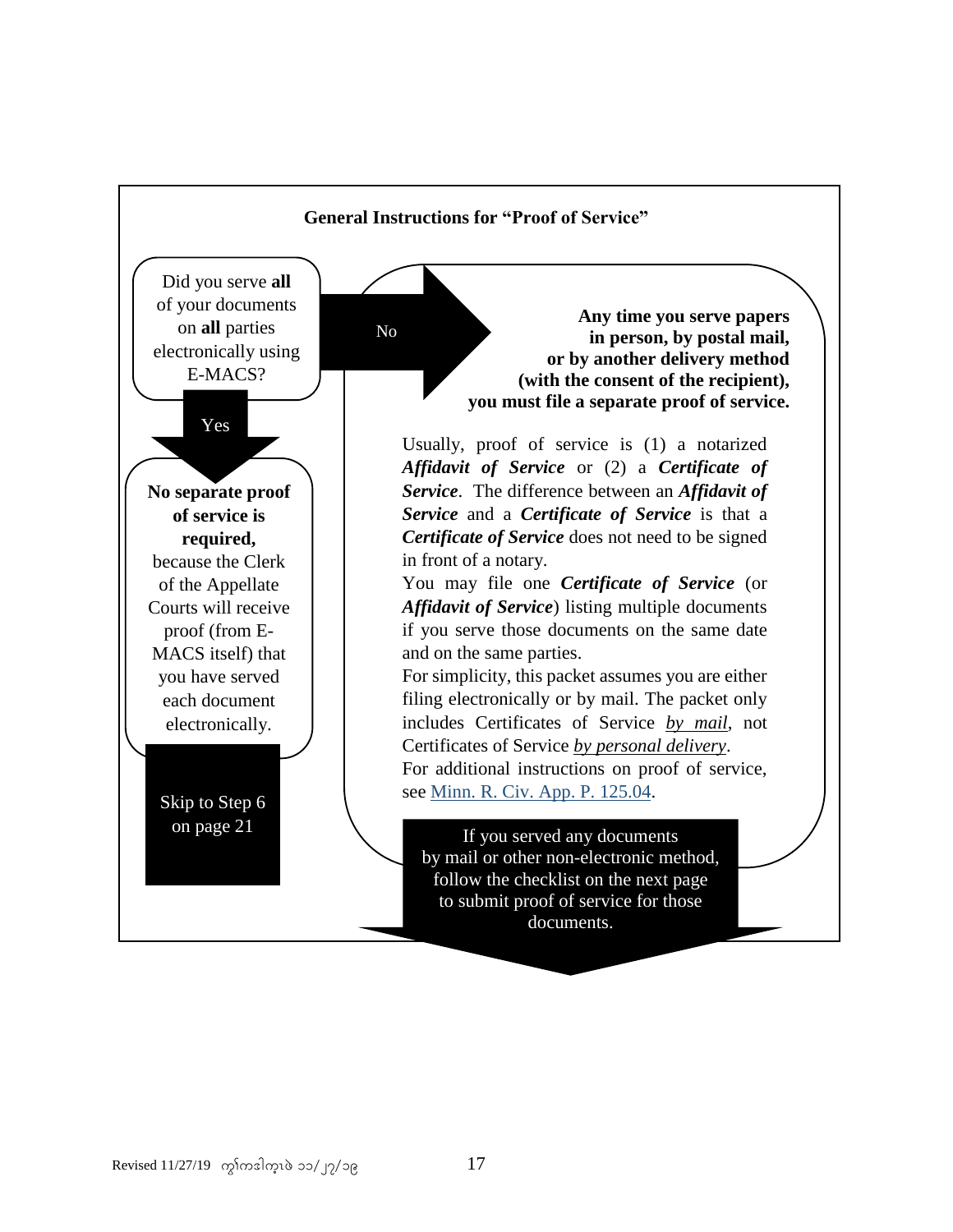## General Instructions for "Proof of Service"

Did you serve **all** of your documents on **all** parties electronically using E-MACS?

**Yes**

**No separate proof of service is required,** because the Clerk of the Appellate Courts will receive proof (from E-MACS itself) that you have served each document electronically.

Skip to Step 6 on page 21

**No**

**Any time you serve papers in person, by postal mail, or by another delivery method (with the consent of the recipient), you must file a separate proof of service.**

Usually, proof of service is (1) a notarized ***Affidavit of Service*** or (2) a ***Certificate of Service***. The difference between an ***Affidavit of Service*** and a ***Certificate of Service*** is that a ***Certificate of Service*** does not need to be signed in front of a notary.

You may file one ***Certificate of Service*** (or ***Affidavit of Service***) listing multiple documents if you serve those documents on the same date and on the same parties.

For simplicity, this packet assumes you are either filing electronically or by mail. The packet only includes Certificates of Service *by mail*, not Certificates of Service *by personal delivery*.

For additional instructions on proof of service, see Minn. R. Civ. App. P. 125.04.

If you served any documents by mail or other non-electronic method, follow the checklist on the next page to submit proof of service for those documents.

Revised 11/27/19 ကၠုၢ်ကဒါက့ၤဖဲ ၁၁/၂၇/၁၉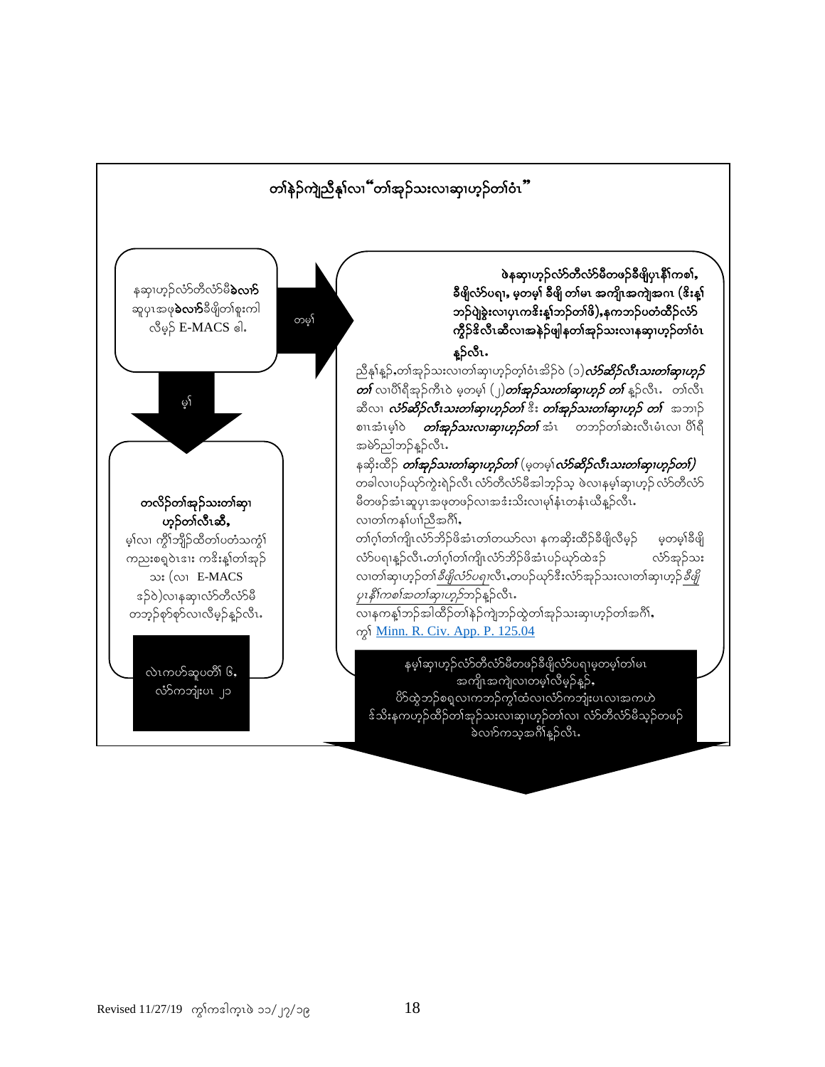## တၢ်နဲဉ်ကျဲညီနုၢ်လၢ "တၢ်အုဉ်သးလၢဆၢဟ့ဉ်တၢ်ဝံၤ"

နဆၢဟ့ဉ်လံာ်တီလံာ်မိ**ခဲလၢာ်** ဆူပှၤအဖၨ**ခဲလၢာ်**ခီဖျိတၢ်ရူးကါလီမ့ဉ် E-MACS ဓါ.

တမ့ၢ်

**ဖဲနဆၢဟ့ဉ်လံာ်တီလံာ်မိတဖဉ်ခီဖျိပှၤနီၢ်ကစၢ်, ခီဖျိလံာ်ပရၢ, မ့တမ့ၢ် ခီဖျိ တၢ်မၤ အကျိၤအကျဲအဂၤ (ဒ်းန့ၢ် ဘဉ်ပျဲခွဲးလၢပှၤကဒိးန့ၢ်ဘဉ်တၢ်ဖိ),နကဘဉ်ပတံထီဉ်လံာ်ကွီဉ်ဒိလီၤဆီလၢအနဲဉ်ဖျါနတၢ်အုဉ်သးလၢနဆၢဟ့ဉ်တၢ်ဝံၤ န့ဉ်လီၤ.**

ညီနုၢ်န့ဉ်,တၢ်အုဉ်သးလၢတၢ်ဆၢဟ့ဉ်တ့ၢ်ဝံၤအိဉ်ဖဲ (၁)***လံာ်ဆိဉ်လီၤသးတၢ်ဆၢဟ့ဉ်တၢ်*** လၢပိၢ်ရိအုဉ်ကီၤဖဲ မ့တမ့ၢ် (၂)***တၢ်အုဉ်သးတၢ်ဆၢဟ့ဉ် တၢ်*** န့ဉ်လီၤ. တၢ်လီၤဆီလၢ ***လံာ်ဆိဉ်လီၤသးတၢ်ဆၢဟ့ဉ်တၢ်*** ဒီး ***တၢ်အုဉ်သးတၢ်ဆၢဟ့ဉ် တၢ်*** အဘၢဉ်စၢၤအံၤမ့ၢ်ဖဲ ***တၢ်အုဉ်သးလၢဆၢဟ့ဉ်တၢ်*** အံၤ တဘဉ်တၢ်ဆဲးလီၤမံၤလၢ ပိၢ်ရိအမဲာ်ညါဘဉ်န့ဉ်လီၤ.

နဆိုးထိဉ် ***တၢ်အုဉ်သးတၢ်ဆၢဟ့ဉ်တၢ်*** (မ့တမ့ၢ် ***လံာ်ဆိဉ်လီၤသးတၢ်ဆၢဟ့ဉ်တၢ်)*** တခါလၢပဉ်ယှာ်ကွဲးရဲဉ်လီၤ လံာ်တီလံာ်မိအါဘ့ဉ်သ့ ဖဲလၢနမ့ၢ်ဆၢဟ့ဉ် လံာ်တီလံာ်မိတဖဉ်အံၤဆူပှၤအဖၨတဖဉ်လၢအဒံးသိးလၢမ့ၢ်နံၤတနံၤယီန့ဉ်လီၤ.

လၢတၢ်ကနၢ်ပၢၢ်ညီအဂီၢ်,

တၢ်ဂ့ၢ်တၢ်ကျိၤလံာ်ဘိဉ်ဖိအံၤတၢ်တယာ်လၢ နကဆိုးထိဉ်ခီဖျိလီမ့ဉ် မ့တမ့ၢ်ခီဖျိလံာ်ပရၢန့ဉ်လီၤ.တၢ်ဂ့ၢ်တၢ်ကျိၤလံာ်ဘိဉ်ဖိအံၤပဉ်ယှာ်ထဲဒဉ် လံာ်အုဉ်သးလၢတၢ်ဆၢဟ့ဉ်တၢ်*ခီဖျိလံာ်ပရၢ*လီၤ.တပဉ်ယှာ်ဒီးလံာ်အုဉ်သးလၢတၢ်ဆၢဟ့ဉ်*ခီဖျိပှၤနီၢ်ကစၢ်အတၢ်ဆၢဟ့ဉ်*ဘဉ်န့ဉ်လီၤ.

လၢနကန့ၢ်ဘဉ်အါထိဉ်တၢ်နဲဉ်ကျဲဘဉ်ထွဲတၢ်အုဉ်သးဆၢဟ့ဉ်တၢ်အဂီၢ်, ကွၢ် [Minn. R. Civ. App. P. 125.04](#)

မ့ၢ်

**တလိဉ်တၢ်အုဉ်သးတၢ်ဆၢဟ့ဉ်တၢ်လီၤဆီ,**

မ့ၢ်လၢ ကွီၢ်ဘျိဉ်ထိတၢ်ပတံသကွံၢ် ကညးစရူဝဲၤဒၢး ကဒိးန့ၢ်တၢ်အုဉ်သး (လၢ E-MACS ဒဉ်ဝဲ)လၢနဆၢလံာ်တီလံာ်မိတဘ့ဉ်စှာ်စှာ်လၢလီမ့ဉ်န့ဉ်လီၤ.

လဲၤကဟ်ဆူပတိၢ် ၆, လံာ်ကဘျံးပၤ ၂၁

နမ့ၢ်ဆၢဟ့ဉ်လံာ်တီလံာ်မိတဖဉ်ခီဖျိလံာ်ပရၢမ့တမ့ၢ်တၢ်မၤအကျိၤအကျဲလၢတမ့ၢ်လီမ့ဉ်န့ဉ်, ဗိာ်ထွဲဘဉ်စရူလၢကဘဉ်ကွၢ်ထံလၢလံာ်ကဘျံးပၤလၢအကဖဲဒ်သိးနကဟ့ဉ်ထိဉ်တၢ်အုဉ်သးလၢဆၢဟ့ဉ်တၢ်လၢ လံာ်တီလံာ်မိသ့ဉ်တဖဉ်ခဲလၢာ်ကသ့အဂီၢ်န့ဉ်လီၤ.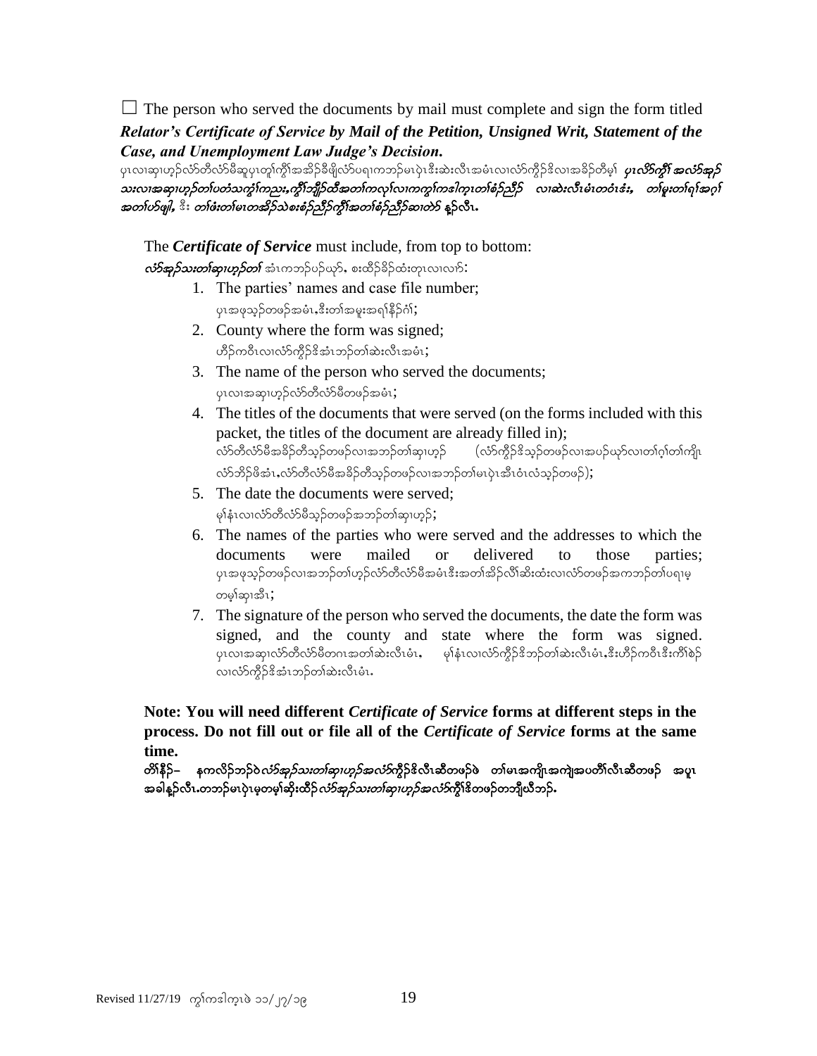☐ The person who served the documents by mail must complete and sign the form titled ***Relator's Certificate of Service by Mail of the Petition, Unsigned Writ, Statement of the Case, and Unemployment Law Judge's Decision.***
ပှၤလၢဆှၢဟ့ၣ်လံာ်တီလံာ်မီဆူပှၤတၢ်ကွီၢ်အအိၣ်ခီဖျိလံာ်ပရၢကဘၣ်မၤပှဲၤဒီးဆဲးလီၤအမံၤလၢလံာ်ကွိၣ်ဒိလၢအခိၣ်တီမ့ၢ် ***ပှၤလိာ်ကွီၢ်အလံာ်အုၣ်သးလၢအဆှၢဟ့ၣ်တၢ်ပတံသကွၢ်ကညး,ကွီၢ်ဘျီၣ်ထီအတၢ်ကလုၢ်လၢကကွၢ်ကဒါက့တၢ်စံၣ်ညီၣ် လၢဆဲးလီၤမံၤတဝံၤဒံး, တၢ်မူးတၢ်ရၢ်အဂ့ၢ်အတၢ်ဟ်ဖျါ, ဒီး တၢ်ဖံးတၢ်မၤတအိၣ်သဲစးစံၣ်ညီၣ်ကွီၢ်အတၢ်စံၣ်ညီၣ်ဆၢတဲာ်*** နူၣ်လီၤ.

The ***Certificate of Service*** must include, from top to bottom:
***လံာ်အုၣ်သးတၢ်ဆှၢဟ့ၣ်တၢ်*** အံၤကဘၣ်ပဉ်ယှာ်, စးထိၣ်ခိၣ်ထံးတုၤလၢလာ်:

1. The parties' names and case file number;
   ပှၤအဖုသ့ၣ်တဖၣ်အမံၤ,ဒီးတၢ်အမူးအရၢ်နီၣ်ဂံၢ်;
2. County where the form was signed;
   ဟိၣ်ကဝီၤလၢလံာ်ကွိၣ်ဒိအံၤဘၣ်တၢ်ဆဲးလီၤအမံၤ;
3. The name of the person who served the documents;
   ပှၤလၢအဆှၢဟ့ၣ်လံာ်တီလံာ်မီတဖၣ်အမံၤ;
4. The titles of the documents that were served (on the forms included with this packet, the titles of the document are already filled in);
   လံာ်တီလံာ်မီအခိၣ်တီသ့ၣ်တဖၣ်လၢအဘၣ်တၢ်ဆှၢဟ့ၣ် (လံာ်ကွိၣ်ဒိသ့ၣ်တဖၣ်လၢအပဉ်ယှာ်လၢတၢ်ဂ့ၢ်တၢ်ကျိၤလံာ်ဘိၣ်ဖိအံၤ,လံာ်တီလံာ်မီအခိၣ်တီသ့ၣ်တဖၣ်လၢအဘၣ်တၢ်မၤပှဲၤအီၤဝံၤလံသ့ၣ်တဖၣ်);
5. The date the documents were served;
   မုၢ်နံၤလၢလံာ်တီလံာ်မီသ့ၣ်တဖၣ်အဘၣ်တၢ်ဆှၢဟ့ၣ်;
6. The names of the parties who were served and the addresses to which the documents were mailed or delivered to those parties;
   ပှၤအဖုသ့ၣ်တဖၣ်လၢအဘၣ်တၢ်ဟ့ၣ်လံာ်တီလံာ်မီအမံၤဒီးအတၢ်အိၣ်လီၢ်ဆိးထံးလၢလံာ်တဖၣ်အကဘၣ်တၢ်ပရၢမ့တမ့ၢ်ဆှၢအီၤ;
7. The signature of the person who served the documents, the date the form was signed, and the county and state where the form was signed.
   ပှၤလၢအဆှၢလံာ်တီလံာ်မီတဂၤအတၢ်ဆဲးလီၤမံၤ, မုၢ်နံၤလၢလံာ်ကွိၣ်ဒိဘၣ်တၢ်ဆဲးလီၤမံၤ,ဒီးဟိၣ်ကဝီၤဒီးကိၢ်စဲၣ်လၢလံာ်ကွိၣ်ဒိအံၤဘၣ်တၢ်ဆဲးလီၤမံၤ.

**Note: You will need different *Certificate of Service* forms at different steps in the process. Do not fill out or file all of the *Certificate of Service* forms at the same time.**
**တၢ်နီၣ်– နကလိၣ်ဘၣ်ဝဲ *လံာ်အုၣ်သးတၢ်ဆှၢဟ့ၣ်အလံာ်ကွိၣ်ဒိ*လီၤဆီတဖၣ်ဖဲ တၢ်မၤအကျိၤအကျဲအပတိၢ်လီၤဆီတဖၣ် အပူၤ အခါနူၣ်လီၤ.တဘၣ်မၤပှဲၤမ့တမ့ၢ်ဆိုးထီၣ် *လံာ်အုၣ်သးတၢ်ဆှၢဟ့ၣ်အလံာ်ကွိၣ်*ဒိတဖၣ်တဘျီယီဘၣ်.**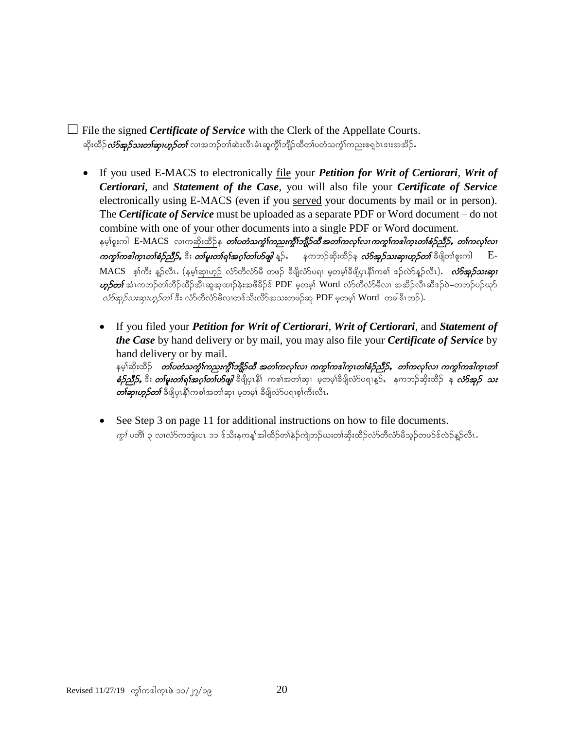☐ File the signed ***Certificate of Service*** with the Clerk of the Appellate Courts.
ဆိုးထိဉ်***လံာ်အှဉ်သးတၢ်ဆှၢဟ့ဉ်တၢ်*** လၢအဘဉ်တၢ်ဆဲးလီၤမံၤဆူကွီၢ်ဘျိဉ်ထီတၢ်ပတံသကွံၢ်ကညးစရ့ဝဲၤဒၢးအအိဉ်.

- If you used E-MACS to electronically <u>file</u> your ***Petition for Writ of Certiorari***, ***Writ of Certiorari***, and ***Statement of the Case***, you will also file your ***Certificate of Service*** electronically using E-MACS (even if you <u>served</u> your documents by mail or in person). The ***Certificate of Service*** must be uploaded as a separate PDF or Word document – do not combine with one of your other documents into a single PDF or Word document.
  နမ့ၢ်စူးကါ E-MACS လၢကဆိုးထိဉ်န ***တၢ်ပတံသကွံၢ်ကညးကွီၢ်ဘျိဉ်ထီအတၢ်ကလု>ကကွၢ်ကဒါက္ၤတၢ်စံဉ်ညီဉ်, တၢ်ကလုၢ်လၢကကွၢ်ကဒါက္ၤတၢ်စံဉ်ညီဉ်,*** ဒီး ***တၢ်မူးတၢ်ရၢ်အဂ့ၢ်တၢ်ဟ်ဖျါ*** နဉ်, နကဘဉ်ဆိုးထိဉ်န ***လံာ်အှဉ်သးတၢ်ဆှၢဟ့ဉ်တၢ်*** ခီဖျိတၢ်စူးကါ E-MACS စ့ၢ်ကီး နဉ်လီၤ. (နမ့ၢ်ဆှၢဟ့ဉ် လံာ်တီလံာ်မီ တဖဉ် ခီဖျိလံာ်ပရၢ မ့တမ့ၢ်ခီဖျိပုၤနီၢ်ကစၢ် ဒဉ်လဲာ်နဉ်လီၤ). ***လံာ်အှဉ်သးတၢ်ဆှၢဟ့ဉ်တၢ်*** အံၤကဘဉ်တၢ်တိဉ်ထိဉ်အီၤဆူအ့ထၢဉ်နဲးအဖိခိဉ် PDF မ့တမ့ၢ် Word လံာ်တီလံာ်မီလၢ အအိဉ်လီၤဆီဒဉ်ဝဲ–တဘဉ်ပဉ်ယှာ် *လံာ်အှဉ်သးတၢ်ဆှၢဟ့ဉ်တၢ်* ဒီး လံာ်တီလံာ်မီလၢတဒ်သိးလိာ်အသးတဖဉ်ဆူ PDF မ့တမ့ၢ် Word တခါဓိၤဘဉ်).

  - If you filed your ***Petition for Writ of Certiorari***, ***Writ of Certiorari***, and ***Statement of the Case*** by hand delivery or by mail, you may also file your ***Certificate of Service*** by hand delivery or by mail.
    နမ့ၢ်ဆိုးထိဉ် ***တၢ်ပတံသကွံၢ်ကညးကွီၢ်ဘျိဉ်ထီ အတၢ်ကလုၢ်လၢ ကကွၢ်ကဒါက္ၤတၢ်စံဉ်ညီဉ်, တၢ်ကလုၢ်လၢ ကကွၢ်ကဒါက္ၤတၢ်စံဉ်ညီဉ်,*** ဒီး ***တၢ်မူးတၢ်ရၢ်အဂ့ၢ်တၢ်ဟ်ဖျါ*** ခီဖျိပုၤနီၢ် ကစၢ်အတၢ်ဆှၢ မ့တမ့ၢ်ခီဖျိလံာ်ပရၢနဉ်, နကဘဉ်ဆိုးထိဉ် န ***လံာ်အှဉ် သးတၢ်ဆှၢဟ့ဉ်တၢ်*** ခီဖျိပုၤနီၢ်ကစၢ်အတၢ်ဆှၢ မ့တမ့ၢ် ခီဖျိလံာ်ပရၢစ့ၢ်ကီးလီၤ.

  - See Step 3 on page 11 for additional instructions on how to file documents.
    *ကွၢ်* ပတိၢ် ၃ လၢလံာ်ကဘျံးပၤ ၁၁ ဒ်သိးနကန့ၢ်အါထိဉ်တၢ်နဲဉ်ကျဲဘဉ်ယးတၢ်ဆိုးထိဉ်လံာ်တီလံာ်မီသ့ဉ်တဖဉ်ဒ်လဲဉ်နဉ်လီၤ.

Revised 11/27/19 ကွၢ်ကဒါက္ၤဖဲ ၁၁/၂၇/၁၉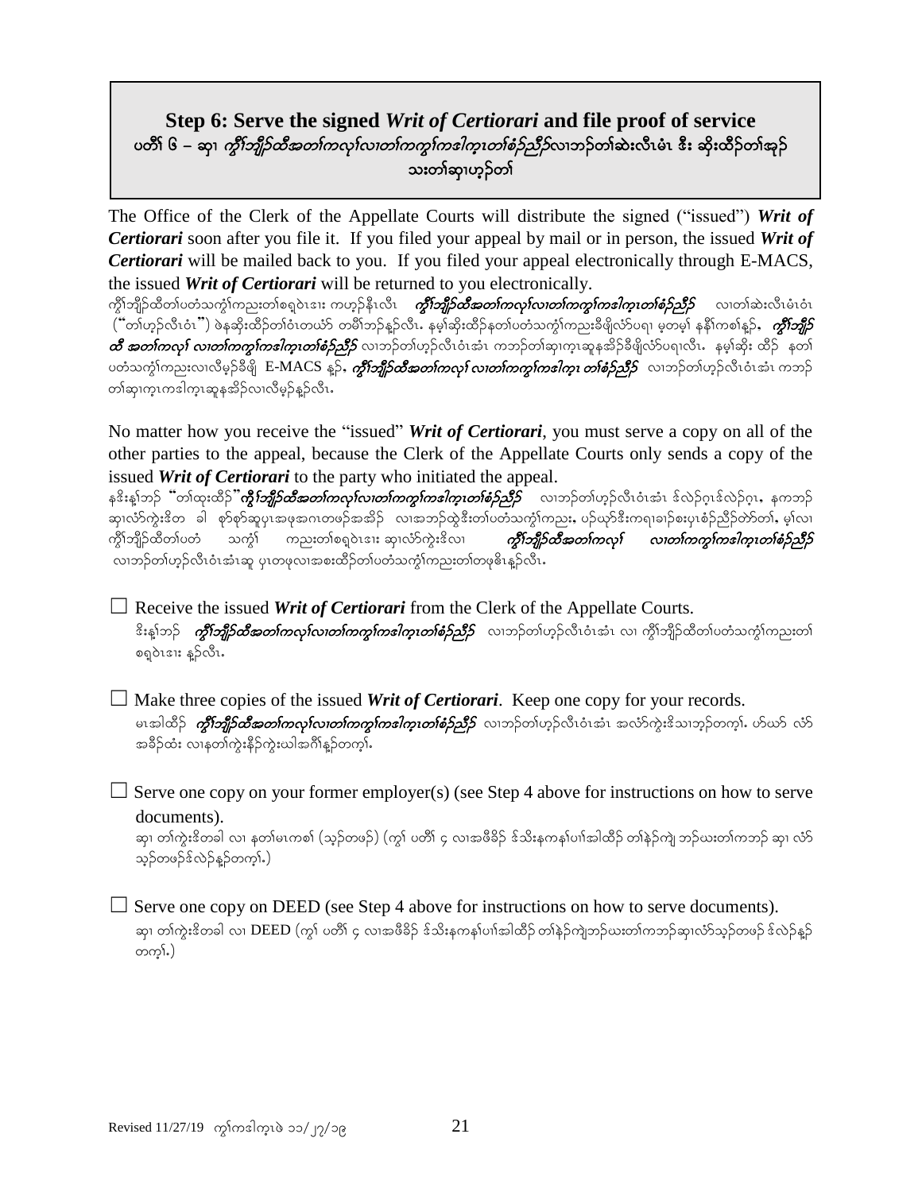## Step 6: Serve the signed *Writ of Certiorari* and file proof of service

**ပတီၢ် ၆ – ဆှၢ *ကွီၢ်ဘျီၣ်ထီအတၢ်ကလုၢ်လၢတၢ်ကကွၢ်ကဒါက့တၢ်စံၣ်ညီၣ်*လၢဘၣ်တၢ်ဆဲးလီၤမံၤ ဒီး ဆိးထီၣ်တၢ်အုၣ်သးတၢ်ဆှၢဟ့ၣ်တၢ်**

The Office of the Clerk of the Appellate Courts will distribute the signed ("issued") ***Writ of Certiorari*** soon after you file it. If you filed your appeal by mail or in person, the issued ***Writ of Certiorari*** will be mailed back to you. If you filed your appeal electronically through E-MACS, the issued ***Writ of Certiorari*** will be returned to you electronically.

ကွီၢ်ဘျီၣ်ထီတၢ်ပတံသကွံၢ်ကညးတၢ်စရ့ဝဲၤဒၢး ကဟ့ၣ်နီၤလီၤ ***ကွီၢ်ဘျီၣ်ထီအတၢ်ကလုၢ်လၢတၢ်ကကွၢ်ကဒါက့တၢ်စံၣ်ညီၣ်*** လၢတၢ်ဆဲးလီၤမံၤဝံၤ ("တၢ်ဟ့ၣ်လီၤဝံၤ") ဖဲနဆိးထီၣ်တၢ်ဝံၤတယံာ် တဘိၣ်ဘၣ်နူၣ်လီၤ. နမ့ၢ်ဆိးထီၣ်နတၢ်ပတံသကွံၢ်ကညးခီဖျိလံာ်ပရၢ မ့တမ့ၢ် နနီၢ်ကစၢ်နူၣ်, ***ကွီၢ်ဘျီၣ်ထီ အတၢ်ကလုၢ် လၢတၢ်ကကွၢ်ကဒါက့တၢ်စံၣ်ညီၣ်*** လၢဘၣ်တၢ်ဟ့ၣ်လီၤဝံၤအံၤ ကဘၣ်တၢ်ဆှၢက့ဆူနအိၣ်ခီဖျိလံာ်ပရၢလီၤ. နမ့ၢ်ဆိး ထီၣ် နတၢ်ပတံသကွံၢ်ကညးလၢလီမ့ၣ်ခီဖျိ E-MACS နူၣ်, ***ကွီၢ်ဘျီၣ်ထီအတၢ်ကလုၢ် လၢတၢ်ကကွၢ်ကဒါက့ တၢ်စံၣ်ညီၣ်*** လၢဘၣ်တၢ်ဟ့ၣ်လီၤဝံၤအံၤ ကဘၣ်တၢ်ဆှၢက့ကဒါက့ဆူနအိၣ်လၢလီမ့ၣ်နူၣ်လီၤ.

No matter how you receive the "issued" ***Writ of Certiorari***, you must serve a copy on all of the other parties to the appeal, because the Clerk of the Appellate Courts only sends a copy of the issued ***Writ of Certiorari*** to the party who initiated the appeal.

နဒိးန့ၢ်ဘၣ် "တၢ်ထုးထီၣ်"***ကွီၢ်ဘျီၣ်ထီအတၢ်ကလုၢ်လၢတၢ်ကကွၢ်ကဒါက့တၢ်စံၣ်ညီၣ်*** လၢဘၣ်တၢ်ဟ့ၣ်လီၤဝံၤအံၤ ဒ်လဲၣ်ဂ့ၤဒ်လဲၣ်ဂ့ၤ, နကဘၣ်ဆှၢလံာ်ကွဲးဒိတ ခါ စ့ၢ်စ့ၢ်ဆူပှၤအဖုအဂၤတဖၣ်အအိၣ် လၢအဘၣ်ထွဲဒီးတၢ်ပတံသကွံၢ်ကညး, ပၣ်ယုာ်ဒီးကရၢခၢၣ်စးပှၤစံၣ်ညီၣ်တဲာ်တၢ်, မ့ၢ်လၢ ကွီၢ်ဘျီၣ်ထီတၢ်ပတံ သကွံၢ် ကညးတၢ်စရ့ဝဲၤဒၢး ဆှၢလံာ်ကွဲးဒိလၢ ***ကွီၢ်ဘျီၣ်ထီအတၢ်ကလုၢ် လၢတၢ်ကကွၢ်ကဒါက့တၢ်စံၣ်ညီၣ်*** လၢဘၣ်တၢ်ဟ့ၣ်လီၤဝံၤအံၤဆူ ပှၤတဖုလၢအစးထီၣ်တၢ်ပတံသကွံၢ်ကညးတၢ်တဖုဓိၤနူၣ်လီၤ.

☐ Receive the issued ***Writ of Certiorari*** from the Clerk of the Appellate Courts.
ဒိးန့ၢ်ဘၣ် ***ကွီၢ်ဘျီၣ်ထီအတၢ်ကလုၢ်လၢတၢ်ကကွၢ်ကဒါက့တၢ်စံၣ်ညီၣ်*** လၢဘၣ်တၢ်ဟ့ၣ်လီၤဝံၤအံၤ လၢ ကွီၢ်ဘျီၣ်ထီတၢ်ပတံသကွံၢ်ကညးတၢ်စရ့ဝဲၤဒၢး နူၣ်လီၤ.

☐ Make three copies of the issued ***Writ of Certiorari***. Keep one copy for your records.
မၤအါထီၣ် ***ကွီၢ်ဘျီၣ်ထီအတၢ်ကလုၢ်လၢတၢ်ကကွၢ်ကဒါက့တၢ်စံၣ်ညီၣ်*** လၢဘၣ်တၢ်ဟ့ၣ်လီၤဝံၤအံၤ အလံာ်ကွဲးဒိသၢဘ့ၣ်တက့ၢ်. ဟ်ဃာ် လံာ်အခီၣ်ထံး လၢနတၢ်ကွဲးနီၣ်ကွဲးဃါအဂီၢ်နူၣ်တက့ၢ်.

☐ Serve one copy on your former employer(s) (see Step 4 above for instructions on how to serve documents).
ဆှၢ တၢ်ကွဲးဒိတခါ လၢ နတၢ်မၤကစၢ် (သ့ၣ်တဖၣ်) (ကွၢ် ပတီၢ် ၄ လၢအဖီခိၣ် ဒ်သိးနကနၢ်ပၢၢ်အါထီၣ် တၢ်နဲၣ်ကျဲ ဘၣ်ဃးတၢ်ကဘၣ် ဆှၢ လံာ်သ့ၣ်တဖၣ်ဒ်လဲၣ်နူၣ်တက့ၢ်.)

☐ Serve one copy on DEED (see Step 4 above for instructions on how to serve documents).
ဆှၢ တၢ်ကွဲးဒိတခါ လၢ DEED (ကွၢ် ပတီၢ် ၄ လၢအဖီခိၣ် ဒ်သိးနကနၢ်ပၢၢ်အါထီၣ် တၢ်နဲၣ်ကျဲဘၣ်ဃးတၢ်ကဘၣ်ဆှၢလံာ်သ့ၣ်တဖၣ် ဒ်လဲၣ်နူၣ်တက့ၢ်.)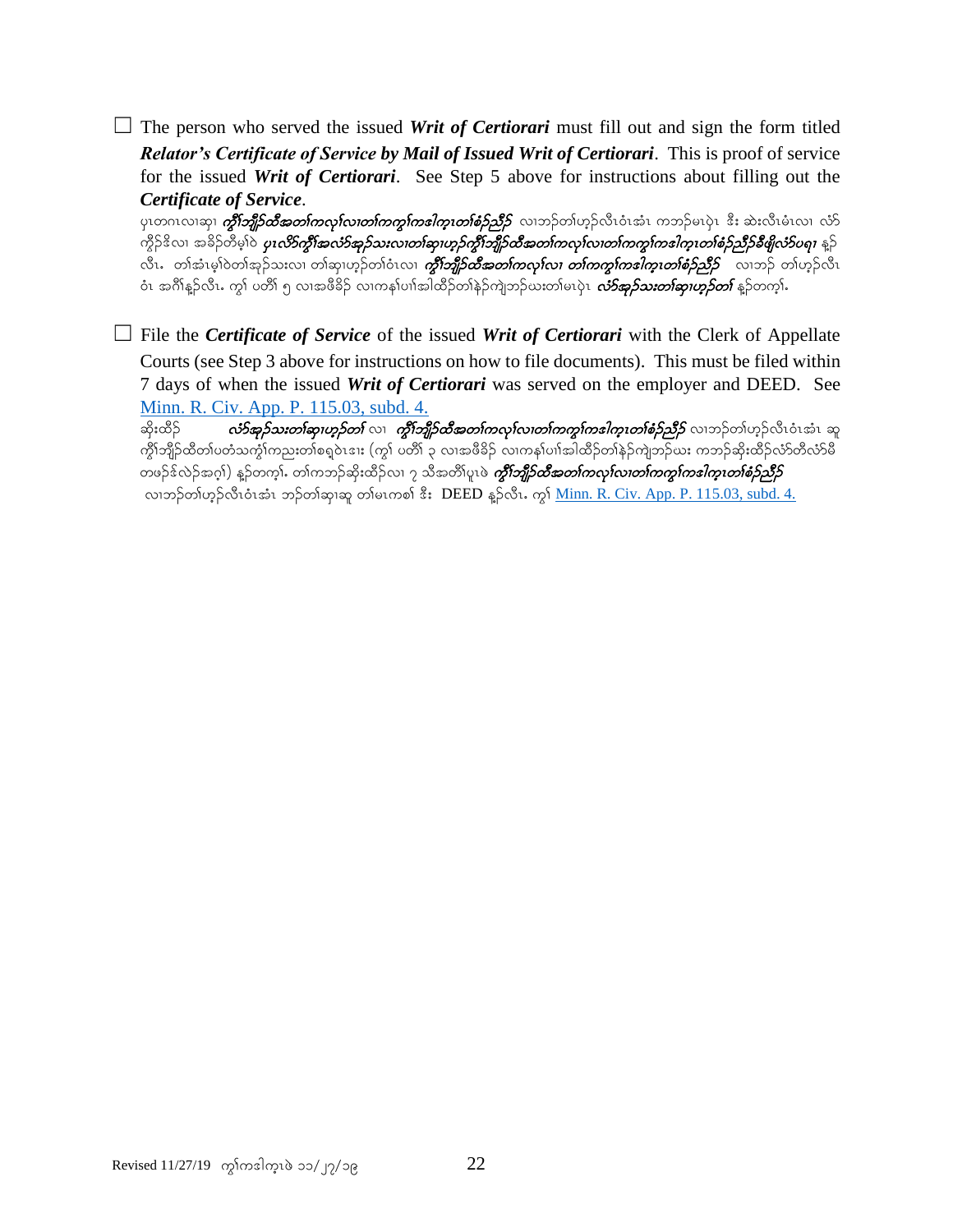☐ The person who served the issued ***Writ of Certiorari*** must fill out and sign the form titled ***Relator's Certificate of Service by Mail of Issued Writ of Certiorari***. This is proof of service for the issued ***Writ of Certiorari***. See Step 5 above for instructions about filling out the ***Certificate of Service***.

ပှၤတဂၤလၢဆှၢ ***ကွိၢ်ဘျိဉ်ထီအတၢ်ကလုၢ်လၢတၢ်ကကွၢ်ကဒါက့ၤတၢ်စံဉ်ညီဉ်*** လၢဘဉ်တၢ်ဟ့ဉ်လီၤဝံၤအံၤ ကဘဉ်မၤပှဲၤ ဒီး ဆဲးလီၤမံၤလၢ လံာ်ကွိဉ်ဒိလၢ အခိဉ်တီမ့ၢ်ဝဲ ***ပှၤလိာ်ကွိၢ်အလံာ်အှဉ်သးလၢတၢ်ဆှၢဟ့ဉ်ကွိၢ်ဘျိဉ်ထီအတၢ်ကလုၢ်လၢတၢ်ကကွၢ်ကဒါက့ၤတၢ်စံဉ်ညီဉ်ခီဖျိလံာ်ပရၢ*** နူဉ်လီၤ. တၢ်အံၤမ့ၢ်ဝဲတၢ်အှဉ်သးလၢ တၢ်ဆှၢဟ့ဉ်တၢ်ဝံၤလၢ ***ကွိၢ်ဘျိဉ်ထီအတၢ်ကလုၢ်လၢ တၢ်ကကွၢ်ကဒါက့ၤတၢ်စံဉ်ညီဉ်*** လၢဘဉ် တၢ်ဟ့ဉ်လီၤဝံၤ အဂီၢ်နူဉ်လီၤ. ကွၢ် ပတီၢ် ၅ လၢအဖီခိဉ် လၢကနဲၤ်ပၢၢ်အါထိဉ်တၢ်နဲဉ်ကျဲဘဉ်ဃးတၢ်မၤပှဲၤ ***လံာ်အှဉ်သးတၢ်ဆှၢဟ့ဉ်တၢ်*** နူဉ်တက့ၢ်.

☐ File the ***Certificate of Service*** of the issued ***Writ of Certiorari*** with the Clerk of Appellate Courts (see Step 3 above for instructions on how to file documents). This must be filed within 7 days of when the issued ***Writ of Certiorari*** was served on the employer and DEED. See [Minn. R. Civ. App. P. 115.03, subd. 4.](Minn. R. Civ. App. P. 115.03, subd. 4.)

ဆိုးထိဉ် ***လံာ်အှဉ်သးတၢ်ဆှၢဟ့ဉ်တၢ်*** လၢ ***ကွိၢ်ဘျိဉ်ထီအတၢ်ကလုၢ်လၢတၢ်ကကွၢ်ကဒါက့ၤတၢ်စံဉ်ညီဉ်*** လၢဘဉ်တၢ်ဟ့ဉ်လီၤဝံၤအံၤ ဆူကွိၢ်ဘျိဉ်ထီတၢ်ပတံသကွံၢ်ကညးတၢ်စရီၤဝဲၤဒၢး (ကွၢ် ပတီၢ် ၃ လၢအဖီခိဉ် လၢကနဲၤ်ပၢၢ်အါထိဉ်တၢ်နဲဉ်ကျဲဘဉ်ဃး ကဘဉ်ဆိုးထိဉ်လံာ်တီလံာ်မီ တဖဉ်ဒ်လဲဉ်အဂ့ၢ်) နူဉ်တက့ၢ်. တၢ်ကဘဉ်ဆိုးထိဉ်လၢ ၇ သီအတီၢ်ပူၤဖဲ ***ကွိၢ်ဘျိဉ်ထီအတၢ်ကလုၢ်လၢတၢ်ကကွၢ်ကဒါက့ၤတၢ်စံဉ်ညီဉ်*** လၢဘဉ်တၢ်ဟ့ဉ်လီၤဝံၤအံၤ ဘဉ်တၢ်ဆှၢဆူ တၢ်မၤကစၢ် ဒီး DEED နူဉ်လီၤ. ကွၢ် [Minn. R. Civ. App. P. 115.03, subd. 4.](Minn. R. Civ. App. P. 115.03, subd. 4.)

Revised 11/27/19 ကွၢ်ကဒါက့ၤဖဲ ၁၁/၂၇/၁၉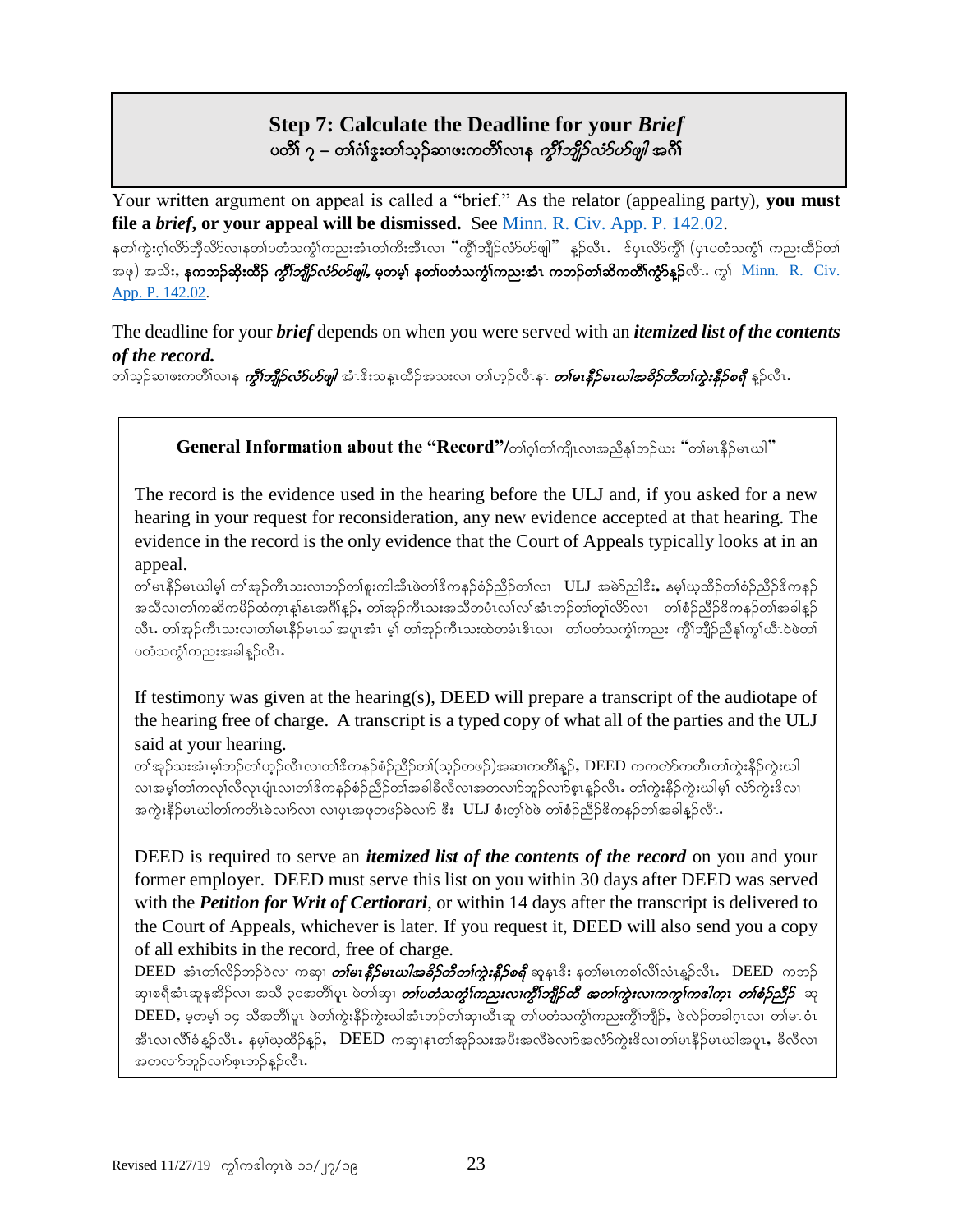## Step 7: Calculate the Deadline for your *Brief*
## ပတိၢ် ၇ – တၢ်ဂံၢ်ဖွးတၢ်သ့ၣ်ဆၢဖးကတိၢ်လၢန *ကွိၢ်ဘျိၣ်လံာ်ပာ်ဖျါ* အဂီၢ်

Your written argument on appeal is called a "brief." As the relator (appealing party), **you must file a *brief*, or your appeal will be dismissed.** See [Minn. R. Civ. App. P. 142.02](Minn. R. Civ. App. P. 142.02).

နတၢ်ကွဲးဂ့ၢ်လိာ်ဘိုလိာ်လၢနတၢ်ပတံသကွဲၢ်ကညးအံၤတၢ်ကိးအီၤလၢ "ကွိၢ်ဘျိၣ်လံာ်ပာ်ဖျါ" န့ၣ်လီၤ. ဒ်ပှၤလိာ်ကွိၢ် (ပှၤပတံသကွဲၢ် ကညးထိၣ်တၢ်အဖ့) အသိး, **နကဘၣ်ဆိုးထိၣ် *ကွိၢ်ဘျိၣ်လံာ်ပာ်ဖျါ*, မ့တမ့ၢ် နတၢ်ပတံသကွဲၢ်ကညးအံၤ ကဘၣ်တၢ်ဆိကတိၢ်ကွဲာ်န့ၣ်**လီၤ. ကွၢ် [Minn. R. Civ. App. P. 142.02](Minn. R. Civ. App. P. 142.02).

The deadline for your ***brief*** depends on when you were served with an ***itemized list of the contents of the record.***

တၢ်သ့ၣ်ဆၢဖးကတိၢ်လၢန ***ကွိၢ်ဘျိၣ်လံာ်ပာ်ဖျါ*** အံၤဒိးသန့ထိၣ်အသးလၢ တၢ်ဟ့ၣ်လီၤနၤ ***တၢ်မၤနီၣ်မၤဃါအခိၣ်တီတၢ်ကွဲးနီၣ်စရီ*** နၣ်လီၤ.

**General Information about the "Record"**/တၢ်ဂ့ၢ်တၢ်ကျိၤလၢအညီနှၢ်ဘၣ်ဃး "တၢ်မၤနီၣ်မၤဃါ"

The record is the evidence used in the hearing before the ULJ and, if you asked for a new hearing in your request for reconsideration, any new evidence accepted at that hearing. The evidence in the record is the only evidence that the Court of Appeals typically looks at in an appeal.

တၢ်မၤနီၣ်မၤဃါမ့ၢ် တၢ်အုၣ်ကီၤသးလၢဘၣ်တၢ်စူးကါအီၤဖဲတၢ်ဒိကနၣ်စံၣ်ညီၣ်တၢ်လၢ ULJ အမဲာ်ညါဒီး, နမ့ၢ်ယ့ထိၣ်တၢ်စံၣ်ညီၣ်ဒိကနၣ်အသီလၢတၢ်ကဆိကမိၣ်ထံက့ၤန့ၢ်နၤအဂီၢ်နူၣ်, တၢ်အုၣ်ကီၤသးအသီတမံၤလၢ်လၢ်အံၤဘၣ်တၢ်တူၢ်လိာ်လၢ တၢ်စံၣ်ညီၣ်ဒိကနၣ်တၢ်အခါနူၣ်လီၤ. တၢ်အုၣ်ကီၤသးလၢတၢ်မၤနီၣ်မၤဃါအပူၤအံၤ မ့ၢ် တၢ်အုၣ်ကီၤသးထဲတမံၤဧိၤလၢ တၢ်ပတံသကွဲၢ်ကညး ကွိၢ်ဘျိၣ်ညီနှၢ်ကွၢ်ဃိၤဝဲဖဲတၢ်ပတံသကွဲၢ်ကညးအခါနူၣ်လီၤ.

If testimony was given at the hearing(s), DEED will prepare a transcript of the audiotape of the hearing free of charge. A transcript is a typed copy of what all of the parties and the ULJ said at your hearing.

တၢ်အုၣ်သးအံၤမ့ၢ်ဘၣ်တၢ်ဟ့ၣ်လီၤလၢတၢ်ဒိကနၣ်စံၣ်ညီၣ်တၢ်(သ့ၣ်တဖၣ်)အဆၢကတိၢ်နူၣ်, DEED ကကတဲာ်ကတီၤတၢ်ကွဲးနီၣ်ကွဲးဃါလၢအမ့ၢ်တၢ်ကလုၢ်လီလုၤပျံၤလၢတၢ်ဒိကနၣ်စံၣ်ညီၣ်တၢ်အခါခီလီလၢအတလၢာ်ဘူၣ်လၢာ်စ့ၤနူၣ်လီၤ. တၢ်ကွဲးနီၣ်ကွဲးဃါမ့ၢ် လံာ်ကွဲးဒိလၢအကွဲးနီၣ်မၤဃါတၢ်ကတိၤခဲလၢာ်လၢ လၢပှၤအဖုတဖၣ်ခဲလၢာ် ဒီး ULJ စံးတ့ၢ်ဝဲဖဲ တၢ်စံၣ်ညီၣ်ဒိကနၣ်တၢ်အခါနူၣ်လီၤ.

DEED is required to serve an ***itemized list of the contents of the record*** on you and your former employer. DEED must serve this list on you within 30 days after DEED was served with the ***Petition for Writ of Certiorari***, or within 14 days after the transcript is delivered to the Court of Appeals, whichever is later. If you request it, DEED will also send you a copy of all exhibits in the record, free of charge.

DEED အံၤတၢ်လိၣ်ဘၣ်ဝဲလၢ ကဆှၢ ***တၢ်မၤနီၣ်မၤဃါအခိၣ်တီတၢ်ကွဲးနီၣ်စရီ*** ဆူနၤဒီး နတၢ်မၤကစၢ်လိၢ်လံၤနူၣ်လီၤ. DEED ကဘၣ်ဆှၢစရီအံၤဆူနအိၣ်လၢ အသိ ၃၀အတိၢ်ပူၤ ဖဲတၢ်ဆှၢ ***တၢ်ပတံသကွဲၢ်ကညးလၢကွိၢ်ဘျိၣ်ထီ အတၢ်ကွဲးလၢကကွၢ်ကဒါက့ၤ တၢ်စံၣ်ညီၣ်*** ဆူ DEED, မ့တမ့ၢ် ၁၄ သီအတိၢ်ပူၤ ဖဲတၢ်ကွဲးနီၣ်ကွဲးဃါအံၤဘၣ်တၢ်ဆှၢဃီၤဆူ တၢ်ပတံသကွဲၢ်ကညးကွိၢ်ဘျိၣ်, ဖဲလဲၣ်တခါဂ့ၤလၢ တၢ်မၤဝံၤအီၤလၢလိၢ်ခံနူၣ်လီၤ. နမ့ၢ်ယ့ထိၣ်နူၣ်, DEED ကဆှၢနၤတၢ်အုၣ်သးအပီးအလီခဲလၢာ်အလံာ်ကွဲးဒိလၢတၢ်မၤနီၣ်မၤဃါအပူၤ, ခီလီလၢအတလၢာ်ဘူၣ်လၢာ်စ့ၤဘၣ်နူၣ်လီၤ.

Revised 11/27/19 ကွၢ်ကဒါက့ၤဖဲ ၁၁/၂၇/၁၉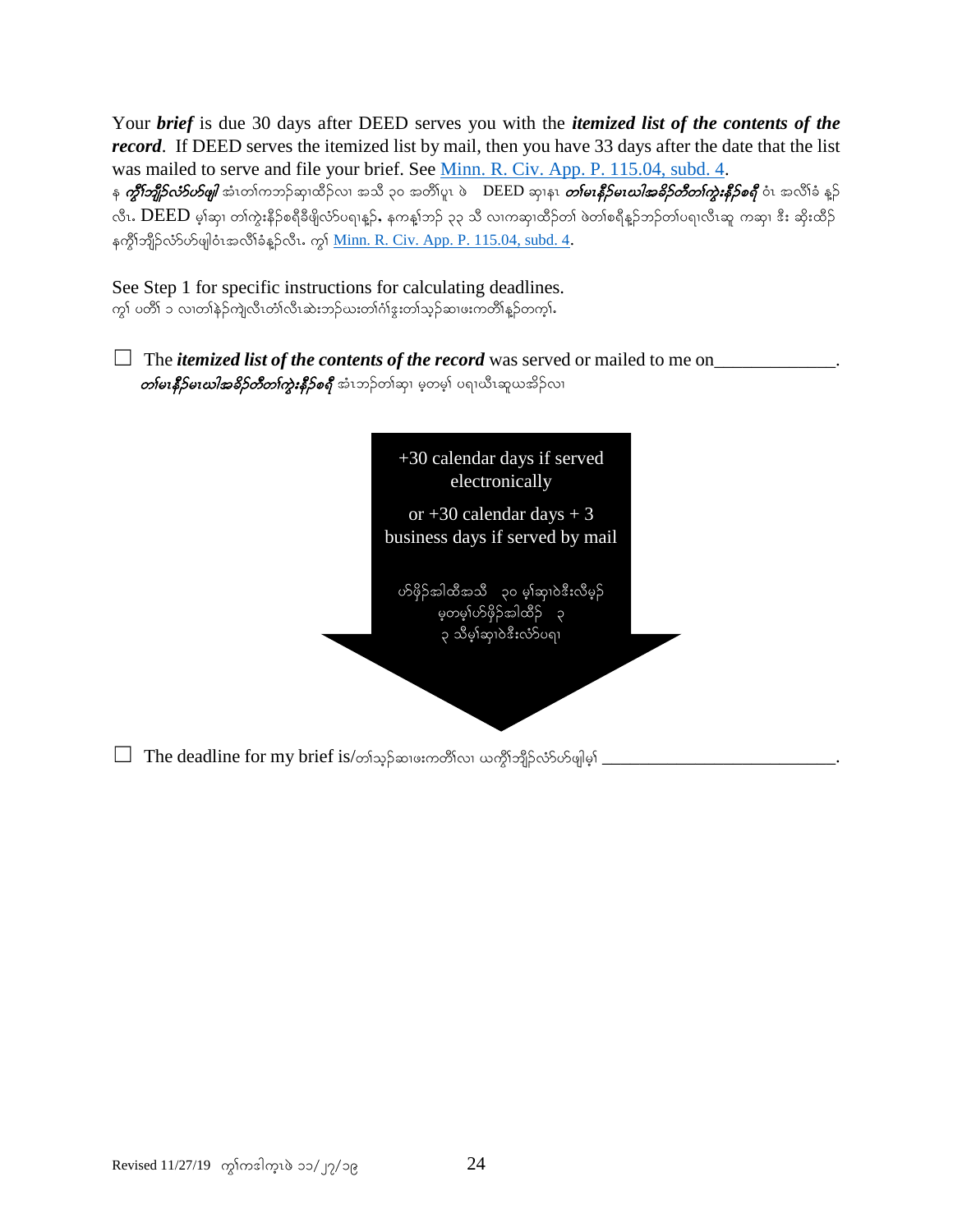Your ***brief*** is due 30 days after DEED serves you with the ***itemized list of the contents of the record***. If DEED serves the itemized list by mail, then you have 33 days after the date that the list was mailed to serve and file your brief. See Minn. R. Civ. App. P. 115.04, subd. 4.
န ***ကွိၢ်ဘျီၣ်လံာ်ဟ်ဖျါ*** အံၤတၢ်ကဘၣ်ဆှၢထီၣ်လၢ အသိ ၃၀ အတီၢ်ပူၤ ဖဲ DEED ဆှၢနၤ ***တၢ်မၤနီၣ်မၤဃါအခိၣ်တီတၢ်ကွဲးနီၣ်စရီ*** ဝံၤ အလိၢ်ခံ န့ၣ်လီၤ. DEED မ့ၢ်ဆှၢ တၢ်ကွဲးနီၣ်စရီခီဖျိလံာ်ပရၢန့ၣ်, နကန့ၢ်ဘၣ် ၃၃ သီ လၢကဆှၢထီၣ်တၢ် ဖဲတၢ်စရီန့ၣ်ဘၣ်တၢ်ပရၢလီၤဆူ ကဆှၢ ဒီး ဆိုးထိၣ် နကွိၢ်ဘျီၣ်လံာ်ဟ်ဖျါဝံၤအလိၢ်ခံန့ၣ်လီၤ. ကွၢ် Minn. R. Civ. App. P. 115.04, subd. 4.

See Step 1 for specific instructions for calculating deadlines.
ကွၢ် ပတိၢ် ၁ လၢတၢ်နဲၣ်ကျဲလီၤတံၢ်လီၤဆဲးဘၣ်ဃးတၢ်ဂံၢ်ဒွးတၢ်သ့ၣ်ဆၢဖးကတီၢ်န့ၣ်တက့ၢ်.

☐ The ***itemized list of the contents of the record*** was served or mailed to me on_____________.
***တၢ်မၤနီၣ်မၤဃါအခိၣ်တီတၢ်ကွဲးနီၣ်စရီ*** အံၤဘၣ်တၢ်ဆှၢ မ့တမ့ၢ် ပရၢဃီၤဆူယအိၣ်လၢ

+30 calendar days if served electronically

or +30 calendar days + 3 business days if served by mail

ဟ်ဖှိၣ်အါထီအသိ ၃၀ မ့ၢ်ဆှၢဝဲဒီးလီမှၣ်
မ့တမ့ၢ်ဟ်ဖှိၣ်အါထိၣ် ၃
၃ သီမ့ၢ်ဆှၢဝဲဒီးလံာ်ပရၢ

☐ The deadline for my brief is/တၢ်သ့ၣ်ဆၢဖးကတီၢ်လၢ ယကွိၢ်ဘျီၣ်လံာ်ဟ်ဖျါမ့ၢ် __________________________.

Revised 11/27/19 ကွၢ်ကဒါက့ၤဖဲ ၁၁/၂၇/၁၉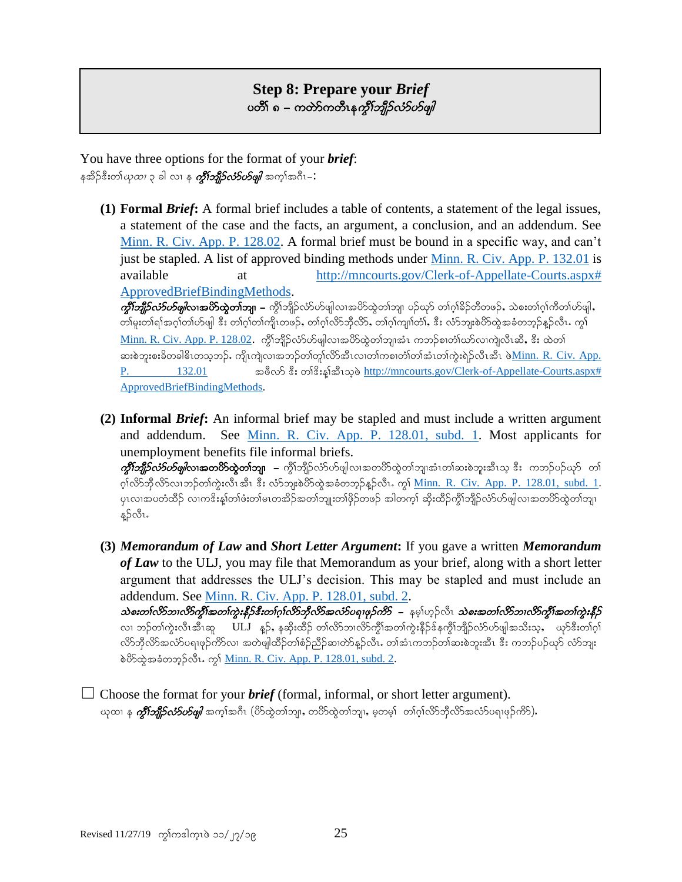## Step 8: Prepare your *Brief*
### ပတိၢ် ၈ – ကတဲာ်ကတီၤန ကွိၢ်ဘျိၣ်လံာ်ဟ်ဖျါ

You have three options for the format of your ***brief***:

နအိၣ်ဒီးတၢ်ယုထၢ ၃ ခါ လၢ န ***ကွိၢ်ဘျိၣ်လံာ်ဟ်ဖျါ*** အကုၢ်အဂီၤ–:

**(1) Formal *Brief*:** A formal brief includes a table of contents, a statement of the legal issues, a statement of the case and the facts, an argument, a conclusion, and an addendum. See [Minn. R. Civ. App. P. 128.02](Minn. R. Civ. App. P. 128.02). A formal brief must be bound in a specific way, and can't just be stapled. A list of approved binding methods under [Minn. R. Civ. App. P. 132.01](Minn. R. Civ. App. P. 132.01) is available at [http://mncourts.gov/Clerk-of-Appellate-Courts.aspx#ApprovedBriefBindingMethods](http://mncourts.gov/Clerk-of-Appellate-Courts.aspx#ApprovedBriefBindingMethods).

***ကွိၢ်ဘျိၣ်လံာ်ဟ်ဖျါလၢအပိာ်ထွဲတၢ်ဘျၢ*** – ကွိၢ်ဘျိၣ်လံာ်ဟ်ဖျါလၢအပိာ်ထွဲတၢ်ဘျၢ ပဉ်ယှာ် တၢ်ဂ့ၢ်ခိၣ်တီတဖၣ်, သဲစးတၢ်ဂ့ၢ်ကီတၢ်ဟ်ဖျါ, တၢ်မူးတၢ်ရၢ်အဂ့ၢ်တၢ်ဟ်ဖျါ ဒီး တၢ်ဂ့ၢ်တၢ်ကျိၤတဖၣ်, တၢ်ဂ့ၢ်လိာ်ဘိုလိာ်, တၢ်ဂ့ၢ်ကျၢၢ်တံၢ်, ဒီး လံာ်ဘျးစဲပိာ်ထွဲအခံတဘ့ၣ်နူၣ်လီၤ. ကွၢ် [Minn. R. Civ. App. P. 128.02](Minn. R. Civ. App. P. 128.02). ကွိၢ်ဘျိၣ်လံာ်ဟ်ဖျါလၢအပိာ်ထွဲတၢ်ဘျၢအံၤ ကဘၣ်စဲတံၢ်ယာ်လၢကျဲလီၤဆီ, ဒီး ထဲတၢ် ဆးစဲဘူးစးခိတခါဓိၤတသ့ဘၣ်. ကျိၤကျဲလၢအဘၣ်တၢ်တူၢ်လိာ်အီၤလၢတၢ်ကစဲတံၢ်တၢ်အံၤတၢ်ကွဲးရဲၣ်လီၤအီၤ ဖဲ[Minn. R. Civ. App. P. 132.01](Minn. R. Civ. App. P. 132.01) အဖီလာ် ဒီး တၢ်ဒိးန့ၢ်အီၤသ့ဖဲ [http://mncourts.gov/Clerk-of-Appellate-Courts.aspx#ApprovedBriefBindingMethods](http://mncourts.gov/Clerk-of-Appellate-Courts.aspx#ApprovedBriefBindingMethods).

**(2) Informal *Brief*:** An informal brief may be stapled and must include a written argument and addendum. See [Minn. R. Civ. App. P. 128.01, subd. 1](Minn. R. Civ. App. P. 128.01, subd. 1). Most applicants for unemployment benefits file informal briefs.

***ကွိၢ်ဘျိၣ်လံာ်ဟ်ဖျါလၢအတပိာ်ထွဲတၢ်ဘျၢ*** – ကွိၢ်ဘျိၣ်လံာ်ဟ်ဖျါလၢအတပိာ်ထွဲတၢ်ဘျၢအံၤတၢ်ဆးစဲဘူးအီၤသ့ ဒီး ကဘၣ်ပဉ်ယှာ် တၢ်ဂ့ၢ်လိာ်ဘိုလိာ်လၢဘၣ်တၢ်ကွဲးလီၤအီၤ ဒီး လံာ်ဘျးစဲပိာ်ထွဲအခံတဘ့ၣ်နူၣ်လီၤ. ကွၢ် [Minn. R. Civ. App. P. 128.01, subd. 1](Minn. R. Civ. App. P. 128.01, subd. 1). ပှၤလၢအပတံထီၣ် လၢကဒိးန့ၢ်တၢ်ဖံးတၢ်မၤတအိၣ်အတၢ်ဘျုးတၢ်ဖိၣ်တဖၣ် အါတက့ၢ် ဆိုးထိၣ်ကွိၢ်ဘျိၣ်လံာ်ဟ်ဖျါလၢအတပိာ်ထွဲတၢ်ဘျၢ နူၣ်လီၤ.

**(3) *Memorandum of Law* and *Short Letter Argument*:** If you gave a written ***Memorandum of Law*** to the ULJ, you may file that Memorandum as your brief, along with a short letter argument that addresses the ULJ's decision. This may be stapled and must include an addendum. See [Minn. R. Civ. App. P. 128.01, subd. 2](Minn. R. Civ. App. P. 128.01, subd. 2).

***သဲစးတၢ်လိာ်ဘၢလိာ်ကွိၢ်အတၢ်ကွဲးနီၣ်ဒီးတၢ်ဂ့ၢ်လိာ်ဘိုလိာ်အလံာ်ပရၢဖုၣ်ကိာ်*** – နမ့ၢ်ဟ့ၣ်လီၤ ***သဲစးအတၢ်လိာ်ဘၢလိာ်ကွိၢ်အတၢ်ကွဲးနီၣ်*** လၢ ဘၣ်တၢ်ကွဲးလီၤအီၤဆူ ULJ နူၣ်, နဆိုးထိၣ် တၢ်လိာ်ဘၢလိာ်ကွိၢ်အတၢ်ကွဲးနီၣ်ဒ်နကွိၢ်ဘျိၣ်လံာ်ဟ်ဖျါအသိးသ့, ယှာ်ဒီးတၢ်ဂ့ၢ်လိာ်ဘိုလိာ်အလံာ်ပရၢဖုၣ်ကိာ်လၢ အတဲဖျါထိၣ်တၢ်စံၣ်ညိၣ်ဆၢတဲာ်နူၣ်လီၤ. တၢ်အံၤကဘၣ်တၢ်ဆးစဲဘူးအီၤ ဒီး ကဘၣ်ပဉ်ယှာ် လံာ်ဘျးစဲပိာ်ထွဲအခံတဘ့ၣ်လီၤ. ကွၢ် [Minn. R. Civ. App. P. 128.01, subd. 2](Minn. R. Civ. App. P. 128.01, subd. 2).

☐ Choose the format for your ***brief*** (formal, informal, or short letter argument).

ယုထၢ န ***ကွိၢ်ဘျိၣ်လံာ်ဟ်ဖျါ*** အကုၢ်အဂီၤ (ပိာ်ထွဲတၢ်ဘျၢ, တပိာ်ထွဲတၢ်ဘျၢ, မ့တမ့ၢ် တၢ်ဂ့ၢ်လိာ်ဘိုလိာ်အလံာ်ပရၢဖုၣ်ကိာ်).

Revised 11/27/19 ကွၢ်ကဒါက့ၤဖဲ ၁၁/၂၇/၁၉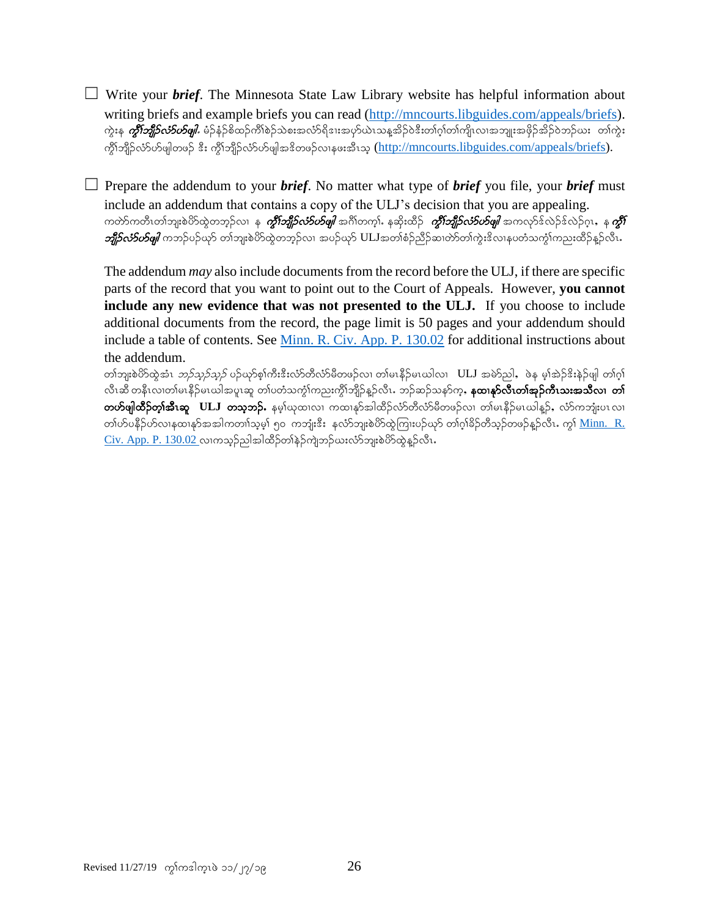☐ Write your ***brief***. The Minnesota State Law Library website has helpful information about writing briefs and example briefs you can read (http://mncourts.libguides.com/appeals/briefs). ကွဲးန ***ကွီၢ်ဘျီဉ်လံာ်ပာ်ဖျါ***. မံဉ်နံဉ်စိထဉ်ကိၢ်စဲဉ်သဲစးအလံာ်ရိဒၢးအပှာ်ယဲၤသန့အိဉ်ဝဲဒီးတၢ်ဂ့ၢ်တၢ်ကျိၤလၢအဘျုးအဖှိဉ်အိဉ်ဝဲဘဉ်ယး တၢ်ကွဲးကွီၢ်ဘျီဉ်လံာ်ပာ်ဖျါတဖဉ် ဒီး ကွီၢ်ဘျီဉ်လံာ်ပာ်ဖျါအဒိတဖဉ်လၢနဖးအီၤသ့ (http://mncourts.libguides.com/appeals/briefs).

☐ Prepare the addendum to your ***brief***. No matter what type of ***brief*** you file, your ***brief*** must include an addendum that contains a copy of the ULJ's decision that you are appealing. ကတဲာ်ကတီၤတၢ်ဘျးစဲဟ်ထွဲတဘ့ဉ်လၢ န ***ကွီၢ်ဘျီဉ်လံာ်ပာ်ဖျါ*** အဂီၢ်တက့ၢ်. နဆိးထိဉ် ***ကွီၢ်ဘျီဉ်လံာ်ပာ်ဖျါ*** အကလုာ်ဒ်လဲဉ်ဒ်လဲဉ်ဂ့ၤ, န ***ကွီၢ်ဘျီဉ်လံာ်ပာ်ဖျါ*** ကဘဉ်ပဉ်ယှာ် တၢ်ဘျးစဲဟ်ထွဲတဘ့ဉ်လၢ အပဉ်ယှာ် ULJအတၢ်စံဉ်ညီဉ်ဆၢတဲာ်တၢ်ကွဲးဒိလၢနပတံသကွံၢ်ကညးထိဉ်နှဉ်လီၤ.

The addendum *may* also include documents from the record before the ULJ, if there are specific parts of the record that you want to point out to the Court of Appeals. However, **you cannot include any new evidence that was not presented to the ULJ.** If you choose to include additional documents from the record, the page limit is 50 pages and your addendum should include a table of contents. See Minn. R. Civ. App. P. 130.02 for additional instructions about the addendum.

တၢ်ဘျးစဲဟ်ထွဲအံၤ *ဘဉ်သ့ဉ်သ့ဉ်* ပဉ်ယှာ်စ့ၢ်ကီးဒီးလံာ်တီလံာ်မိတဖဉ်လၢ တၢ်မၤနီဉ်မၤဃါလၢ ULJ အမဲာ်ညါ, ဖဲန မ့ၢ်အဲဉ်ဒိးနဲဉ်ဖျါ တၢ်ဂ့ၢ်လီၤဆီ တနီၤလၢတၢ်မၤနီဉ်မၤဃါအပူၤဆူ တၢ်ပတံသကွံၢ်ကညးကွီၢ်ဘျိဉ်နှဉ်လီၤ. ဘဉ်ဆဉ်သနာ်က့, **နထၢနှာ်လီၤတၢ်အှဉ်ကီၤသးအသီလၢ တၢ်တဟ်ဖျါထိဉ်တ့ၢ်အီၤဆူ ULJ တသ့ဘဉ်.** နမ့ၢ်ဃုထၢလၢ ကထၢနှာ်အါထိဉ်လံာ်တီလံာ်မိတဖဉ်လၢ တၢ်မၤနီဉ်မၤဃါနှဉ်, လံာ်ကဘျံးပၤလၢ တၢ်ဟ်ပနီဉ်ဟ်လၢနထၢနှာ်အအါကတၢၢ်သ့မ့ၢ် ၅၀ ကဘျံးဒီး နလံာ်ဘျးစဲဟ်ထွဲကြၢးပဉ်ယှာ် တၢ်ဂ့ၢ်ခိဉ်တီသ့ဉ်တဖဉ်နှဉ်လီၤ. ကွၢ် Minn. R. Civ. App. P. 130.02 လၢကသ့ဉ်ညါအါထိဉ်တၢ်နဲဉ်ကျဲဘဉ်ယးလံာ်ဘျးစဲဟ်ထွဲနှဉ်လီၤ.

Revised 11/27/19 ကွၢ်ကဒါက့ၤဖဲ ၁၁/၂၇/၁၉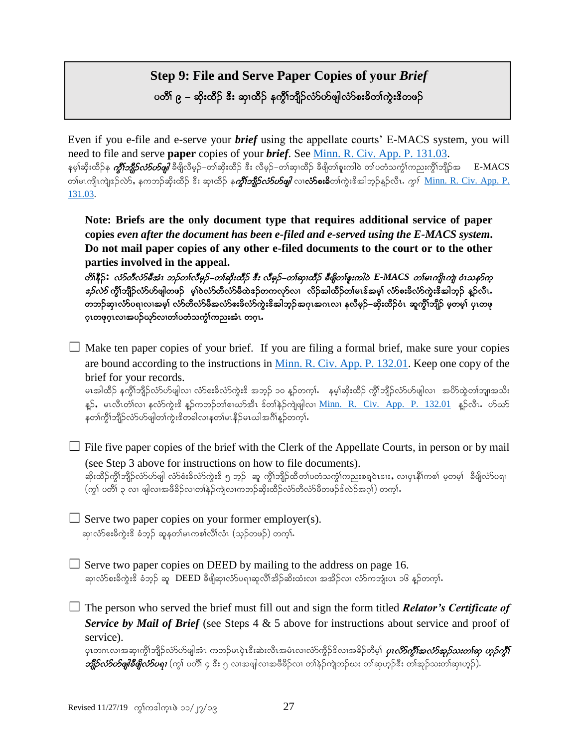## Step 9: File and Serve Paper Copies of your *Brief*

### ပတိၢ် ၉ – ဆိုးထိဉ် ဒီး ဆှၢထိဉ် နကွီၢ်ဘျိဉ်လံာ်ဟ်ဖျါလံာ်စးခိတၢ်ကွဲးဒိတဖဉ်

Even if you e-file and e-serve your ***brief*** using the appellate courts' E-MACS system, you will need to file and serve **paper** copies of your ***brief***. See Minn. R. Civ. App. P. 131.03.

နမ့ၢ်ဆိုးထိဉ်န ***ကွီၢ်ဘျိဉ်လံာ်ဟ်ဖျါ*** ခီဖျိလီမ့ဉ်–တၢ်ဆိုးထိဉ် ဒီး လီမ့ဉ်–တၢ်ဆှၢထိဉ် ခီဖျိတၢ်စူးကါဝဲ တၢ်ပတံသကွဲၢ်ကညးကွိၢ်ဘျိဉ်အ E-MACS တၢ်မၤကျိၤကျဲဒဉ်လဲာ်, နကဘဉ်ဆိုးထိဉ် ဒီး ဆှၢထိဉ် န***ကွီၢ်ဘျိဉ်လံာ်ဟ်ဖျါ*** လၢ**လံာ်စးခိ**တၢ်ကွဲးဒိအါဘဉ်နူဉ်လီၤ. *ကွၢ်* Minn. R. Civ. App. P. 131.03.

> **Note: Briefs are the only document type that requires additional service of paper copies *even after the document has been e-filed and e-served using the E-MACS system*. Do not mail paper copies of any other e-filed documents to the court or to the other parties involved in the appeal.**
>
> ***တၢ်နီဉ်:*** ***လံာ်တီလံာ်မီအံၤ ဘဉ်တၢ်လီမ့ဉ်–တၢ်ဆိုးထိဉ် ဒီး လီမ့ဉ်–တၢ်ဆှၢထိဉ် ခီဖျိတၢ်စူးကါဝဲ E-MACS တၢ်မၤကျိၤကျဲ ဝံၤသနာ်က့ဒဉ်လဲာ်*** **ကွီၢ်ဘျိဉ်လံာ်ဟ်ဖျါတဖဉ် မ့ၢ်ဝဲလံာ်တီလံာ်မီထဲဒဉ်တကလှာ်လၢ လိဉ်အါထိဉ်တၢ်မၤဒ်အမ့ၢ် လံာ်စးခိလံာ်ကွဲးဒိအါဘဉ် နူဉ်လီၤ. တဘဉ်ဆှၢလံာ်ပရၢလၢအမ့ၢ် လံာ်တီလံာ်မီအလံာ်စးခိလံာ်ကွဲးဒိအါဘဉ်အဂုၤအဂၤလၢ နလီမ့ဉ်–ဆိုးထိဉ်ဝံၤ ဆူကွီၢ်ဘျိဉ် မ့တမ့ၢ် ပှၤတဖုဂုၤတဖုဂုၤလၢအပဉ်ဃုာ်လၢတၢ်ပတံသကွဲၢ်ကညးအံၤ တဂုၤ.**

☐ Make ten paper copies of your brief. If you are filing a formal brief, make sure your copies are bound according to the instructions in Minn. R. Civ. App. P. 132.01. Keep one copy of the brief for your records.
မၤအါထိဉ် နကွီၢ်ဘျိဉ်လံာ်ဟ်ဖျါလၢ လံာ်စးခိလံာ်ကွဲးဒိ အဘ့ဉ် ၁၀ နူဉ်တက့ၢ်. နမ့ၢ်ဆိုးထိဉ် ကွီၢ်ဘျိဉ်လံာ်ဟ်ဖျါလၢ အပိာ်ထွဲတၢ်ဘျၢအသိး နူဉ်, မၤလီၤတံၢ်လၢ နလံာ်ကွဲးဒိ နူဉ်ကဘဉ်တၢ်စၢဃာ်အီၤ ဒ်တၢ်နဲဉ်ကျဲဖျါလၢ Minn. R. Civ. App. P. 132.01 နူဉ်လီၤ. ဟ်ဃာ် နတၢ်ကွီၢ်ဘျိဉ်လံာ်ဟ်ဖျါတၢ်ကွဲးဒိတခါလၢနတၢ်မၤနီဉ်မၤဃါအဂီၢ်နူဉ်တက့ၢ်.

☐ File five paper copies of the brief with the Clerk of the Appellate Courts, in person or by mail (see Step 3 above for instructions on how to file documents).
ဆိုးထိဉ်ကွီၢ်ဘျိဉ်လံာ်ဟ်ဖျါ လံာ်စးခိလံာ်ကွဲးဒိ ၅ ဘ့ဉ် ဆူ ကွီၢ်ဘျိဉ်ထိတၢ်ပတံသကွဲၢ်ကညးစရူဝဲၤဒၢး, လၢပှၤနီၢ်ကစၢ် မ့တမ့ၢ် ခီဖျိလံာ်ပရၢ (ကွၢ် ပတိၢ် ၃ လၢ ဖျါလၢအဖီခိဉ်လၢတၢ်နဲဉ်ကျဲလၢကဘဉ်ဆိုးထိဉ်လံာ်တီလံာ်မီတဖဉ်ဒ်လဲဉ်အဂ့ၢ်) တက့ၢ်.

☐ Serve two paper copies on your former employer(s).
ဆှၢလံာ်စးခိကွဲးဒိ ခံဘ့ဉ် ဆူနတၢ်မၤကစၢ်လီၢ်လံၤ (သ့ဉ်တဖဉ်) တက့ၢ်.

☐ Serve two paper copies on DEED by mailing to the address on page 16.
ဆှၢလံာ်စးခိကွဲးဒိ ခံဘ့ဉ် ဆူ DEED ခီဖျိဆှၢလံာ်ပရၢဆူလီၢ်အိဉ်ဆိးထံးလၢ အအိဉ်လၢ လံာ်ကဘျံးပၤ ၁၆ နူဉ်တက့ၢ်.

☐ The person who served the brief must fill out and sign the form titled ***Relator's Certificate of Service by Mail of Brief*** (see Steps 4 & 5 above for instructions about service and proof of service).
ပှၤတဂၤလၢအဆှၢကွီၢ်ဘျိဉ်လံာ်ဟ်ဖျါအံၤ ကဘဉ်မၤပှဲၤဒီးဆဲးလီၤအမံၤလၢလံာ်ကွိဉ်ဒိလၢအခိဉ်တီမ့ၢ် ***ပှၤလိာ်ကွီၢ်အလံာ်အုဉ်သးတၢ်ဆှ ဟ့ဉ်ကွီၢ်ဘျိဉ်လံာ်ဟ်ဖျါခီဖျိလံာ်ပရၢ*** (ကွၢ် ပတိၢ် ၄ ဒီး ၅ လၢအဖျါလၢအဖီခိဉ်လၢ တၢ်နဲဉ်ကျဲဘဉ်ဃး တၢ်ဆှဟ့ဉ်ဒီး တၢ်အုဉ်သးတၢ်ဆှဟ့ဉ်).

Revised 11/27/19 ကွၢ်ကဒါက့ၤဖဲ ၁၁/၂၇/၁၉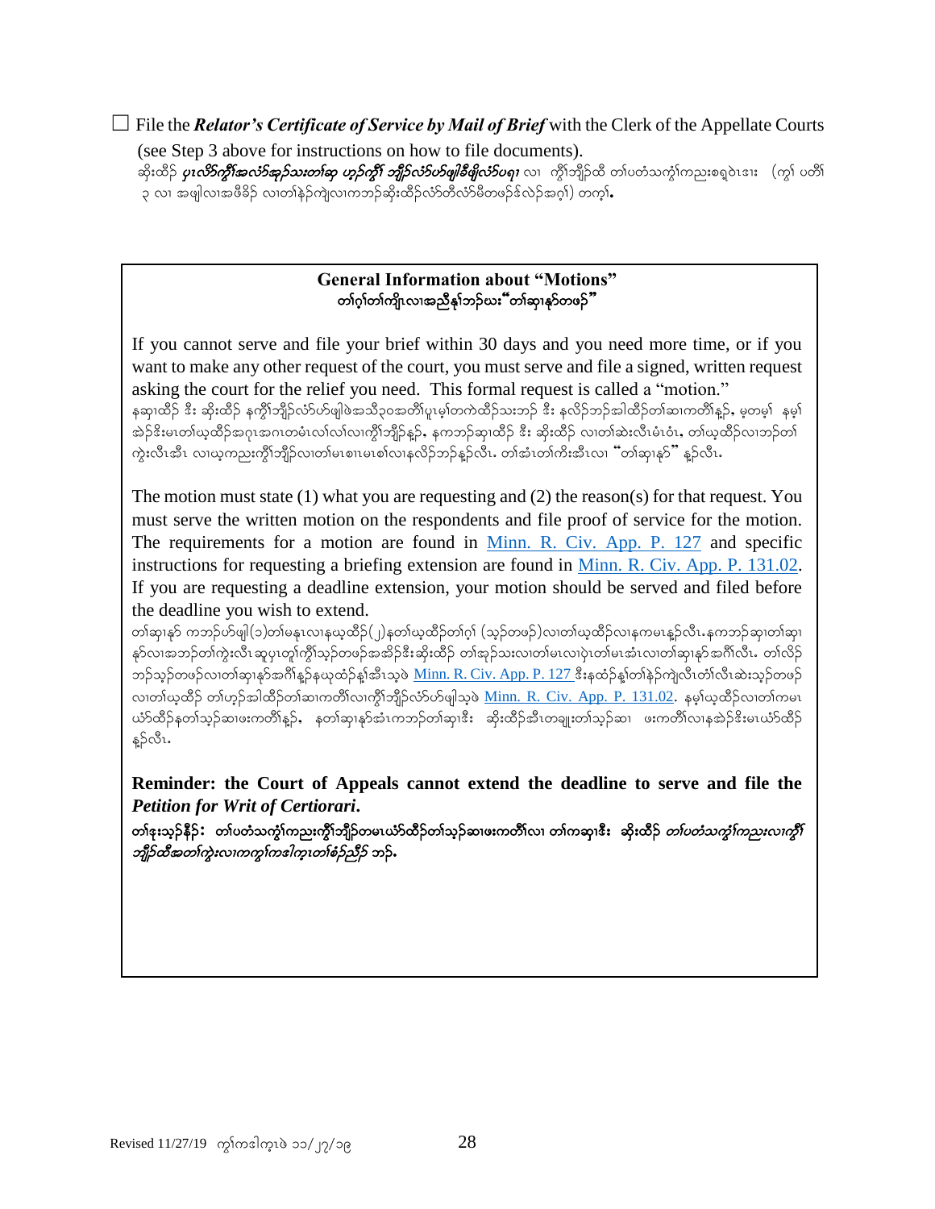☐ File the ***Relator's Certificate of Service by Mail of Brief*** with the Clerk of the Appellate Courts (see Step 3 above for instructions on how to file documents).
ဆိုးထီဉ် ***ပှၤလိာ်ကွီၢ်အလံာ်အှဉ်သးတၢ်ဆု ဟ့ဉ်ကွီၢ် ဘျိဉ်လံာ်ပာ်ဖျါခီဖျိလံာ်ပရၢ*** လၢ ကွီၢ်ဘျိဉ်ထီ တၢ်ပတံသကွၢ်ကညးစရူပဲၤအံၤ (ကွၢ် ပတိၢ် ၃ လၢ အဖျါလၢအဖီခိဉ် လၢတၢ်နဲဉ်ကျဲလၢကဘဉ်ဆိုးထီဉ်လံာ်တီလံာ်မီတဖဉ်ဒ်လဲဉ်အဂ့ၢ်) တက့ၢ်.

## General Information about "Motions"
## တၢ်ဂ့ၢ်တၢ်ကျိၤလၢအညီနုၢ်ဘဉ်ဃးး"တၢ်ဆှၢနှာ်တဖဉ်"

If you cannot serve and file your brief within 30 days and you need more time, or if you want to make any other request of the court, you must serve and file a signed, written request asking the court for the relief you need. This formal request is called a "motion."
နဆှၢထီဉ် ဒီး ဆိုးထီဉ် နကွီၢ်ဘျိဉ်လံာ်ပာ်ဖျါဖဲအသိ၃၀အတိၢ်ပူၤမ့ၢ်တကဲထီဉ်သးဘဉ် ဒီး နလိဉ်ဘဉ်အါထီဉ်တၢ်ဆၢကတိၢ်နူဉ်, မ့တမ့ၢ် နမ့ၢ်အဲဉ်ဒိးမၤတၢ်ဃ့ထီဉ်အဂၤအဂၤတမံၤလၢ်လၢ်လၢကွီၢ်ဘျိဉ်နူဉ်, နကဘဉ်ဆှၢထီဉ် ဒီး ဆိုးထီဉ် လၢတၢ်ဆဲးလီၤမံၤဝံၤ, တၢ်ဃ့ထီဉ်လၢဘဉ်တၢ်ကွဲးလီၤအီၤ လၢဃ့ကညးကွီၢ်ဘျိဉ်လၢတၢ်မၤစၢၤမၤစၢ်လၢနလိဉ်ဘဉ်နူဉ်လီၤ. တၢ်အံၤတၢ်ကိးအီၤလၢ "တၢ်ဆှၢနှာ်" နူဉ်လီၤ.

The motion must state (1) what you are requesting and (2) the reason(s) for that request. You must serve the written motion on the respondents and file proof of service for the motion. The requirements for a motion are found in [Minn. R. Civ. App. P. 127](Minn. R. Civ. App. P. 127) and specific instructions for requesting a briefing extension are found in [Minn. R. Civ. App. P. 131.02](Minn. R. Civ. App. P. 131.02). If you are requesting a deadline extension, your motion should be served and filed before the deadline you wish to extend.
တၢ်ဆှၢနှာ် ကဘဉ်ပာ်ဖျါ(၁)တၢ်မနုၤလၢနဃ့ထီဉ်(၂)နတၢ်ဃ့ထီဉ်တၢ်ဂ့ၢ် (သ့ဉ်တဖဉ်)လၢတၢ်ဃ့ထီဉ်လၢနကမၤန့ဉ်လီၤ.နကဘဉ်ဆှၢတၢ်ဆှၢနှာ်လၢအဘဉ်တၢ်ကွဲးလီၤ ဆူပှၤတူၢ်ကွီၢ်သ့ဉ်တဖဉ်အအိဉ်ဒီးဆိုးထီဉ် တၢ်အုဉ်သးလၢတၢ်မၤလၢပှဲၤတၢ်မၤအံၤလၢတၢ်ဆှၢနှာ်အဂီၢ်လီၤ. တၢ်လိဉ်ဘဉ်သ့ဉ်တဖဉ်လၢတၢ်ဆှၢနှာ်အဂီၢ်နူဉ်နဃုထံဉ်န့ၢ်အီၤသ့ဖဲ [Minn. R. Civ. App. P. 127](Minn. R. Civ. App. P. 127) ဒီးနထံဉ်န့ၢ်တၢ်နဲဉ်ကျဲလီၤတံၢ်လီၤဆဲးသ့ဉ်တဖဉ်လၢတၢ်ဃ့ထီဉ် တၢ်ဟ့ဉ်အါထီဉ်တၢ်ဆၢကတိၢ်လၢကွီၢ်ဘျိဉ်လံာ်ပာ်ဖျါသ့ဖဲ [Minn. R. Civ. App. P. 131.02](Minn. R. Civ. App. P. 131.02). နမ့ၢ်ဃ့ထီဉ်လၢတၢ်ကမၤယံာ်ထီဉ်နတၢ်သ့ဉ်ဆၢဖးကတိၢ်နူဉ်, နတၢ်ဆှၢနှာ်အံၤကဘဉ်တၢ်ဆှၢဒီး ဆိုးထီဉ်အီၤတချုးတၢ်သ့ဉ်ဆၢ ဖးကတိၢ်လၢနအဲဉ်ဒိးမၤယံာ်ထီဉ်နူဉ်လီၤ.

**Reminder: the Court of Appeals cannot extend the deadline to serve and file the *Petition for Writ of Certiorari*.**
**တၢ်ဒုးသ့ဉ်နီဉ်: တၢ်ပတံသကွၢ်ကညးကွီၢ်ဘျိဉ်တမၤယံာ်ထီဉ်တၢ်သ့ဉ်ဆၢဖးကတိၢ်လၢ တၢ်ကဆှၢဒီး ဆိုးထီဉ် *တၢ်ပတံသကွၢ်ကညးလၢကွီၢ်ဘျိဉ်ထီအတၢ်ကွဲးလၢကကွၢ်ကဒါက့ၤတၢ်စံဉ်ညီဉ်* ဘဉ်.**

Revised 11/27/19 ကွၢ်ကဒါက့ၤဖဲ ၁၁/၂၇/၁၉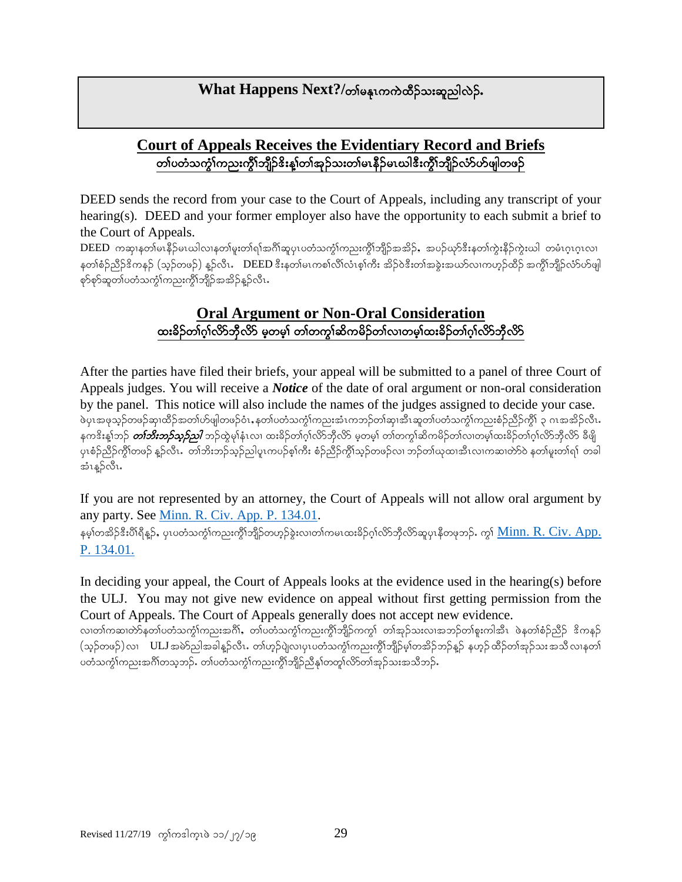## What Happens Next?/တၢ်မနုၤကကဲထိဉ်သးဆူညါလဲဉ်.

### Court of Appeals Receives the Evidentiary Record and Briefs
### တၢ်ပတံသကွၢ်ကညးကွိၢ်ဘျိဉ်ဒိးန့ၢ်တၢ်အှဉ်သးတၢ်မၤနီဉ်မၤဃါဒီးကွိၢ်ဘျိဉ်လံာ်ဟ်ဖျါတဖဉ်

DEED sends the record from your case to the Court of Appeals, including any transcript of your hearing(s). DEED and your former employer also have the opportunity to each submit a brief to the Court of Appeals.

DEED ကဆှၢနတၢ်မၤနီဉ်မၤဃါလၢနတၢ်မူးတၢ်ရၢ်အဂီၢ်ဆူပှၤပတံသကွၢ်ကညးကွိၢ်ဘျိဉ်အအိဉ်, အပဉ်ယှာ်ဒီးနတၢ်ကွဲးနိဉ်ကွဲးဃါ တမံၤဂ့ၤဂ့ၤလၢ နတၢ်စံဉ်ညီဉ်ဒိကနဉ် (သ့ဉ်တဖဉ်) နူဉ်လီၤ. DEED ဒီးနတၢ်မၤကစၢ်လီၢ်လံၤစ့ၢ်ကီး အိဉ်ဝဲဒီးတၢ်အခွဲးအယာ်လၢကဟ့ဉ်ထိဉ် အကွိၢ်ဘျိဉ်လံာ်ဟ်ဖျါ စ့ာ်စ့ာ်ဆူတၢ်ပတံသကွၢ်ကညးကွိၢ်ဘျိဉ်အအိဉ်နူဉ်လီၤ.

### Oral Argument or Non-Oral Consideration
### ထးခိဉ်တၢ်ဂ့ၢ်လိာ်ဘိုလိာ် မ့တမ့ၢ် တၢ်တကွၢ်ဆိကမိဉ်တၢ်လၢတမ့ၢ်ထးခိဉ်တၢ်ဂ့ၢ်လိာ်ဘိုလိာ်

After the parties have filed their briefs, your appeal will be submitted to a panel of three Court of Appeals judges. You will receive a ***Notice*** of the date of oral argument or non-oral consideration by the panel. This notice will also include the names of the judges assigned to decide your case.

ဖဲပှၤအဖုသ့ဉ်တဖဉ်ဆှၢထိဉ်အတၢ်ဟ်ဖျါတဖဉ်ဝံၤ, နတၢ်ပတံသကွၢ်ကညးအံၤကဘဉ်တၢ်ဆှၢအီၤဆူတၢ်ပတံသကွၢ်ကညးစံဉ်ညီဉ်ကွိၢ် ၃ ဂၤအအိဉ်လီၤ. နကဒိးန့ၢ်ဘဉ် ***တၢ်ဘိးဘဉ်သ့ဉ်ညါ*** ဘဉ်ထွဲမုၢ်နံၤလၢ ထးခိဉ်တၢ်ဂ့ၢ်လိာ်ဘိုလိာ် မ့တမ့ၢ် တၢ်တကွၢ်ဆိကမိဉ်တၢ်လၢတမ့ၢ်ထးခိဉ်တၢ်ဂ့ၢ်လိာ်ဘိုလိာ် ခီဖျိ ပှၤစံဉ်ညီဉ်ကွိၢ်တဖဉ် နူဉ်လီၤ. တၢ်ဘိးဘဉ်သ့ဉ်ညါပူၤကပဉ်စ့ၢ်ကီး စံဉ်ညီဉ်ကွိၢ်သ့ဉ်တဖဉ်လၢ ဘဉ်တၢ်ယုထၢအီၤလၢကဆၢတဲာ်ဝဲ နတၢ်မူးတၢ်ရၢ် တခါ အံၤနူဉ်လီၤ.

If you are not represented by an attorney, the Court of Appeals will not allow oral argument by any party. See [Minn. R. Civ. App. P. 134.01](Minn. R. Civ. App. P. 134.01).

နမ့ၢ်တအိဉ်ဒီးပိါရီနူဉ်, ပှၤပတံသကွၢ်ကညးကွိၢ်ဘျိဉ်တဟ့ဉ်ခွဲးလၢတၢ်ကမၤထးခိဉ်ဂ့ၢ်လိာ်ဘိုလိာ်ဆူပှၤနီတဖုဘဉ်. ကွၢ် [Minn. R. Civ. App. P. 134.01.](Minn. R. Civ. App. P. 134.01.)

In deciding your appeal, the Court of Appeals looks at the evidence used in the hearing(s) before the ULJ. You may not give new evidence on appeal without first getting permission from the Court of Appeals. The Court of Appeals generally does not accept new evidence.

လၢတၢ်ကဆၢတဲာ်နတၢ်ပတံသကွၢ်ကညးအဂီၢ်, တၢ်ပတံသကွၢ်ကညးကွိၢ်ဘျိဉ်ကကွၢ် တၢ်အှဉ်သးလၢအဘဉ်တၢ်စူးကါအီၤ ဖဲနတၢ်စံဉ်ညီဉ် ဒိကနဉ် (သ့ဉ်တဖဉ်)လၢ ULJ အမဲာ်ညါအခါနူဉ်လီၤ. တၢ်ဟ့ဉ်ပျဲလၢပှၤပတံသကွၢ်ကညးကွိၢ်ဘျိဉ်မ့ၢ်တအိဉ်ဘဉ်နူဉ် နဟ့ဉ်ထိဉ်တၢ်အှဉ်သးအသီ လၢနတၢ်ပတံသကွၢ်ကညးအဂီၢ်တသ့ဘဉ်. တၢ်ပတံသကွၢ်ကညးကွိၢ်ဘျိဉ်ညီနု၊်တတူၢ်လိာ်တၢ်အှဉ်သးအသီဘဉ်.

Revised 11/27/19 ကွၢ်ကဒါက့ၤဖဲ ၁၁/၂၇/၁၉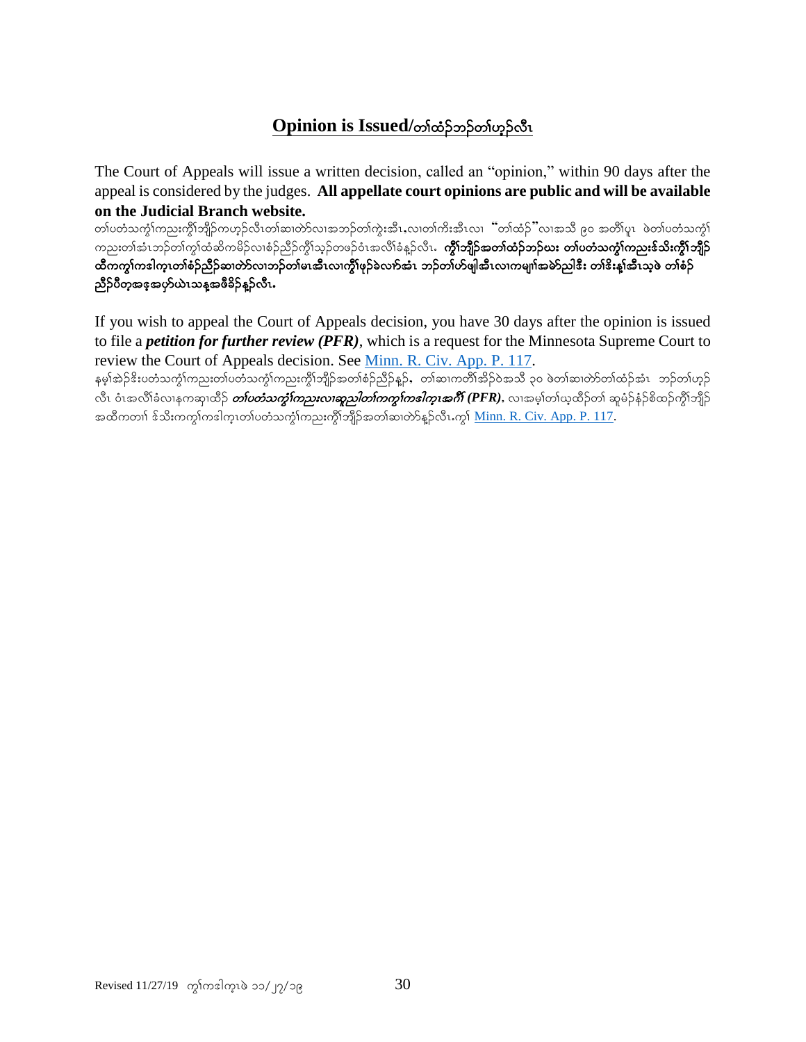## Opinion is Issued/တၢ်ထံဉ်ဘဉ်တၢ်ဟ့ဉ်လီၤ

The Court of Appeals will issue a written decision, called an "opinion," within 90 days after the appeal is considered by the judges. **All appellate court opinions are public and will be available on the Judicial Branch website.**

တၢ်ပတံသကွဲၢ်ကညးကွိၢ်ဘျိဉ်ကဟ့ဉ်လီၤတၢ်ဆၢတဲာ်လၢအဘဉ်တၢ်ကွဲးအီၤ,လၢတၢ်ကိးအီၤလၢ "တၢ်ထံဉ်"လၢအသိ ၉၀ အတိၢ်ပူၤ ဖဲတၢ်ပတံသကွဲၢ်ကညးတၢ်အံၤဘဉ်တၢ်ကွၢ်ထံဆိကမိဉ်လၢစံဉ်ညီဉ်ကွိၢ်သ့ဉ်တဖဉ်ဝံၤအလိၢ်ခံန့ဉ်လီၤ. **ကွိၢ်ဘျိဉ်အတၢ်ထံဉ်ဘဉ်ဃး တၢ်ပတံသကွဲၢ်ကညးဒ်သိးကွိၢ်ဘျိဉ်ထီကကွၢ်ကဒါက့ၤတၢ်စံဉ်ညီဉ်ဆၢတဲာ်လၢဘဉ်တၢ်မၤအီၤလၢကွိၢ်ဖုဉ်ခဲလၢာ်အံၤ ဘဉ်တၢ်ဟ်ဖျါအီၤလၢကမျၢ်အမဲာ်ညါဒီး တၢ်ဒိးန့ၢ်အီၤသ့ဖဲ တၢ်စံဉ်ညီဉ်ပီတ့အဒ့အပှာ်ယဲၤသန့အဖိခိဉ်န့ဉ်လီၤ.**

If you wish to appeal the Court of Appeals decision, you have 30 days after the opinion is issued to file a ***petition for further review (PFR)***, which is a request for the Minnesota Supreme Court to review the Court of Appeals decision. See [Minn. R. Civ. App. P. 117](Minn. R. Civ. App. P. 117).

နမ့ၢ်အဲဉ်ဒိးပတံသကွဲၢ်ကညးတၢ်ပတံသကွဲၢ်ကညးကွိၢ်ဘျိဉ်အတၢ်စံဉ်ညီဉ်န့ဉ်, တၢ်ဆၢကတိၢ်အိဉ်ဝဲအသိ ၃၀ ဖဲတၢ်ဆၢတဲာ်တၢ်ထံဉ်အံၤ ဘဉ်တၢ်ဟ့ဉ်လီၤ ဝံၤအလိၢ်ခံလၢနကဆှၢထိဉ် ***တၢ်ပတံသကွဲၢ်ကညးလၢဆူညါတၢ်ကကွၢ်ကဒါက့ၤအဂီၢ် (PFR)***, လၢအမ့ၢ်တၢ်ယ့ထိဉ်တၢ် ဆူမံဉ်နံဉ်စိထဉ်ကွိၢ်ဘျိဉ်အထိကတၢၢ် ဒ်သိးကကွၢ်ကဒါက့ၤတၢ်ပတံသကွဲၢ်ကညးကွိၢ်ဘျိဉ်အတၢ်ဆၢတဲာ်န့ဉ်လီၤ.ကွၢ် [Minn. R. Civ. App. P. 117](Minn. R. Civ. App. P. 117).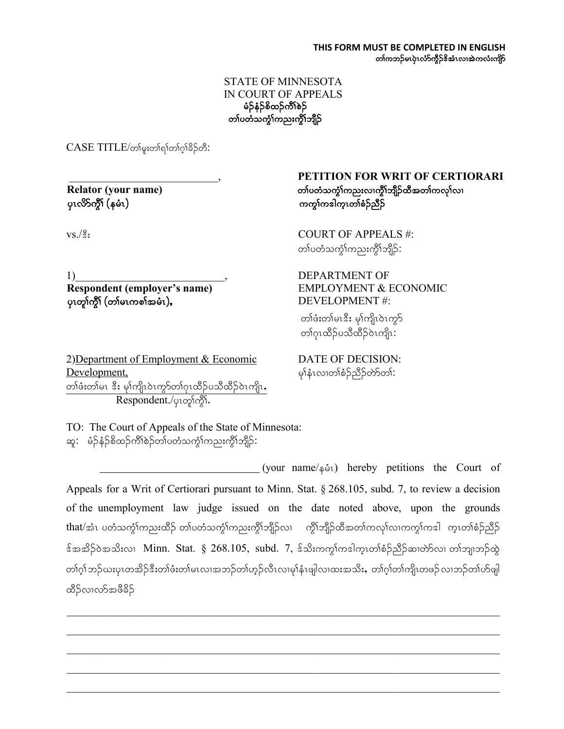**THIS FORM MUST BE COMPLETED IN ENGLISH**
**တၢ်ကဘၣ်မၤပှဲၤလံာ်ကွီၣ်ဒိအံၤလၢအဲကလံးကျိာ်**

STATE OF MINNESOTA
IN COURT OF APPEALS
**မံၣ်နံၣ်စိထၣ်ကီၢ်စဲၣ်**
**တၢ်ပတံသကွၢ်ကညးကွိၢ်ဘျိၣ်**

CASE TITLE/တၢ်မူးတၢ်ရၢ်တၢ်ဂ့ၢ်ခိၣ်တီ:

\_\_\_\_\_\_\_\_\_\_\_\_\_\_\_\_\_\_\_\_\_\_\_\_\_\_\_\_,
**Relator (your name)**
**ပှၤလိာ်ကွီၢ် (နမံၤ)**

vs./ဒီး

1)\_\_\_\_\_\_\_\_\_\_\_\_\_\_\_\_\_\_\_\_\_\_\_\_\_\_,
**Respondent (employer's name)**
**ပှၤတူၢ်ကွီၢ် (တၢ်မၤကစၢ်အမံၤ),**

2)Department of Employment & Economic Development,
တၢ်ဖံးတၢ်မၤ ဒီး မ့ၢ်ကျိၤ၀ဲၤကွာ်တၢ်ဂ့ၤထီၣ်ပသီထီၣ်ဝဲၤကျိၤ,
Respondent./ပှၤတူၢ်ကွီၢ်.

**PETITION FOR WRIT OF CERTIORARI**
**တၢ်ပတံသကွၢ်ကညးလၢကွိၢ်ဘျိၣ်ထီအတၢ်ကလုၢ်လၢ ကကွၢ်ကဒါက္ၤတၢ်စံၣ်ညီၣ်**

COURT OF APPEALS #:
တၢ်ပတံသကွၢ်ကညးကွိၢ်ဘျိၣ်:

DEPARTMENT OF EMPLOYMENT & ECONOMIC DEVELOPMENT #:
တၢ်ဖံးတၢ်မၤဒီး မ့ၢ်ကျိၤ၀ဲၤကွာ် တၢ်ဂ့ၤထီၣ်ပသီထီၣ်ဝဲၤကျိၤ:

DATE OF DECISION:
မု့ၢ်နံၤလၢတၢ်စံၣ်ညီၣ်တဲာ်တၢ်:

TO: The Court of Appeals of the State of Minnesota:
ဆူ: မံၣ်နံၣ်စိထၣ်ကီၢ်စဲၣ်တၢ်ပတံသကွၢ်ကညးကွိၢ်ဘျိၣ်:

\_\_\_\_\_\_\_\_\_\_\_\_\_\_\_\_\_\_\_\_\_\_\_\_\_\_\_\_\_\_ (your name/နမံၤ) hereby petitions the Court of Appeals for a Writ of Certiorari pursuant to Minn. Stat. § 268.105, subd. 7, to review a decision of the unemployment law judge issued on the date noted above, upon the grounds that/အံၤ ပတံသကွၢ်ကညးထီၣ် တၢ်ပတံသကွၢ်ကညးကွိၢ်ဘျိၣ်လၢ ကွိၢ်ဘျိၣ်ထီအတၢ်ကလုၢ်လၢကကွၢ်ကဒါ က္ၤတၢ်စံၣ်ညီၣ် ဒ်အဒိၣ်ဝဲအသိးလၢ Minn. Stat. § 268.105, subd. 7, ဒ်သိးကကွၢ်ကဒါက္ၤတၢ်စံၣ်ညီၣ်ဆၢတဲာ်လၢ တၢ်ဘျၢဘၣ်ထွဲ တၢ်ဂ့ၢ်ဘၣ်ဃးပှၤတအိၣ်ဒီးတၢ်ဖံးတၢ်မၤလၢအဘၣ်တၢ်ဟ့ၣ်လီၤလၢမု့ၢ်နံၤဖျါလၢထးအသိး, တၢ်ဂ့ၢ်တၢ်ကျိၤတဖၣ်လၢဘၣ်တၢ်ဟ်ဖျါထီၣ်လၢလာ်အဖီခိၣ်

\_\_\_\_\_\_\_\_\_\_\_\_\_\_\_\_\_\_\_\_\_\_\_\_\_\_\_\_\_\_\_\_\_\_\_\_\_\_\_\_\_\_\_\_\_\_\_\_\_\_\_\_\_\_\_\_\_\_\_\_\_\_\_\_\_\_\_\_\_\_

\_\_\_\_\_\_\_\_\_\_\_\_\_\_\_\_\_\_\_\_\_\_\_\_\_\_\_\_\_\_\_\_\_\_\_\_\_\_\_\_\_\_\_\_\_\_\_\_\_\_\_\_\_\_\_\_\_\_\_\_\_\_\_\_\_\_\_\_\_\_

\_\_\_\_\_\_\_\_\_\_\_\_\_\_\_\_\_\_\_\_\_\_\_\_\_\_\_\_\_\_\_\_\_\_\_\_\_\_\_\_\_\_\_\_\_\_\_\_\_\_\_\_\_\_\_\_\_\_\_\_\_\_\_\_\_\_\_\_\_\_

\_\_\_\_\_\_\_\_\_\_\_\_\_\_\_\_\_\_\_\_\_\_\_\_\_\_\_\_\_\_\_\_\_\_\_\_\_\_\_\_\_\_\_\_\_\_\_\_\_\_\_\_\_\_\_\_\_\_\_\_\_\_\_\_\_\_\_\_\_\_

\_\_\_\_\_\_\_\_\_\_\_\_\_\_\_\_\_\_\_\_\_\_\_\_\_\_\_\_\_\_\_\_\_\_\_\_\_\_\_\_\_\_\_\_\_\_\_\_\_\_\_\_\_\_\_\_\_\_\_\_\_\_\_\_\_\_\_\_\_\_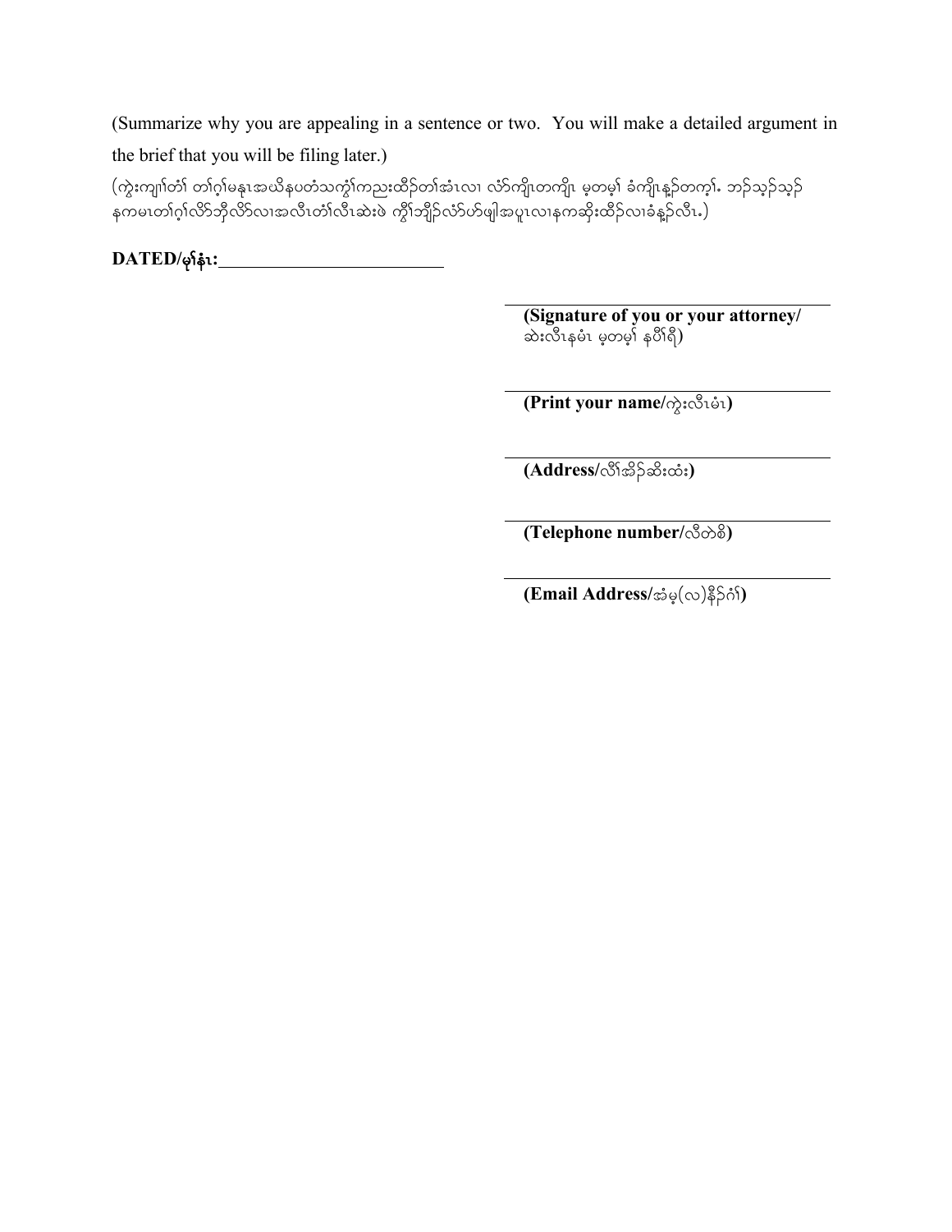(Summarize why you are appealing in a sentence or two. You will make a detailed argument in the brief that you will be filing later.)

(ကွဲးကျၢ်တၢ် တၢ်ဂ့ၢ်မနုၤအဃိနပတံသကွ့ၢ်ကညးထီဉ်တၢ်အံၤလၢ လံာ်ကျိၤတကျိၤ မ့တမ့ၢ် ခံကျိၤန့ဉ်တက့ၢ်. ဘဉ်သ့ဉ်သ့ဉ် နကမၤတၢ်ဂ့ၢ်လိာ်ဘိုလိာ်လၢအလီၤတံၢ်လီၤဆဲးဖဲ ကွိၢ်ဘျီဉ်လံာ်ဟ်ဖျါအပူၤလၢနကဆိုးထီဉ်လၢခံန့ဉ်လီၤ.)

**DATED/မုၢ်နံၤ:** ______________________

______________________
**(Signature of you or your attorney/** ဆဲးလီၤနမံၤ မ့တမ့ၢ် နပီၢ်ရီ)

______________________
**(Print your name/**ကွဲးလီၤမံၤ**)**

______________________
**(Address/**လီၢ်အိဉ်ဆိးထံး**)**

______________________
**(Telephone number/**လီတဲစိ**)**

______________________
**(Email Address/**အံမ့(လ)နီဉ်ဂံၢ်**)**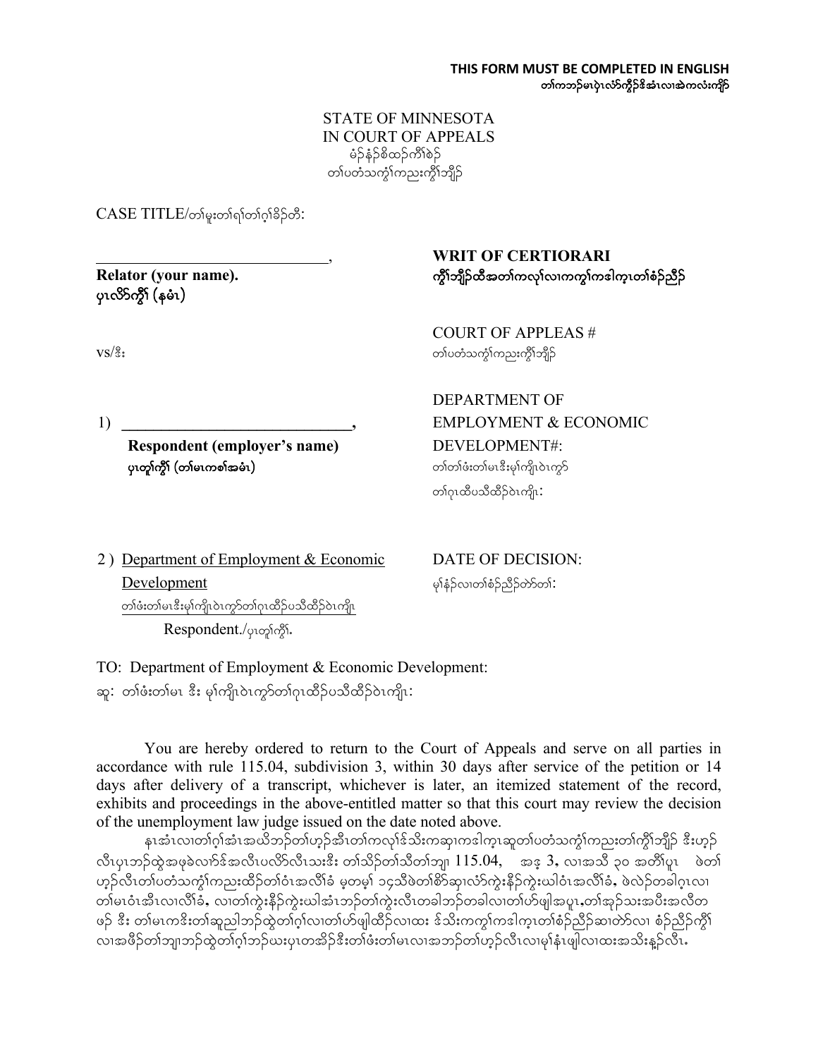**THIS FORM MUST BE COMPLETED IN ENGLISH**
**တၢ်ကဘၣ်မၤပှဲၤလံာ်ကွီၣ်ဒိအံၤလၢအဲကလံးကျိာ်**

STATE OF MINNESOTA
IN COURT OF APPEALS
မံၣ်နံၣ်စိထၣ်ကီၢ်စဲၣ်
တၢ်ပတံသကွံၢ်ကညးကွီၢ်ဘျိၣ်

CASE TITLE/တၢ်မူးတၢ်ရၢ်တၢ်ဂ့ၢ်ခိၣ်တီ:

______________________________,
**Relator (your name).**
**ပှၤလိာ်ကွီၢ် (နမံၤ)**

vs/ဒီး

1) ______________________________,
**Respondent (employer's name)**
**ပှၤတူၢ်ကွီၢ် (တၢ်မၤကစၢ်အမံၤ)**

2 ) Department of Employment & Economic Development
တၢ်ဖံးတၢ်မၤဒီးမုၢ်ကျိၤဝဲၤကွာ်တၢ်ဂုၤထိၣ်ပသီထိၣ်ဝဲၤကျိၤ
Respondent./ပှၤတူၢ်ကွီၢ်.

**WRIT OF CERTIORARI**
**ကွီၢ်ဘျိၣ်ထီအတၢ်ကလုၢ်လၢကကွၢ်ကဒါက့ၤတၢ်စံၣ်ညီၣ်**

COURT OF APPLEAS #
တၢ်ပတံသကွံၢ်ကညးကွီၢ်ဘျိၣ်

DEPARTMENT OF EMPLOYMENT & ECONOMIC DEVELOPMENT#:
တၢ်တၢ်ဖံးတၢ်မၤဒီးမုၢ်ကျိၤဝဲၤကွာ်တၢ်ဂုၤထိၣ်ပသီထိၣ်ဝဲၤကျိၤ:

DATE OF DECISION:
မုၢ်နံၤလၢတၢ်စံၣ်ညီၣ်တဲာ်တၢ်:

TO: Department of Employment & Economic Development:
ဆူ: တၢ်ဖံးတၢ်မၤ ဒီး မုၢ်ကျိၤဝဲၤကွာ်တၢ်ဂုၤထိၣ်ပသီထိၣ်ဝဲၤကျိၤ:

You are hereby ordered to return to the Court of Appeals and serve on all parties in accordance with rule 115.04, subdivision 3, within 30 days after service of the petition or 14 days after delivery of a transcript, whichever is later, an itemized statement of the record, exhibits and proceedings in the above-entitled matter so that this court may review the decision of the unemployment law judge issued on the date noted above.

နၤအံၤလၢတၢ်ဂ့ၢ်အံၤအဃိဘၣ်တၢ်ဟ့ၣ်အီၤတၢ်ကလုၢ်ဒ်သိးကဆုၢကဒါက့ၤဆူတၢ်ပတံသကွံၢ်ကညးတၢ်ကွီၢ်ဘျိၣ် ဒီးဟ့ၣ်လီၤပှၤဘၣ်ထွဲအဖုခဲလၢာ်ဒ်အလီၤပလိာ်လီၤသးဒီး တၢ်သိၣ်တၢ်သီတၢ်ဘျၢ 115.04, အဖ့ 3, လၢအသီ ၃၀ အတီၢ်ပူၤ ဖဲတၢ်ဟ့ၣ်လီၤတၢ်ပတံသကွံၢ်ကညးထိၣ်တၢ်ဝံၤအလီၢ်ခံ မ့တမ့ၢ် ၁၄သီဖဲတၢ်စိာ်ဆှၢလံာ်ကွဲးနီၣ်ကွဲးဃါဝံၤအလီၢ်ခံ, ဖဲလဲၣ်တခါဂ့ၤလၢတၢ်မၤဝံၤအီၤလၢလီၢ်ခံ, လၢတၢ်ကွဲးနီၣ်ကွဲးဃါအံၤဘၣ်တၢ်ကွဲးလီၤတခါဘၣ်တခါလၢတၢ်ဟ်ဖျါအပူၤ,တၢ်အုၣ်သးအပီးအလီတဖၣ် ဒီး တၢ်မၤကဒီးတၢ်ဆူညါဘၣ်ထွဲတၢ်ဂ့ၢ်လၢတၢ်ဟ်ဖျါထိၣ်လၢထး ဒ်သိးကကွၢ်ကဒါက့ၤတၢ်စံၣ်ညီၣ်ဆၢတဲာ်လၢ စံၣ်ညီၣ်ကွီၢ်လၢအဖီၣ်တၢ်ဘျၢဘၣ်ထွဲတၢ်ဂ့ၢ်ဘၣ်ဃးပှၤတအိၣ်ဒီးတၢ်ဖံးတၢ်မၤလၢအဘၣ်တၢ်ဟ့ၣ်လီၤလၢမုၢ်နံၤဖျါလၢထးအသိးန့ၣ်လီၤ.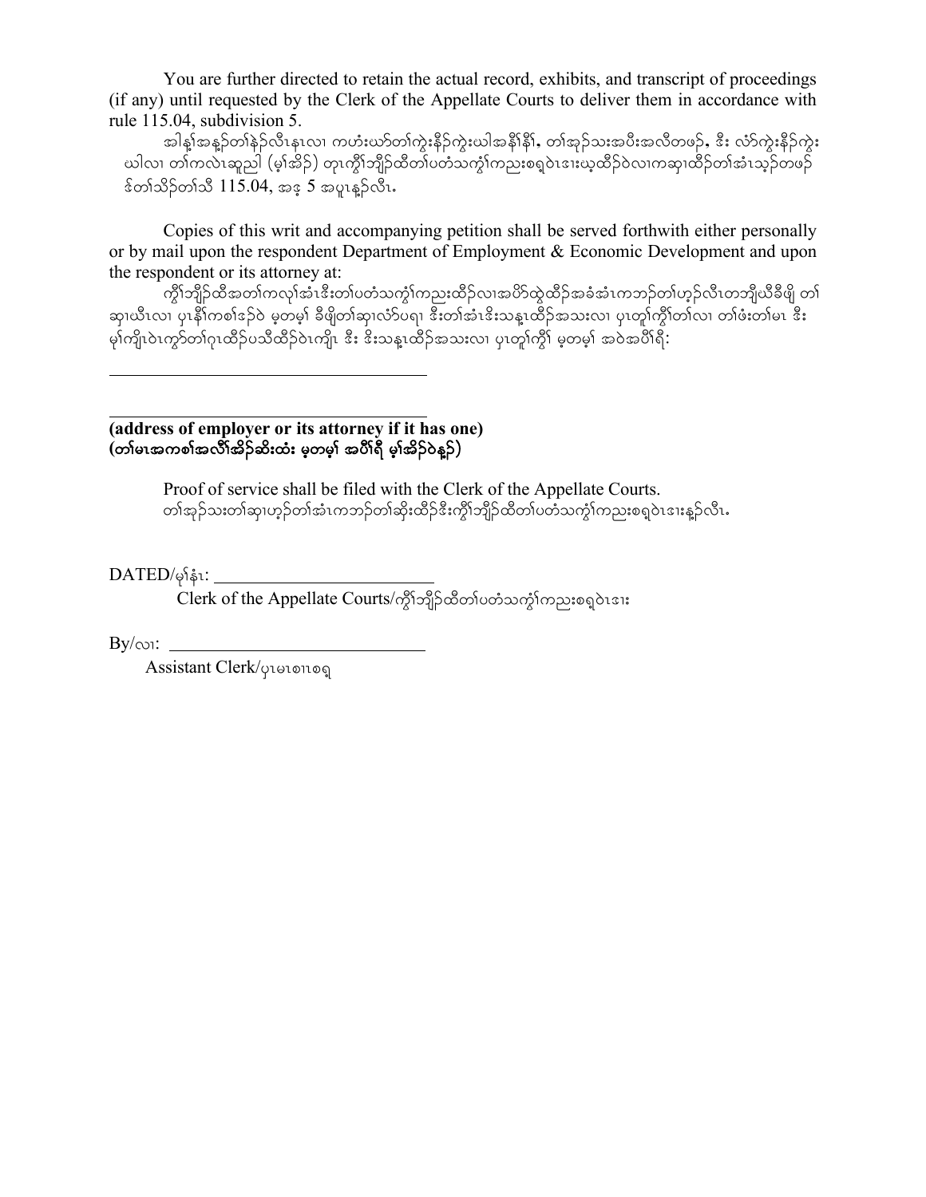You are further directed to retain the actual record, exhibits, and transcript of proceedings (if any) until requested by the Clerk of the Appellate Courts to deliver them in accordance with rule 115.04, subdivision 5.

အါန့်အနဉ်တၢ်နဲဉ်လီၤနၤလၢ ကဟံးယာ်တၢ်ကွဲးနီဉ်ကွဲးယါအနီၢ်နီၢ်, တၢ်အုဉ်သးအပီးအလီတဖဉ်, ဒီး လံာ်ကွဲးနီဉ်ကွဲး ယါလၢ တၢ်ကလဲၤဆူညါ (မ့ၢ်အိဉ်) တုၤကွီၢ်ဘျိဉ်ထိတၢ်ပတံသကွံၢ်ကညးစရူဝဲၤဒၢးယ့ထိဉ်ဝဲလၢကဆှၢထိဉ်တၢ်အံၤသ့ဉ်တဖဉ် ဒ်တၢ်သိဉ်တၢ်သိ 115.04, အဒ့ 5 အပူၤန့ဉ်လီၤ.

Copies of this writ and accompanying petition shall be served forthwith either personally or by mail upon the respondent Department of Employment & Economic Development and upon the respondent or its attorney at:

ကွီၢ်ဘျိဉ်ထီအတၢ်ကလုၢ်အံၤဒီးတၢ်ပတံသကွံၢ်ကညးထိဉ်လၢအပိာ်ထွဲထိဉ်အခံအံၤကဘဉ်တၢ်ဟ့ဉ်လီၤတဘျီယီခီဖျိ တၢ် ဆှၢယီၤလၢ ပုၤနီၢ်ကစၢ်ဒဉ်ဝဲ မ့တမ့ၢ် ခီဖျိတၢ်ဆှၢလံာ်ပရၢ ဒီးတၢ်အံၤဒီးသန့ၤထိဉ်အသးလၢ ပှၤတူၢ်ကွီၢ်တၢ်လၢ တၢ်ဖံးတၢ်မၤ ဒီး မ့ၢ်ကျိၤဝဲၤကွာ်တၢ်ဂုၤထိဉ်ပသီထိဉ်ဝဲၤကျိၤ ဒီး ဒီးသန့ၤထိဉ်အသးလၢ ပှၤတူၢ်ကွီၢ် မ့တမ့ၢ် အဝဲအပိၢ်ရီ:

\_\_\_\_\_\_\_\_\_\_\_\_\_\_\_\_\_\_\_\_\_\_\_\_\_\_\_\_\_\_\_\_\_\_\_\_

\_\_\_\_\_\_\_\_\_\_\_\_\_\_\_\_\_\_\_\_\_\_\_\_\_\_\_\_\_\_\_\_\_\_\_\_

**(address of employer or its attorney if it has one)**
**(တၢ်မၤအကစၢ်အလီၢ်အိဉ်ဆိးထံး မ့တမ့ၢ် အပိၢ်ရီ မ့ၢ်အိဉ်ဝဲန့ဉ်)**

Proof of service shall be filed with the Clerk of the Appellate Courts.
တၢ်အုဉ်သးတၢ်ဆှၢဟ့ဉ်တၢ်အံၤကဘဉ်တၢ်ဆိုးထိဉ်ဒီးကွီၢ်ဘျိဉ်ထိတၢ်ပတံသကွံၢ်ကညးစရူဝဲၤဒၢးန့ဉ်လီၤ.

DATED/မုၢ်နံၤ: \_\_\_\_\_\_\_\_\_\_\_\_\_\_\_\_\_\_\_\_\_\_\_\_
Clerk of the Appellate Courts/ကွီၢ်ဘျိဉ်ထိတၢ်ပတံသကွံၢ်ကညးစရူဝဲၤဒၢး

By/လၢ: \_\_\_\_\_\_\_\_\_\_\_\_\_\_\_\_\_\_\_\_\_\_\_\_\_\_\_\_
Assistant Clerk/ပှၤမၤစၢၤစရူ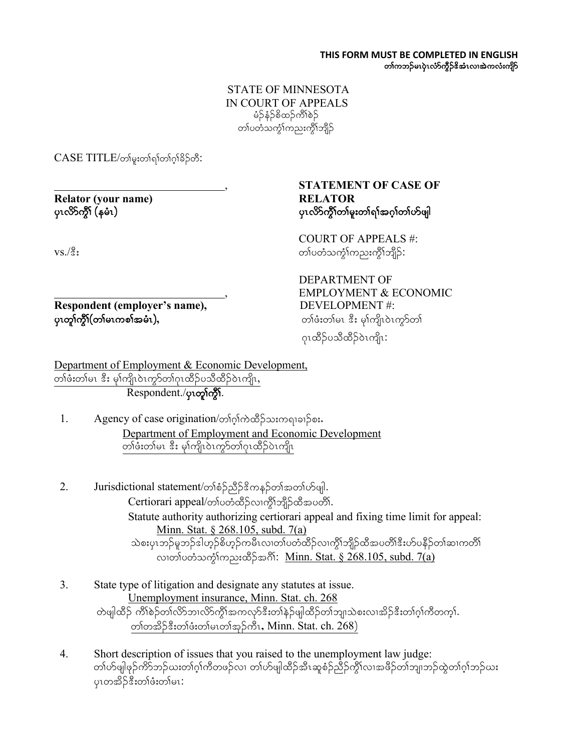**THIS FORM MUST BE COMPLETED IN ENGLISH**
**တၢ်ကဘၣ်မၤပှဲၤလံာ်ကွီၢ်ဒိးအံၤလၢအဲကလံးကျိာ်**

STATE OF MINNESOTA
IN COURT OF APPEALS
မံၣ်နံၣ်စိထၣ်ကီၢ်စဲၣ်
တၢ်ပတံသကွံၢ်ကညးကွီၢ်ဘျိၣ်

CASE TITLE/တၢ်မူးတၢ်ရၢ်တၢ်ဂ့ၢ်ခိၣ်တီ:

_______________________________,
**Relator (your name)**
**ပှၤလိာ်ကွီၢ် (နမံၤ)**

vs./ဒီး

_______________________________,
**Respondent (employer's name),**
**ပှၤတူၢ်ကွီၢ်(တၢ်မၤကစၢ်အမံၤ),**

**STATEMENT OF CASE OF RELATOR**
**ပှၤလိာ်ကွီၢ်တၢ်မူးတၢ်ရၢ်အဂ့ၢ်တၢ်ဟ်ဖျါ**

COURT OF APPEALS #:
တၢ်ပတံသကွံၢ်ကညးကွီၢ်ဘျိၣ်:

DEPARTMENT OF EMPLOYMENT & ECONOMIC DEVELOPMENT #:
တၢ်ဖံးတၢ်မၤ ဒီး မ့ၢ်ကျိၤဝဲၤကွာ်တၢ် ဂုၤထိၣ်ပသီထိၣ်ဝဲၤကျိၤ:

Department of Employment & Economic Development,
တၢ်ဖံးတၢ်မၤ ဒီး မ့ၢ်ကျိၤဝဲၤကွာ်တၢ်ဂုၤထိၣ်ပသီထိၣ်ဝဲၤကျိၤ,
Respondent./**ပှၤတူၢ်ကွီၢ်**.

1. Agency of case origination/တၢ်ဂ့ၢ်ကဲထိၣ်သးကရၢခၢဉ်စး.
   Department of Employment and Economic Development
   တၢ်ဖံးတၢ်မၤ ဒီး မ့ၢ်ကျိၤဝဲၤကွာ်တၢ်ဂုၤထိၣ်ဝဲၤကျိၤ

2. Jurisdictional statement/တၢ်စံၣ်ညီၣ်ဒိကနၣ်တၢ်အတၢ်ဟ်ဖျါ.
   Certiorari appeal/တၢ်ပတံထိၣ်လၢကွီၢ်ဘျိၣ်ထိအပတီၢ်.
   Statute authority authorizing certiorari appeal and fixing time limit for appeal: Minn. Stat. § 268.105, subd. 7(a)
   သဲစးပှၤဘၣ်မူဘၣ်ဒါဟ့ၣ်စိဟ့ၣ်ကမီၤလၢတၢ်ပတံထိၣ်လၢကွီၢ်ဘျိၣ်ထိအပတီၢ်ဒီးဟ်ပနီၣ်တၢ်ဆၢကတီၢ် လၢတၢ်ပတံသကွံၢ်ကညးထိၣ်အဂီၢ်: Minn. Stat. § 268.105, subd. 7(a)

3. State type of litigation and designate any statutes at issue.
   Unemployment insurance, Minn. Stat. ch. 268
   တဲဖျါထိၣ် ကီၢ်စဲၣ်တၢ်လိာ်ဘၢလိာ်ကွီၢ်အကလုာ်ဒီးတၢ်နဲၣ်ဖျါထိၣ်တၢ်ဘျၢသဲစးလၢအိၣ်ဒီးတၢ်ဂ့ၢ်ကီတက့ၢ်.
   တၢ်တအိၣ်ဒီးတၢ်ဖံးတၢ်မၤတၢ်အုၣ်ကီၤ, Minn. Stat. ch. 268)

4. Short description of issues that you raised to the unemployment law judge:
   တၢ်ဟ်ဖျါဖုၣ်ကိာ်ဘၣ်ယးတၢ်ဂ့ၢ်ကီတဖၣ်လၢ တၢ်ဟ်ဖျါထိၣ်အီၤဆူစံၣ်ညီၣ်ကွီၢ်လၢအဖီၣ်တၢ်ဘျၢဘၣ်ထွဲတၢ်ဂ့ၢ်ဘၣ်ယး ပှၤတအိၣ်ဒီးတၢ်ဖံးတၢ်မၤ: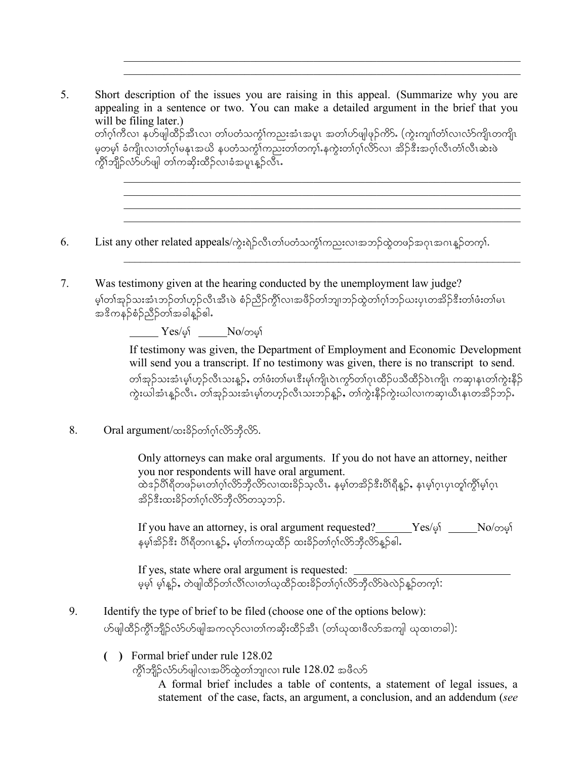\_\_\_\_\_\_\_\_\_\_\_\_\_\_\_\_\_\_\_\_\_\_\_\_\_\_\_\_\_\_\_\_\_\_\_\_\_\_\_\_\_\_\_\_\_\_\_\_\_\_\_\_\_\_\_\_\_\_\_\_\_\_\_\_\_\_\_\_\_\_\_\_\_\_\_

\_\_\_\_\_\_\_\_\_\_\_\_\_\_\_\_\_\_\_\_\_\_\_\_\_\_\_\_\_\_\_\_\_\_\_\_\_\_\_\_\_\_\_\_\_\_\_\_\_\_\_\_\_\_\_\_\_\_\_\_\_\_\_\_\_\_\_\_\_\_\_\_\_\_\_

5. Short description of the issues you are raising in this appeal. (Summarize why you are appealing in a sentence or two. You can make a detailed argument in the brief that you will be filing later.)
   တၢ်ဂ့ၢ်ကီလၢ နဟ်ဖျါထီဉ်အီၤလၢ တၢ်ပတံသကွံၢ်ကညးအံၤအပူၤ အတၢ်ဟ်ဖျါဖုဉ်ကိာ်. (ကွဲးကျၢ်တံၢ်လၢလံာ်ကျိၤတကျိၤ မ့တမ့ၢ် ခံကျိၤလၢတၢ်ဂ့ၢ်မနုၤအဃိ နပတံသကွံၢ်ကညးတၢ်တက့ၢ်.နကွဲးတၢ်ဂ့ၢ်လိာ်လၢ အိဉ်ဒီးအဂ့ၢ်လီၤတံၢ်လီၤဆဲးဖဲ ကွိၢ်ဘျိဉ်လံာ်ဟ်ဖျါ တၢ်ကဆိုးထိဉ်လၢခံအပူၤန့ဉ်လီၤ.

   \_\_\_\_\_\_\_\_\_\_\_\_\_\_\_\_\_\_\_\_\_\_\_\_\_\_\_\_\_\_\_\_\_\_\_\_\_\_\_\_\_\_\_\_\_\_\_\_\_\_\_\_\_\_\_\_\_\_\_\_\_\_\_\_\_\_\_\_\_\_\_\_\_\_\_

   \_\_\_\_\_\_\_\_\_\_\_\_\_\_\_\_\_\_\_\_\_\_\_\_\_\_\_\_\_\_\_\_\_\_\_\_\_\_\_\_\_\_\_\_\_\_\_\_\_\_\_\_\_\_\_\_\_\_\_\_\_\_\_\_\_\_\_\_\_\_\_\_\_\_\_

   \_\_\_\_\_\_\_\_\_\_\_\_\_\_\_\_\_\_\_\_\_\_\_\_\_\_\_\_\_\_\_\_\_\_\_\_\_\_\_\_\_\_\_\_\_\_\_\_\_\_\_\_\_\_\_\_\_\_\_\_\_\_\_\_\_\_\_\_\_\_\_\_\_\_\_

   \_\_\_\_\_\_\_\_\_\_\_\_\_\_\_\_\_\_\_\_\_\_\_\_\_\_\_\_\_\_\_\_\_\_\_\_\_\_\_\_\_\_\_\_\_\_\_\_\_\_\_\_\_\_\_\_\_\_\_\_\_\_\_\_\_\_\_\_\_\_\_\_\_\_\_

6. List any other related appeals/ကွဲးရဲဉ်လီၤတၢ်ပတံသကွံၢ်ကညးလၢအဘၣ်ထွဲတဖဉ်အဂုၤအဂၤန့ဉ်တက့ၢ်.

   \_\_\_\_\_\_\_\_\_\_\_\_\_\_\_\_\_\_\_\_\_\_\_\_\_\_\_\_\_\_\_\_\_\_\_\_\_\_\_\_\_\_\_\_\_\_\_\_\_\_\_\_\_\_\_\_\_\_\_\_\_\_\_\_\_\_\_\_\_\_\_\_\_\_\_

7. Was testimony given at the hearing conducted by the unemployment law judge?
   မ့ၢ်တၢ်အုဉ်သးအံၤဘဉ်တၢ်ဟ့ဉ်လီၤအီၤဖဲ စံဉ်ညီဉ်ကွိၢ်လၢအဖီဉ်တၢ်ဘျၢဘဉ်ထွဲတၢ်ဂ့ၢ်ဘဉ်ဃးပှၤတအိဉ်ဒီးတၢ်ဖံးတၢ်မၤ အဒိကနဉ်စံဉ်ညီဉ်တၢ်အခါန့ဉ်ဓါ.

   \_\_\_\_\_ Yes/မ့ၢ် \_\_\_\_\_No/တမ့ၢ်

   If testimony was given, the Department of Employment and Economic Development will send you a transcript. If no testimony was given, there is no transcript to send.
   တၢ်အုဉ်သးအံၤမ့ၢ်ဟ့ဉ်လီၤသးန့ဉ်, တၢ်ဖံးတၢ်မၤဒီးမ့ၢ်ကျိၤဝဲၤကွာ်တၢ်ဂုၤထိဉ်ပသိထိဉ်ဝဲၤကျိၤ ကဆှၢနၤတၢ်ကွဲးနိဉ် ကွဲးဃါအံၤန့ဉ်လီၤ. တၢ်အုဉ်သးအံၤမ့ၢ်တဟ့ဉ်လီၤသးဘဉ်န့ဉ်, တၢ်ကွဲးနိဉ်ကွဲးဃါလၢကဆှၢဃီၤနၤတအိဉ်ဘဉ်.

8. Oral argument/ထးခိဉ်တၢ်ဂ့ၢ်လိာ်ဘိုလိာ်.

   Only attorneys can make oral arguments. If you do not have an attorney, neither you nor respondents will have oral argument.
   ထဲဒဉ်ပီၢ်ရီတဖဉ်မၤတၢ်ဂ့ၢ်လိာ်ဘိုလိာ်လၢထးခိဉ်သ့လီၤ. နမ့ၢ်တအိဉ်ဒီးပီၢ်ရီန့ဉ်, နၤမ့ၢ်ဂ့ၤပှၤတူၢ်ကွိၢ်မ့ၢ်ဂ့ၤ အိဉ်ဒီးထးခိဉ်တၢ်ဂ့ၢ်လိာ်ဘိုလိာ်တသ့ဘဉ်.

   If you have an attorney, is oral argument requested?\_\_\_\_\_\_\_Yes/မ့ၢ် \_\_\_\_\_No/တမ့ၢ်
   နမ့ၢ်အိဉ်ဒီး ပီၢ်ရီတဂၤန့ဉ်, မ့ၢ်တၢ်ကဃ့ထိဉ် ထးခိဉ်တၢ်ဂ့ၢ်လိာ်ဘိုလိာ်န့ဉ်ဓါ.

   If yes, state where oral argument is requested: \_\_\_\_\_\_\_\_\_\_\_\_\_\_\_\_\_\_\_\_\_\_\_\_\_\_\_\_
   မ့မ့ၢ် မ့ၢ်န့ဉ်, တဲဖျါထိဉ်တၢ်လိၢ်လၢတၢ်ဃ့ထိဉ်ထးခိဉ်တၢ်ဂ့ၢ်လိာ်ဘိုလိာ်ဖဲလဲဉ်န့ဉ်တက့ၢ်:

9. Identify the type of brief to be filed (choose one of the options below):
   ဟ်ဖျါထိဉ်ကွိၢ်ဘျိဉ်လံာ်ဟ်ဖျါအကလှာ်လၢတၢ်ကဆိုးထိဉ်အီၤ (တၢ်ယုထၢဖီလာ်အကျါ ယုထၢတခါ):

   ( ) Formal brief under rule 128.02
   ကွိၢ်ဘျိဉ်လံာ်ဟ်ဖျါလၢအဟိာ်ထွဲတၢ်ဘျၢလၢ rule 128.02 အဖီလာ်
   A formal brief includes a table of contents, a statement of legal issues, a statement of the case, facts, an argument, a conclusion, and an addendum (*see*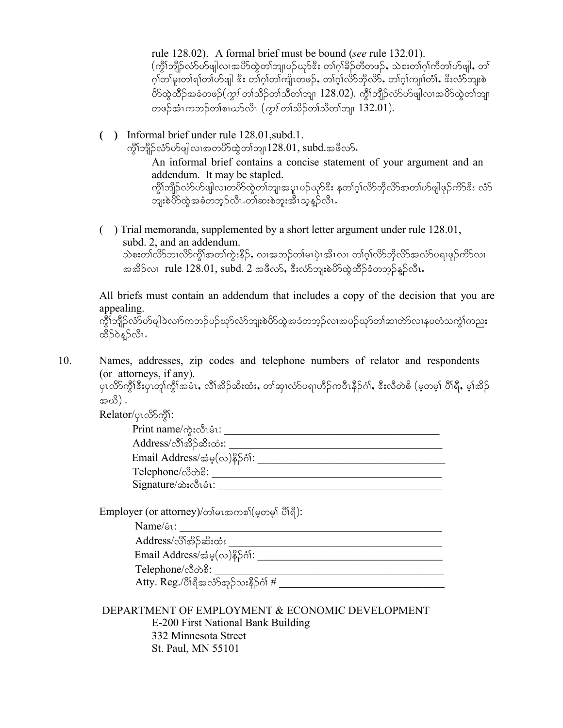rule 128.02). A formal brief must be bound (*see* rule 132.01).
(ကွိၢ်ဘျိၣ်လံာ်ဟ်ဖျါလၢအဟ်ထွဲတၢ်ဘျၢပၣ်ယုာ်ဒီး တၢ်ဂ့ၢ်ခိၣ်တီတဖၣ်, သဲစးတၢ်ဂ့ၢ်ကီတၢ်ဟ်ဖျါ, တၢ်ဂ့ၢ်တၢ်မူးတၢ်ရၢ်တၢ်ဟ်ဖျါ ဒီး တၢ်ဂ့ၢ်တၢ်ကျိၤတဖၣ်, တၢ်ဂ့ၢ်လိာ်ဘှီလိာ်, တၢ်ဂ့ၢ်ကျၢၢ်တၢ်, ဒီးလံာ်ဘျးစဲဟ်ထွဲထိၣ်အခံတဖၣ်(*ကွၢ်* တၢ်သိၣ်တၢ်သီတၢ်ဘျၢ 128.02). ကွိၢ်ဘျိၣ်လံာ်ဟ်ဖျါလၢအဟ်ထွဲတၢ်ဘျၢတဖၣ်အံၤကဘၣ်တၢ်စၢဃာ်လီၤ (*ကွၢ်* တၢ်သိၣ်တၢ်သီတၢ်ဘျၢ 132.01).

**( )** Informal brief under rule 128.01,subd.1.
ကွိၢ်ဘျိၣ်လံာ်ဟ်ဖျါလၢအတဟ်ထွဲတၢ်ဘျၢ128.01, subd.အဖီလာ်.

An informal brief contains a concise statement of your argument and an addendum. It may be stapled.
ကွိၢ်ဘျိၣ်လံာ်ဟ်ဖျါလၢတဟ်ထွဲတၢ်ဘျၢအပူၤပၣ်ယုာ်ဒီး နတၢ်ဂ့ၢ်လိာ်ဘှီလိာ်အတၢ်ဟ်ဖျါဖုၣ်ကိာ်ဒီး လံာ်ဘျးစဲဟ်ထွဲအခံတဘ့ၣ်လီၤ.တၢ်ဆးစဲဘူးအီၤသ့န့ၣ်လီၤ.

( ) Trial memoranda, supplemented by a short letter argument under rule 128.01, subd. 2, and an addendum.
သဲစးတၢ်လိာ်ဘၢလိာ်ကွိၢ်အတၢ်ကွဲးနိၣ်, လၢအဘၣ်တၢ်မၤပှဲၤအီၤလၢ တၢ်ဂ့ၢ်လိာ်ဘှီလိာ်အလံာ်ပရၢဖုၣ်ကိာ်လၢအအိၣ်လၢ rule 128.01, subd. 2 အဖီလာ်, ဒီးလံာ်ဘျးစဲဟ်ထွဲထိၣ်ခံတဘ့ၣ်န့ၣ်လီၤ.

All briefs must contain an addendum that includes a copy of the decision that you are appealing.
ကွိၢ်ဘျိၣ်လံာ်ဟ်ဖျါခဲလၢာ်ကဘၣ်ပၣ်ယုာ်လံာ်ဘျးစဲဟ်ထွဲအခံတဘ့ၣ်လၢအပၣ်ယုာ်တၢ်ဆၢတဲာ်လၢနပတံသကွံၢ်ကညးထိၣ်ဝဲန့ၣ်လီၤ.

10. Names, addresses, zip codes and telephone numbers of relator and respondents (or attorneys, if any).
ပှၤလိာ်ကွိၢ်ဒီးပှၤတူၢ်ကွိၢ်အမံၤ, လိၢ်အိၣ်ဆိးထံး, တၢ်ဆှၢလံာ်ပရၢဟိၣ်ကဝီၤနိၣ်ဂံၢ်, ဒီးလီတဲစိ (မ့တမ့ၢ် ပိၢ်ရီ, မ့ၢ်အိၣ်အဃိ) .

Relator/ပှၤလိာ်ကွိၢ်:

Print name/ကွဲးလီၤမံၤ: ________________________________________
Address/လိၢ်အိၣ်ဆိးထံး: ________________________________________
Email Address/အံမ့(လ)နိၣ်ဂံၢ်: ________________________________________
Telephone/လီတဲစိ: ________________________________________
Signature/ဆဲးလီၤမံၤ: ________________________________________

Employer (or attorney)/တၢ်မၤအကစၢ်(မ့တမ့ၢ် ပိၢ်ရီ):

Name/မံၤ: ________________________________________
Address/လိၢ်အိၣ်ဆိးထံး ________________________________________
Email Address/အံမ့(လ)နိၣ်ဂံၢ်: ________________________________________
Telephone/လီတဲစိ: ________________________________________
Atty. Reg./ပိၢ်ရီအလံာ်အှၣ်သးနိၣ်ဂံၢ် # ________________________________________

DEPARTMENT OF EMPLOYMENT & ECONOMIC DEVELOPMENT
E-200 First National Bank Building
332 Minnesota Street
St. Paul, MN 55101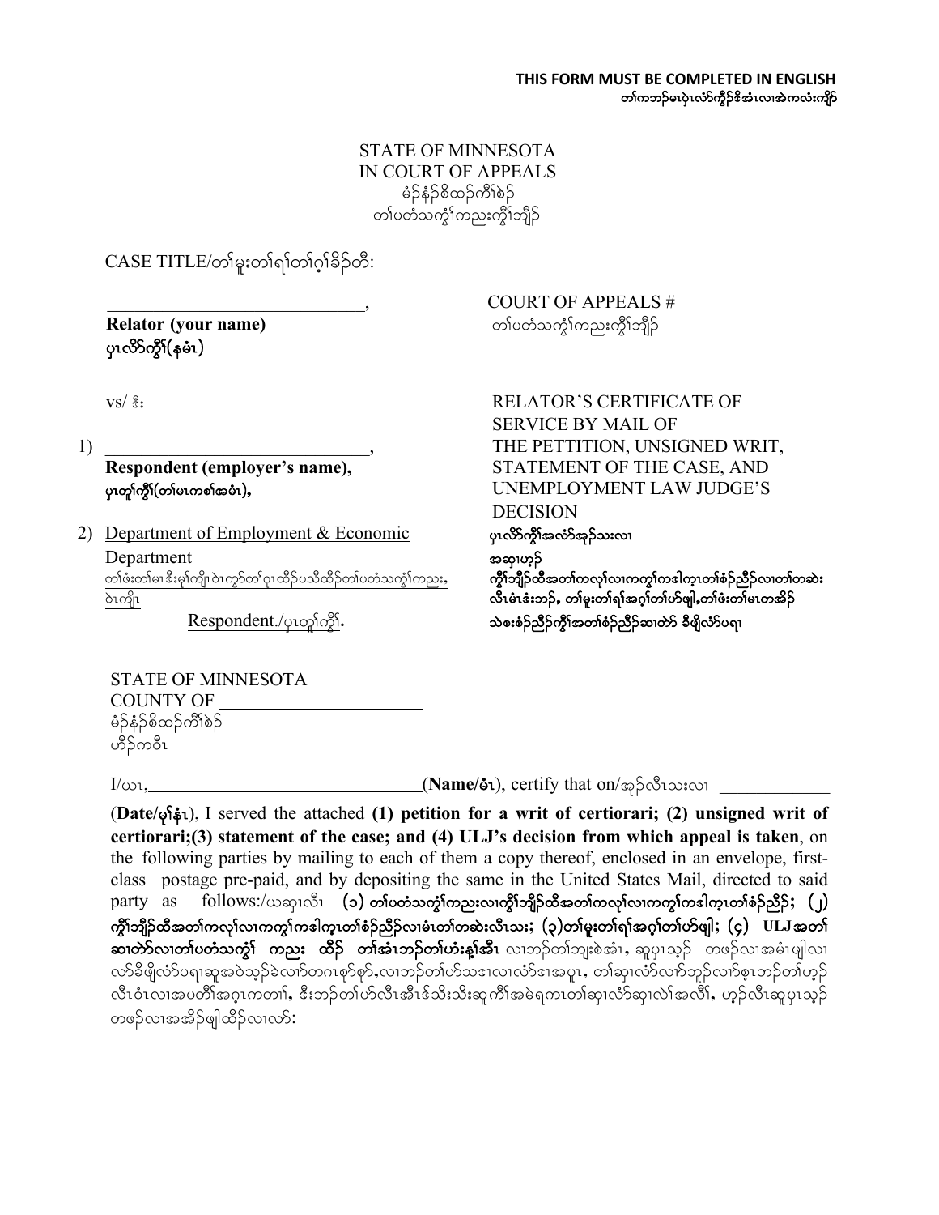**THIS FORM MUST BE COMPLETED IN ENGLISH**
**တၢ်ကဘၣ်မၤပှဲၤလံာ်ကွီၢ်နိၣ်ဒံၣ်အံၤလၢအဲကလံးကျိာ်**

STATE OF MINNESOTA
IN COURT OF APPEALS
မံၣ်နံၣ်စိထၣ်ကီၢ်စဲၣ်
တၢ်ပတံသကွံၢ်ကညးကွီၢ်ဘျိၣ်

CASE TITLE/တၢ်မူးတၢ်ရၢ်တၢ်ဂ့ၢ်ခိၣ်တီ:

\_\_\_\_\_\_\_\_\_\_\_\_\_\_\_\_\_\_\_\_\_\_\_\_\_\_\_\_\_\_,
**Relator (your name)**
**ပှၤလိာ်ကွီၢ်(နမံၤ)**

COURT OF APPEALS #
တၢ်ပတံသကွံၢ်ကညးကွီၢ်ဘျိၣ်

vs/ ဒီး

1) \_\_\_\_\_\_\_\_\_\_\_\_\_\_\_\_\_\_\_\_\_\_\_\_\_\_\_\_\_\_,
**Respondent (employer's name),**
**ပှၤတူၢ်ကွီၢ်(တၢ်မၤကစၢ်အမံၤ),**

2) Department of Employment & Economic Department
တၢ်ဖံးတၢ်မၤဒီးမုၢ်ကျိၤဝဲၤကွာ်တၢ်ဂ့ၤထိၣ်ပသီထိၣ်တၢ်ပတံသကွံၢ်ကညး, ဝဲၤကျိၤ
Respondent./ပှၤတူၢ်ကွီၢ်.

RELATOR'S CERTIFICATE OF SERVICE BY MAIL OF THE PETTITION, UNSIGNED WRIT, STATEMENT OF THE CASE, AND UNEMPLOYMENT LAW JUDGE'S DECISION
**ပှၤလိာ်ကွီၢ်အလံာ်အုၣ်သးလၢ အဆှၢဟ့ၣ် ကွီၢ်ဘျိၣ်ထီအတၢ်ကလုၢ်လၢကကွၢ်ကဒါက့ၤတၢ်စံၣ်ညီၣ်လၢတၢ်တဆဲး လီၤမံၤဓံးဘၣ်, တၢ်မူးတၢ်ရၢ်အဂ့ၢ်တၢ်ဟ်ဖျါ,တၢ်ဖံးတၢ်မၤတအိၣ် သဲစးစံၣ်ညီၣ်ကွီၢ်အတၢ်စံၣ်ညီၣ်ဆၢတဲာ် ခီဖျိလံာ်ပရၢ**

STATE OF MINNESOTA
COUNTY OF \_\_\_\_\_\_\_\_\_\_\_\_\_\_\_\_\_\_\_\_\_\_
မံၣ်နံၣ်စိထၣ်ကီၢ်စဲၣ်
ဟီၣ်ကဝီၤ

I/ယၤ, \_\_\_\_\_\_\_\_\_\_\_\_\_\_\_\_\_\_\_\_\_\_\_\_\_\_\_\_\_\_\_(**Name/မံၤ**), certify that on/အုၣ်လီၤသးလၢ \_\_\_\_\_\_\_\_\_\_\_\_

(**Date/မုၢ်နံၤ**), I served the attached **(1) petition for a writ of certiorari; (2) unsigned writ of certiorari;(3) statement of the case; and (4) ULJ's decision from which appeal is taken**, on the following parties by mailing to each of them a copy thereof, enclosed in an envelope, first-class postage pre-paid, and by depositing the same in the United States Mail, directed to said party as follows:/ယဆှၢလီၤ **(၁) တၢ်ပတံသကွံၢ်ကညးလၢကွီၢ်ဘျိၣ်ထီအတၢ်ကလုၢ်လၢကကွၢ်ကဒါက့ၤတၢ်စံၣ်ညီၣ်; (၂) ကွီၢ်ဘျိၣ်ထီအတၢ်ကလုၢ်လၢကကွၢ်ကဒါက့ၤတၢ်စံၣ်ညီၣ်လၢမံၤတၢ်တဆဲးလီၤသး; (၃)တၢ်မူးတၢ်ရၢ်အဂ့ၢ်တၢ်ဟ်ဖျါ; (၄) ULJ အတၢ်ဆၢတဲာ်လၢတၢ်ပတံသကွံၢ် ကညး ထိၣ် တၢ်အံၤဘၣ်တၢ်ဟံးန့ၢ်အီၤ** လၢဘၣ်တၢ်ဘျးစဲအံၤ, ဆူပှၤသ့ၣ် တဖၣ်လၢအမံၤဖျါလၢ လာ်ခီဖျိလံာ်ပရၢဆူအဝဲသ့ၣ်ခဲလၢာ်တဂၤစုာ်စုာ်,လၢဘၣ်တၢ်ဟ်သဒၢလၢလံာ်ဒၢအပူၤ, တၢ်ဆှၢလံာ်လၢာ်ဘူၣ်လၢာ်စ့ၤဘၣ်တၢ်ဟ့ၣ် လီၤဝံၤလၢအပတီၢ်အဂ့ၤကတၢၢ်, ဒီးဘၣ်တၢ်ဟ်လီၤအီၤဒ်သိးသိးဆူကီၢ်အမဲရကၤတၢ်ဆှၢလံာ်ဆှၢလဲၢ်အလီၢ်, ဟ့ၣ်လီၤဆူပှၤသ့ၣ် တဖၣ်လၢအအိၣ်ဖျါထိၣ်လၢလာ်: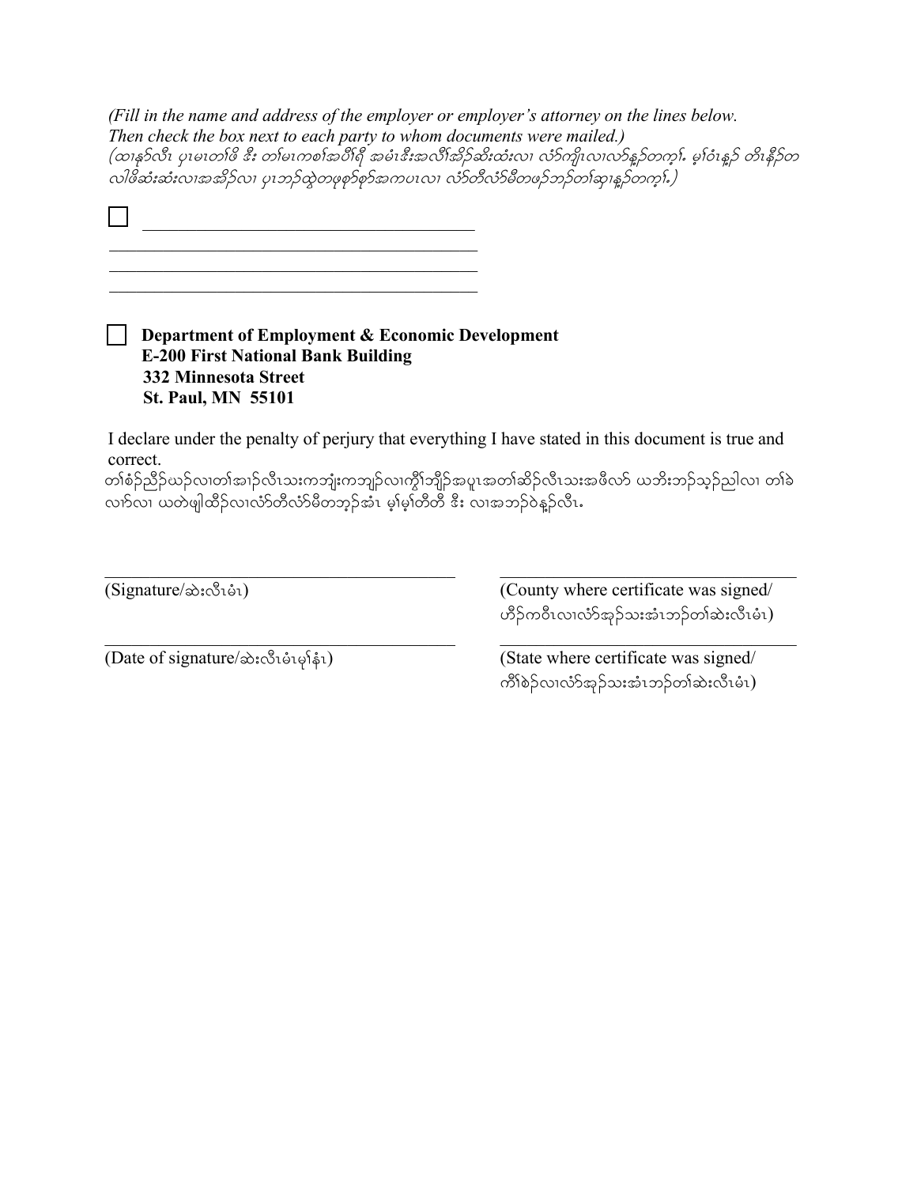*(Fill in the name and address of the employer or employer's attorney on the lines below. Then check the box next to each party to whom documents were mailed.)*
*(ထၢနဉ်လီၤ ပှၤမၤတၢ်ဖိ ဒီး တၢ်မၤကစၢ်အပှိၤရိ အမံၤဒီးအလီၢ်အိဉ်ဆိးထံးလၢ လံာ်ကျိၤလၢလာ်နူၣ်တက့ၢ်. မ့ၢ်ဝံၤန့ဉ် တိၤနီဉ်တ လါဖိဆံးဆံးလၢအအိဉ်လၢ ပှၤဘဉ်ထွဲတဖုစ့ာ်စ့ာ်အကပၤလၢ လံာ်တီလံာ်မီတဖဉ်ဘဉ်တၢ်ဆှၢန့ၣ်တက့ၢ်.)*

☐ ________________________________________
____________________________________________
____________________________________________
____________________________________________

☐ **Department of Employment & Economic Development**
**E-200 First National Bank Building**
**332 Minnesota Street**
**St. Paul, MN 55101**

I declare under the penalty of perjury that everything I have stated in this document is true and correct.
တၢ်စံဉ်ညီဉ်ဃဉ်လၢတၢ်အၢဉ်လီၤသးကဘျံးကဘျဉ်လၢကွိၢ်ဘျိဉ်အပူၤအတၢ်ဆိဉ်လီၤသးအဖီလာ် ယဘိးဘဉ်သ့ဉ်ညါလၢ တၢ်ခဲလၢာ်လၢ ယတဲဖျါထိဉ်လၢလံာ်တီလံာ်မီတဘ့ဉ်အံၤ မ့ၢ်မ့ၢ်တီတီ ဒီး လၢအဘဉ်ဝဲန့ဉ်လီၤ.

________________________________________
(Signature/ဆဲးလီၤမံၤ)

________________________________________
(Date of signature/ဆဲးလီၤမံၤမုၢ်နံၤ)

________________________________________
(County where certificate was signed/ ဟီဉ်ကဝီၤလၢလံာ်အုဉ်သးအံၤဘဉ်တၢ်ဆဲးလီၤမံၤ)

________________________________________
(State where certificate was signed/ ကိၢ်စဲဉ်လၢလံာ်အုဉ်သးအံၤဘဉ်တၢ်ဆဲးလီၤမံၤ)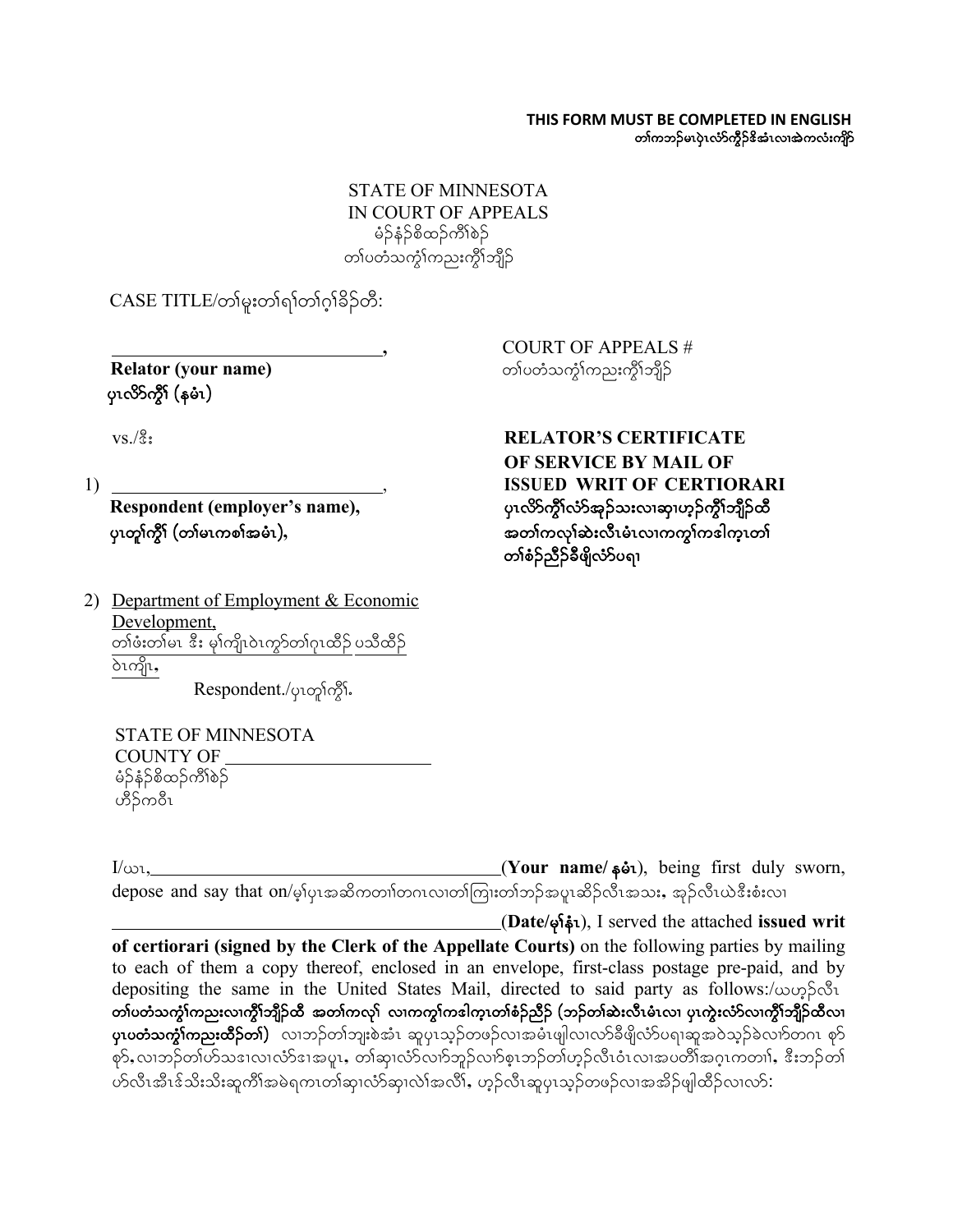**THIS FORM MUST BE COMPLETED IN ENGLISH**
**တၢ်ကဘၣ်မၤပှဲၤလံာ်ကွီၣ်ဒိအံၤလၢအဲကလံးကျိာ်**

STATE OF MINNESOTA
IN COURT OF APPEALS
မံၣ်နံၣ်စိထၣ်ကီၢ်စဵၣ်
တၢ်ပတံသကွံၢ်ကညးကွီၢ်ဘျီၣ်

CASE TITLE/တၢ်မူးတၢ်ရၢ်တၢ်ဂ့ၢ်ခိၣ်တီ:

______________________________,
**Relator (your name)**
**ပှၤလိာ်ကွီၢ် (နမံၤ)**

vs./ဒီး

1) ______________________________,
**Respondent (employer's name),**
**ပှၤတူၢ်ကွီၢ် (တၢ်မၤကစၢ်အမံၤ),**

2) Department of Employment & Economic Development,
တၢ်ဖံးတၢ်မၤ ဒီး မုၢ်ကျိၤဝဲၤကွာ်တၢ်ဂ့ၤထီၣ်ပသီထိၣ်ဝဲၤကျိၤ,
Respondent./ပှၤတူၢ်ကွီၢ်.

COURT OF APPEALS #
တၢ်ပတံသကွံၢ်ကညးကွီၢ်ဘျီၣ်

**RELATOR'S CERTIFICATE OF SERVICE BY MAIL OF ISSUED WRIT OF CERTIORARI**
**ပှၤလိာ်ကွီၢ်လံာ်အုၣ်သးလၢဆှၢဟ့ၣ်ကွီၢ်ဘျီၣ်ထီအတၢ်ကလုၢ်ဆဲးလီၤမံၤလၢကကွၢ်ကဒါက့ၤတၢ်တၢ်စံၣ်ညီၣ်ခီဖျိလံာ်ပရၢ**

STATE OF MINNESOTA
COUNTY OF ______________________
မံၣ်နံၣ်စိထၣ်ကီၢ်စဵၣ်
ဟီၣ်ကဝီၤ

I/ယၤ, ______________________________________(**Your name/နမံၤ**), being first duly sworn, depose and say that on/မ့ၢ်ပှၤအဆိကတၢၢ်တဂၤလၢတၢ်ကြၢးတၢ်ဘၣ်အပူၤဆိၣ်လီၤအသး, အုၣ်လီၤယဲဒီးစံးလၢ ______________________________________(**Date/မုၢ်နံၤ**), I served the attached **issued writ of certiorari (signed by the Clerk of the Appellate Courts)** on the following parties by mailing to each of them a copy thereof, enclosed in an envelope, first-class postage pre-paid, and by depositing the same in the United States Mail, directed to said party as follows:/ယဟ့ၣ်လီၤ **တၢ်ပတံသကွံၢ်ကညးလၢကွီၢ်ဘျီၣ်ထီ အတၢ်ကလုၢ် လၢကကွၢ်ကဒါက့ၤတၢ်စံၣ်ညီၣ် (ဘၣ်တၢ်ဆဲးလီၤမံၤလၢ ပှၤကွဲးလံာ်လၢကွီၢ်ဘျီၣ်ထီလၢ ပှၤပတံသကွံၢ်ကညးထီၣ်တၢ်)** လၢဘၣ်တၢ်ဘျးစဲအံၤ ဆူပှၤသ့ၣ်တဖၣ်လၢအမံၤဖျါလၢလာ်ခီဖျိလံာ်ပရၢဆူအဝဲသ့ၣ်ခဲလၢာ်တဂၤ စုာ်စုာ်, လၢဘၣ်တၢ်ဟ်သဒၢလၢလံာ်ဒၢအပူၤ, တၢ်ဆှၢလံာ်လၢာ်ဘူၣ်လၢာ်စ့ၤဘၣ်တၢ်ဟ့ၣ်လီၤဝံၤလၢအပတီၢ်အဂ့ၤကတၢၢ်, ဒီးဘၣ်တၢ်ဟ်လီၤအီၤဖဲသိးသိးဆူကီၢ်အမဲရကၤတၢ်ဆှၢလံာ်ဆှၢလဲၢ်အလီၢ်, ဟ့ၣ်လီၤဆူပှၤသ့ၣ်တဖၣ်လၢအအိၣ်ဖျါထီၣ်လၢလာ်: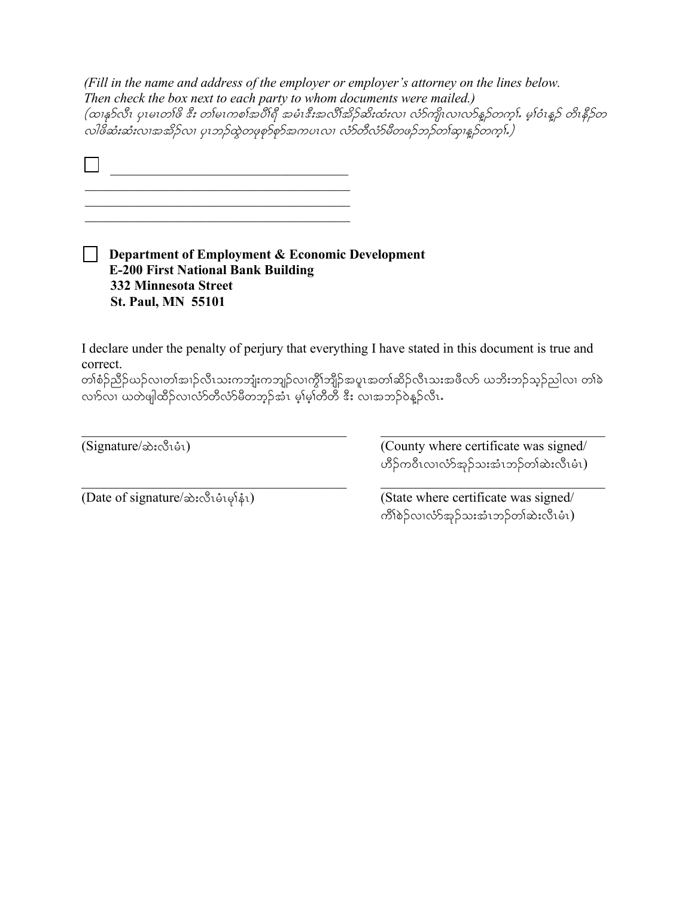*(Fill in the name and address of the employer or employer's attorney on the lines below. Then check the box next to each party to whom documents were mailed.)*
*(ထနုာ်လီၤ ပှၤမၤတၢ်ဖိ ဒီး တၢ်မၤကစၢ်အပီၢ်ရီ အမံၤဒီးအလီၢ်အိၣ်ဆိးထံးလၢ လံာ်ကျိၤလၢလာ်နူၣ်တက့ၢ်. မ့ၢ်ဝံၤန့ၣ် တိၤနီၣ်တလါဖိဆံးဆံးလၢအအိၣ်လၢ ပှၤဘၣ်ထွဲတဖုစုာ်စုာ်အကပၤလၢ လံာ်တီလံာ်မီတဖၣ်ဘၣ်တၢ်ဆှၢန့ၣ်တကူၢ်.)*

☐ ________________________________
________________________________
________________________________
________________________________

☐ **Department of Employment & Economic Development**
**E-200 First National Bank Building**
**332 Minnesota Street**
**St. Paul, MN 55101**

I declare under the penalty of perjury that everything I have stated in this document is true and correct.
တၢ်စံၣ်ညီၣ်ဃၣ်လၢတၢ်အၢၣ်လီၤသးကဘျံးကဘျဉ်လၢကွိၢ်ဘျိၣ်အပူၤအတၢ်ဆိၣ်လီၤသးအဖီလာ် ယဘိးဘၣ်သ့ၣ်ညါလၢ တၢ်ခဲလၢာ်လၢ ယတဲဖျါထိၣ်လၢလံာ်တီလံာ်မီတဘ့ၣ်အံၤ မ့ၢ်မ့ၢ်တီတီ ဒီး လၢအဘၣ်ဝဲန့ၣ်လီၤ.

________________________________ (Signature/ဆဲးလီၤမံၤ)

________________________________ (County where certificate was signed/ ဟီၣ်ကဝီၤလၢလံာ်အှၣ်သးအံၤဘၣ်တၢ်ဆဲးလီၤမံၤ)

________________________________ (Date of signature/ဆဲးလီၤမံၤမုၢ်နံၤ)

________________________________ (State where certificate was signed/ ကိၢ်စဲၣ်လၢလံာ်အှၣ်သးအံၤဘၣ်တၢ်ဆဲးလီၤမံၤ)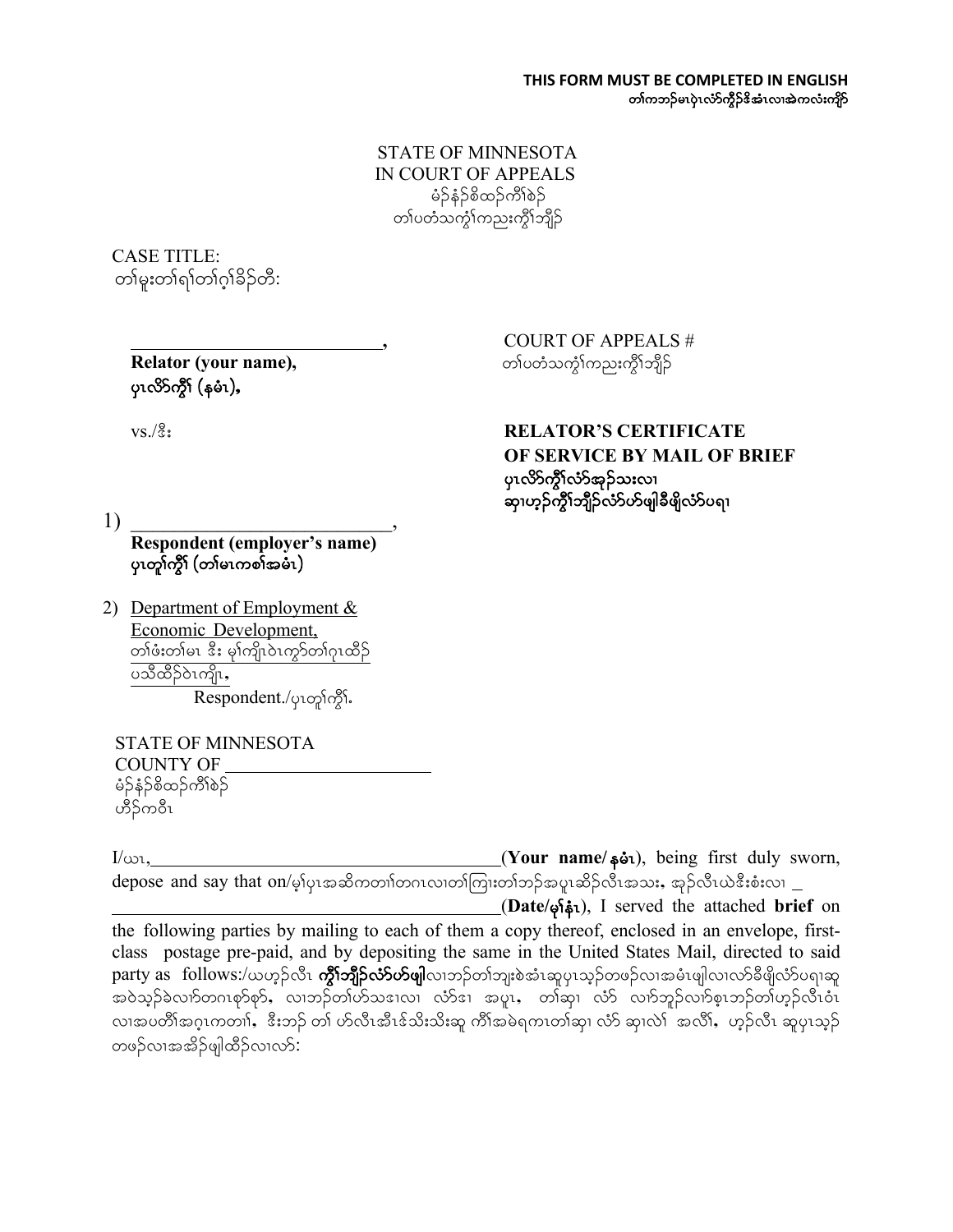**THIS FORM MUST BE COMPLETED IN ENGLISH**
**တၢ်ကဘၣ်မၤပှဲၤလံာ်ကွီၣ်ဒိအံၤလၢအဲကလံးကျိာ်**

STATE OF MINNESOTA
IN COURT OF APPEALS
မံၣ်နံၣ်စိထၣ်ကီၢ်စဲၣ်
တၢ်ပတံသကွံၢ်ကညးကွီၢ်ဘျီၣ်

CASE TITLE:
တၢ်မူးတၢ်ရၢ်တၢ်ဂ့ၢ်ခိၣ်တီ:

\_\_\_\_\_\_\_\_\_\_\_\_\_\_\_\_\_\_\_\_\_\_\_\_\_\_\_\_,
**Relator (your name),**
**ပှၤလိာ်ကွီၢ် (နမံၤ),**

COURT OF APPEALS #
တၢ်ပတံသကွံၢ်ကညးကွီၢ်ဘျီၣ်

vs./ဒီး

**RELATOR'S CERTIFICATE OF SERVICE BY MAIL OF BRIEF**
**ပှၤလိာ်ကွီၢ်လံာ်အှၣ်သးလၢ ဆှၢဟ့ၣ်ကွီၢ်ဘျီၣ်လံာ်ဟ်ဖျါခီဖျိလံာ်ပရၢ**

1) \_\_\_\_\_\_\_\_\_\_\_\_\_\_\_\_\_\_\_\_\_\_\_\_\_\_\_\_,
**Respondent (employer's name)**
**ပှၤတူၢ်ကွီၢ် (တၢ်မၤကစၢ်အမံၤ)**

2) Department of Employment & Economic Development,
တၢ်ဖံးတၢ်မၤ ဒီး မ့ၢ်ကျိၤဝဲၤကွာ်တၢ်ဂ့ၢထိၣ် ပသီထိၣ်ဝဲၤကျိၤ,
Respondent./ပှၤတူၢ်ကွီၢ်.

STATE OF MINNESOTA
COUNTY OF \_\_\_\_\_\_\_\_\_\_\_\_\_\_\_\_\_\_\_\_\_\_
မံၣ်နံၣ်စိထၣ်ကီၢ်စဲၣ်
ဟီၣ်ကဝီၤ

I/ယၤ, \_\_\_\_\_\_\_\_\_\_\_\_\_\_\_\_\_\_\_\_\_\_\_\_\_\_\_\_\_\_\_\_\_\_\_\_\_\_\_\_ (**Your name/နမံၤ**), being first duly sworn, depose and say that on/မ့ၢ်ပှၤအဆိကတၢၢ်တဂၤလၢတၢ်ကြၢးတၢ်ဘၣ်အပူၤဆိၣ်လီၤအသး, အှၣ်လီၤယဲဒီးစံးလၢ \_
\_\_\_\_\_\_\_\_\_\_\_\_\_\_\_\_\_\_\_\_\_\_\_\_\_\_\_\_\_\_\_\_\_\_\_\_\_\_\_\_\_\_\_\_\_\_ (**Date/မုၢ်နံၤ**), I served the attached **brief** on the following parties by mailing to each of them a copy thereof, enclosed in an envelope, first-class postage pre-paid, and by depositing the same in the United States Mail, directed to said party as follows:/ယဟ့ၣ်လီၤ **ကွီၢ်ဘျီၣ်လံာ်ဟ်ဖျါ**လၢဘၣ်တၢ်ဘျးစဲအံၤဆူပှၤသ့ၣ်တဖၣ်လၢအမံၤဖျါလၢလာ်ခီဖျိလံာ်ပရၢဆူ အဝဲသ့ၣ်ခဲလၢာ်တဂၤစှာ်စှာ်, လၢဘၣ်တၢ်ဟ်သဒၢလၢ လံာ်ဒၢ အပူၤ, တၢ်ဆှၢ လံာ် လၢာ်ဘူၣ်လၢာ်စ့ၤဘၣ်တၢ်ဟ့ၣ်လီၤဝဲၤ လၢအပတီၢ်အဂ့ၤကတၢၢ်, ဒီးဘၣ် တၢ် ဟ်လီၤအီၤဖ်သိးသိးဆူ ကီၢ်အမဲရကၤတၢ်ဆှၢ လံာ် ဆှၢလဲၢ် အလိၢ်, ဟ့ၣ်လီၤ ဆူပှၤသ့ၣ် တဖၣ်လၢအအိၣ်ဖျါထိၣ်လၢလာ်: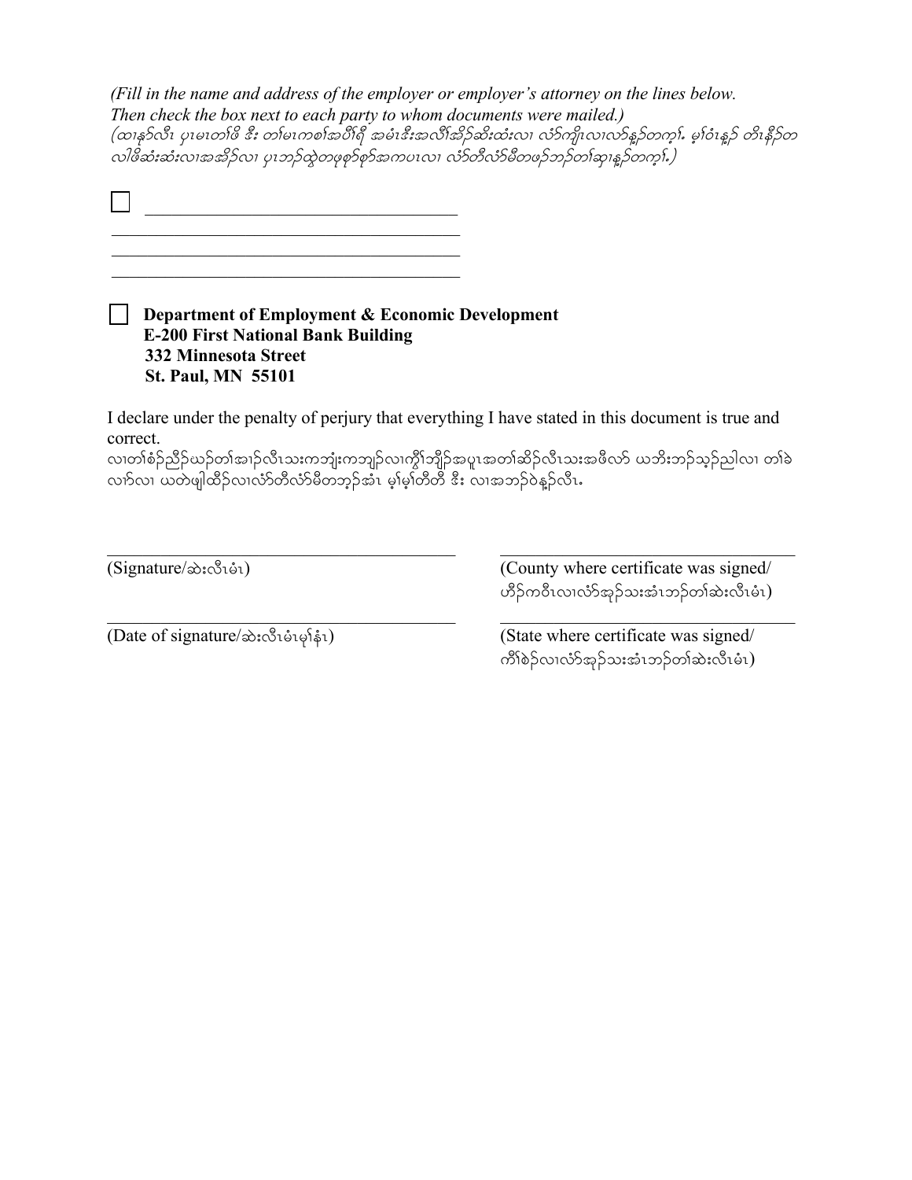*(Fill in the name and address of the employer or employer's attorney on the lines below. Then check the box next to each party to whom documents were mailed.)*
*(ထၢနဉ်လီၤ ပှၤမၤတၢ်ဖိ ဒီး တၢ်မၤကစၢ်အပီၢ်ရီ အမံၤဒီးအလီၢ်အိဉ်ဆိးထံးလၢ လံာ်ကျိၤလၢလာ်နူဉ်တက့ၢ်. မ့ၢ်ဝံၤန့ဉ် တိၤနီဉ်တလါဖိဆံးဆံးလၢအအိဉ်လၢ ပှၤဘဉ်ထွဲတဖုစှာ်စှာ်အကပၤလၢ လံာ်တီလံာ်မီတဖဉ်ဘဉ်တၢ်ဆှၢန့ဉ်တက့ၢ်.)*

☐ ____________________________________
____________________________________
____________________________________
____________________________________

☐ **Department of Employment & Economic Development**
**E-200 First National Bank Building**
**332 Minnesota Street**
**St. Paul, MN 55101**

I declare under the penalty of perjury that everything I have stated in this document is true and correct.
လၢတၢ်စံဉ်ညီဉ်ဃဉ်တၢ်အၢဉ်လီၤသးကဘျံးကဘျဉ်လၢကွိၢ်ဘျိဉ်အပူၤအတၢ်ဆိဉ်လီၤသးအဖီလာ် ယဘီးဘဉ်သ့ဉ်ညါလၢ တၢ်ခဲလၢာ်လၢ ယတဲဖျါထီဉ်လၢလံာ်တီလံာ်မီတဘ့ဉ်အံၤ မ့ၢ်မ့ၢ်တီတီ ဒီး လၢအဘဉ်ဝဲန့ဉ်လီၤ.

____________________________________
(Signature/ဆဲးလီၤမံၤ)

____________________________________
(County where certificate was signed/ ဟီဉ်ကဝီၤလၢလံာ်အှဉ်သးအံၤဘဉ်တၢ်ဆဲးလီၤမံၤ)

____________________________________
(Date of signature/ဆဲးလီၤမံၤမုၢ်နံၤ)

____________________________________
(State where certificate was signed/ ကိၢ်စဉ်လၢလံာ်အှဉ်သးအံၤဘဉ်တၢ်ဆဲးလီၤမံၤ)